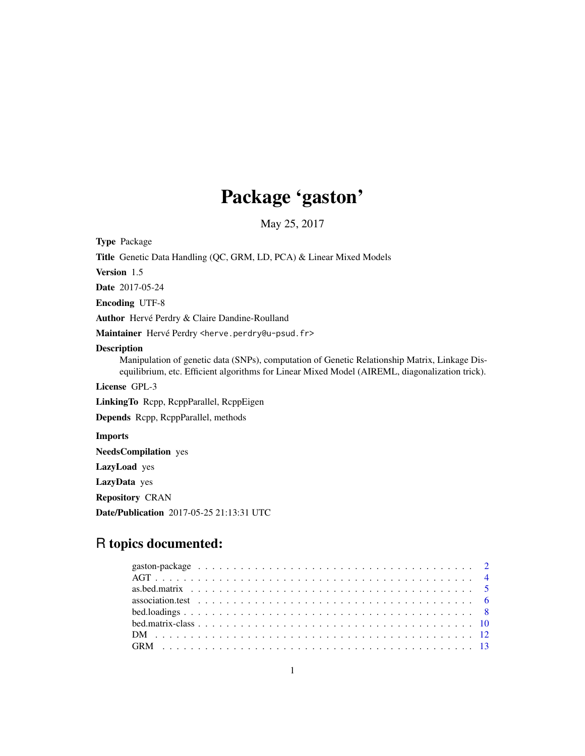# Package 'gaston'

May 25, 2017

**Type** Package

**Title** Genetic Data Handling (QC, GRM, LD, PCA) & Linear Mixed Models

**Version** 1.5

**Date** 2017-05-24

**Encoding** UTF-8

**Author** Hervé Perdry & Claire Dandine-Roulland

**Maintainer** Hervé Perdry <herve.perdry@u-psud.fr>

**Description**
Manipulation of genetic data (SNPs), computation of Genetic Relationship Matrix, Linkage Disequilibrium, etc. Efficient algorithms for Linear Mixed Model (AIREML, diagonalization trick).

**License** GPL-3

**LinkingTo** Rcpp, RcppParallel, RcppEigen

**Depends** Rcpp, RcppParallel, methods

**Imports**

**NeedsCompilation** yes

**LazyLoad** yes

**LazyData** yes

**Repository** CRAN

**Date/Publication** 2017-05-25 21:13:31 UTC

## R topics documented:

gaston-package . . . . . . . . . . . . . . . . . . . . . . . . . . . . . . . . . . . . . . 2
AGT . . . . . . . . . . . . . . . . . . . . . . . . . . . . . . . . . . . . . . . . . . . 4
as.bed.matrix . . . . . . . . . . . . . . . . . . . . . . . . . . . . . . . . . . . . . . . 5
association.test . . . . . . . . . . . . . . . . . . . . . . . . . . . . . . . . . . . . . . 6
bed.loadings . . . . . . . . . . . . . . . . . . . . . . . . . . . . . . . . . . . . . . . . 8
bed.matrix-class . . . . . . . . . . . . . . . . . . . . . . . . . . . . . . . . . . . . . 10
DM . . . . . . . . . . . . . . . . . . . . . . . . . . . . . . . . . . . . . . . . . . . . 12
GRM . . . . . . . . . . . . . . . . . . . . . . . . . . . . . . . . . . . . . . . . . . . 13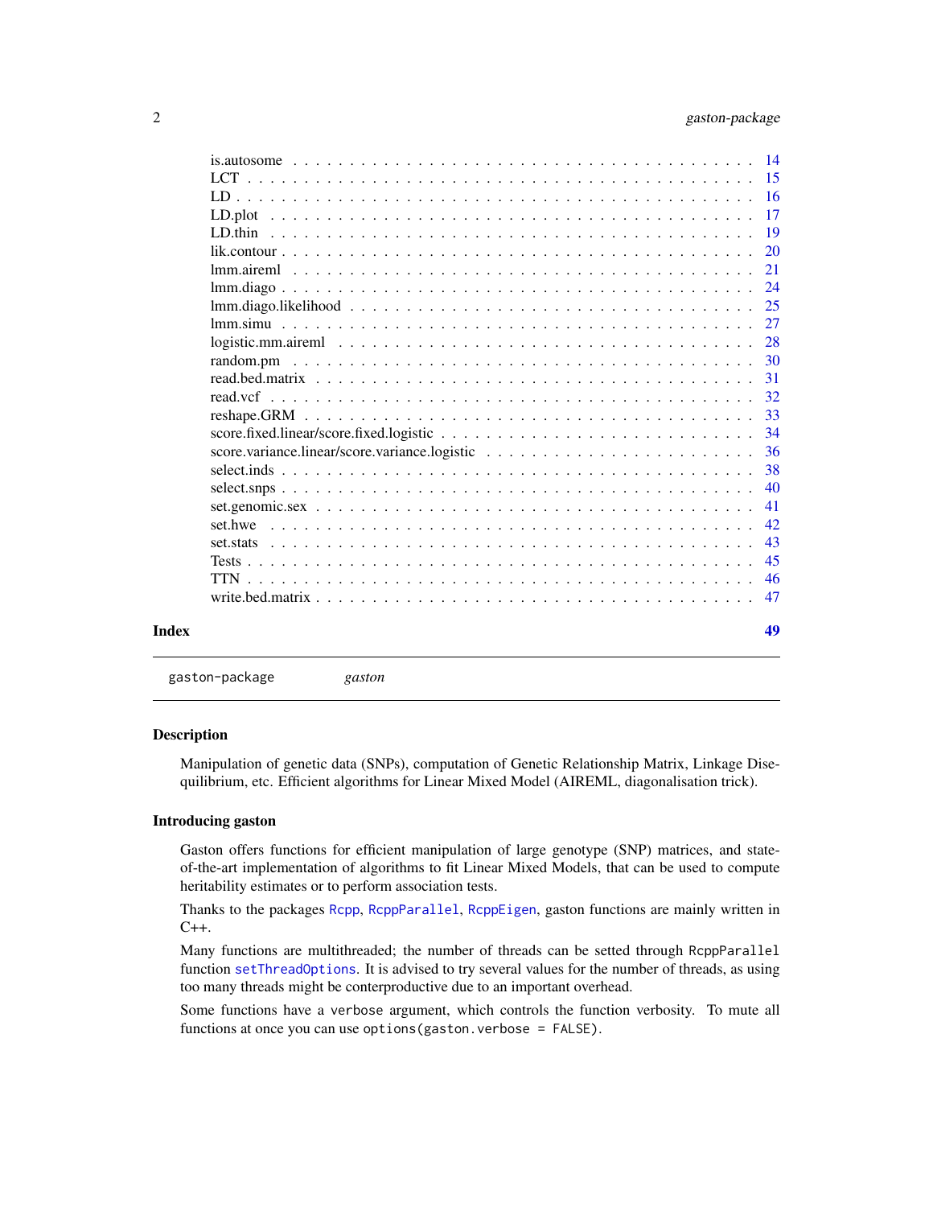| | |
|---|---|
| is.autosome | 14 |
| LCT | 15 |
| LD | 16 |
| LD.plot | 17 |
| LD.thin | 19 |
| lik.contour | 20 |
| lmm.aireml | 21 |
| lmm.diago | 24 |
| lmm.diago.likelihood | 25 |
| lmm.simu | 27 |
| logistic.mm.aireml | 28 |
| random.pm | 30 |
| read.bed.matrix | 31 |
| read.vcf | 32 |
| reshape.GRM | 33 |
| score.fixed.linear/score.fixed.logistic | 34 |
| score.variance.linear/score.variance.logistic | 36 |
| select.inds | 38 |
| select.snps | 40 |
| set.genomic.sex | 41 |
| set.hwe | 42 |
| set.stats | 43 |
| Tests | 45 |
| TTN | 46 |
| write.bed.matrix | 47 |

**Index** **49**

---

`gaston-package` *gaston*

---

### Description

Manipulation of genetic data (SNPs), computation of Genetic Relationship Matrix, Linkage Disequilibrium, etc. Efficient algorithms for Linear Mixed Model (AIREML, diagonalisation trick).

### Introducing gaston

Gaston offers functions for efficient manipulation of large genotype (SNP) matrices, and state-of-the-art implementation of algorithms to fit Linear Mixed Models, that can be used to compute heritability estimates or to perform association tests.

Thanks to the packages `Rcpp`, `RcppParallel`, `RcppEigen`, gaston functions are mainly written in C++.

Many functions are multithreaded; the number of threads can be setted through `RcppParallel` function `setThreadOptions`. It is advised to try several values for the number of threads, as using too many threads might be conterproductive due to an important overhead.

Some functions have a `verbose` argument, which controls the function verbosity. To mute all functions at once you can use `options(gaston.verbose = FALSE)`.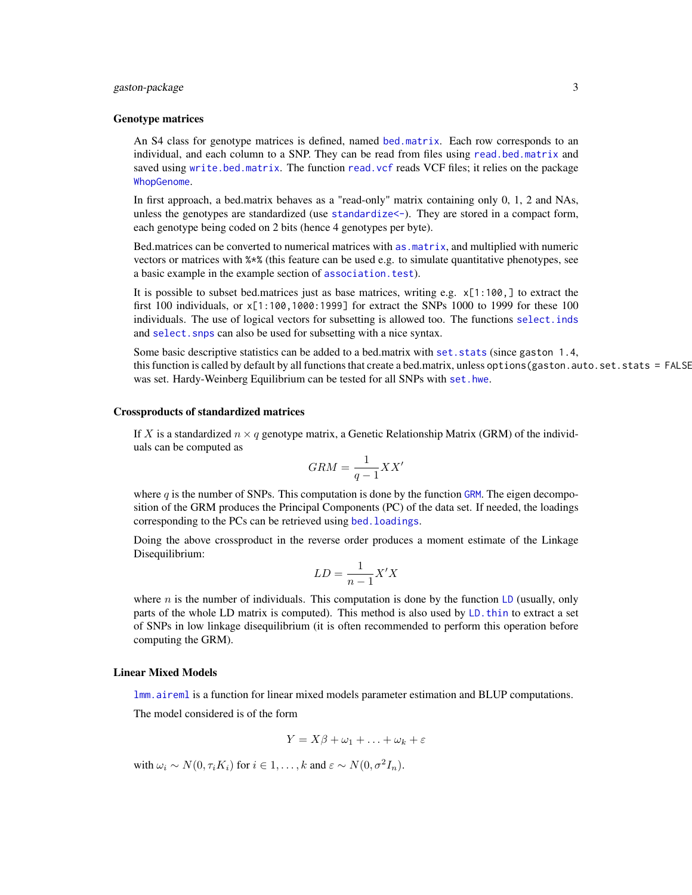### Genotype matrices

An S4 class for genotype matrices is defined, named `bed.matrix`. Each row corresponds to an individual, and each column to a SNP. They can be read from files using `read.bed.matrix` and saved using `write.bed.matrix`. The function `read.vcf` reads VCF files; it relies on the package `WhopGenome`.

In first approach, a bed.matrix behaves as a "read-only" matrix containing only 0, 1, 2 and NAs, unless the genotypes are standardized (use `standardize<-`). They are stored in a compact form, each genotype being coded on 2 bits (hence 4 genotypes per byte).

Bed.matrices can be converted to numerical matrices with `as.matrix`, and multiplied with numeric vectors or matrices with `%*%` (this feature can be used e.g. to simulate quantitative phenotypes, see a basic example in the example section of `association.test`).

It is possible to subset bed.matrices just as base matrices, writing e.g. `x[1:100,]` to extract the first 100 individuals, or `x[1:100,1000:1999]` for extract the SNPs 1000 to 1999 for these 100 individuals. The use of logical vectors for subsetting is allowed too. The functions `select.inds` and `select.snps` can also be used for subsetting with a nice syntax.

Some basic descriptive statistics can be added to a bed.matrix with `set.stats` (since `gaston 1.4`, this function is called by default by all functions that create a bed.matrix, unless `options(gaston.auto.set.stats = FALSE` was set. Hardy-Weinberg Equilibrium can be tested for all SNPs with `set.hwe`.

### Crossproducts of standardized matrices

If $X$ is a standardized $n \times q$ genotype matrix, a Genetic Relationship Matrix (GRM) of the individuals can be computed as

$$GRM = \frac{1}{q-1} XX'$$

where $q$ is the number of SNPs. This computation is done by the function `GRM`. The eigen decomposition of the GRM produces the Principal Components (PC) of the data set. If needed, the loadings corresponding to the PCs can be retrieved using `bed.loadings`.

Doing the above crossproduct in the reverse order produces a moment estimate of the Linkage Disequilibrium:

$$LD = \frac{1}{n-1} X'X$$

where $n$ is the number of individuals. This computation is done by the function `LD` (usually, only parts of the whole LD matrix is computed). This method is also used by `LD.thin` to extract a set of SNPs in low linkage disequilibrium (it is often recommended to perform this operation before computing the GRM).

### Linear Mixed Models

`lmm.aireml` is a function for linear mixed models parameter estimation and BLUP computations.

The model considered is of the form

$$Y = X\beta + \omega_1 + \ldots + \omega_k + \varepsilon$$

with $\omega_i \sim N(0, \tau_i K_i)$ for $i \in 1, \ldots, k$ and $\varepsilon \sim N(0, \sigma^2 I_n)$.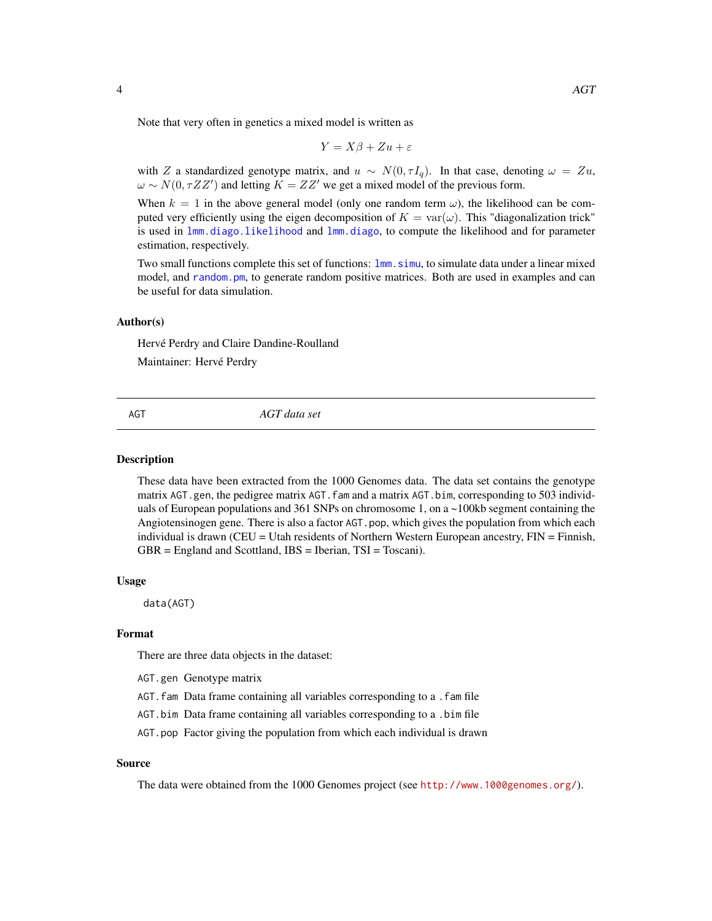Note that very often in genetics a mixed model is written as

$$Y = X\beta + Zu + \varepsilon$$

with $Z$ a standardized genotype matrix, and $u \sim N(0, \tau I_q)$. In that case, denoting $\omega = Zu$, $\omega \sim N(0, \tau ZZ')$ and letting $K = ZZ'$ we get a mixed model of the previous form.

When $k = 1$ in the above general model (only one random term $\omega$), the likelihood can be computed very efficiently using the eigen decomposition of $K = \text{var}(\omega)$. This "diagonalization trick" is used in `lmm.diago.likelihood` and `lmm.diago`, to compute the likelihood and for parameter estimation, respectively.

Two small functions complete this set of functions: `lmm.simu`, to simulate data under a linear mixed model, and `random.pm`, to generate random positive matrices. Both are used in examples and can be useful for data simulation.

### Author(s)

Hervé Perdry and Claire Dandine-Roulland

Maintainer: Hervé Perdry

---

## AGT — *AGT data set*

---

### Description

These data have been extracted from the 1000 Genomes data. The data set contains the genotype matrix `AGT.gen`, the pedigree matrix `AGT.fam` and a matrix `AGT.bim`, corresponding to 503 individuals of European populations and 361 SNPs on chromosome 1, on a ~100kb segment containing the Angiotensinogen gene. There is also a factor `AGT.pop`, which gives the population from which each individual is drawn (CEU = Utah residents of Northern Western European ancestry, FIN = Finnish, GBR = England and Scottland, IBS = Iberian, TSI = Toscani).

### Usage

```
data(AGT)
```

### Format

There are three data objects in the dataset:

- `AGT.gen` Genotype matrix
- `AGT.fam` Data frame containing all variables corresponding to a `.fam` file
- `AGT.bim` Data frame containing all variables corresponding to a `.bim` file
- `AGT.pop` Factor giving the population from which each individual is drawn

### Source

The data were obtained from the 1000 Genomes project (see http://www.1000genomes.org/).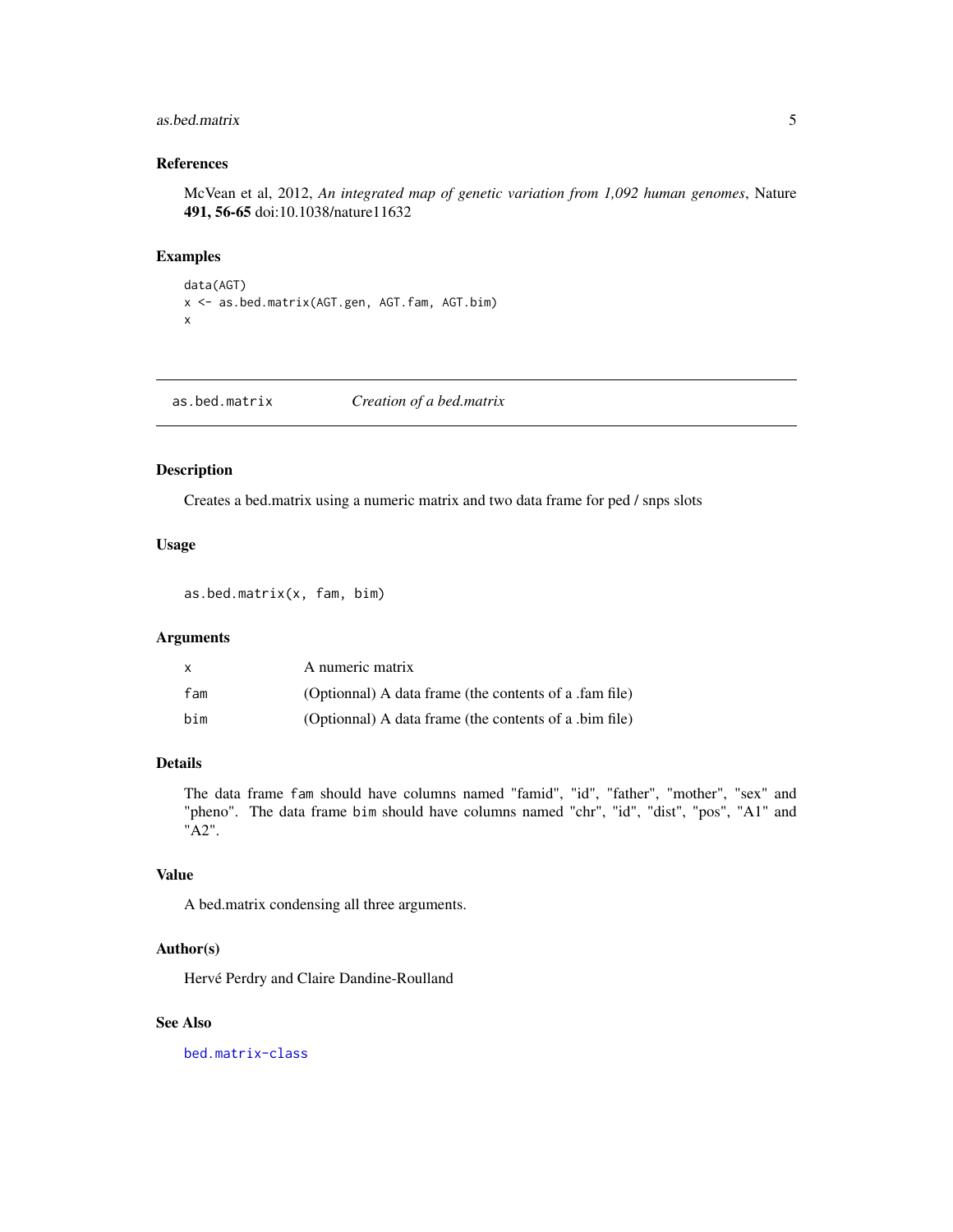### References

McVean et al, 2012, *An integrated map of genetic variation from 1,092 human genomes*, Nature **491, 56-65** doi:10.1038/nature11632

### Examples

```
data(AGT)
x <- as.bed.matrix(AGT.gen, AGT.fam, AGT.bim)
x
```

---

## as.bed.matrix — *Creation of a bed.matrix*

---

### Description

Creates a bed.matrix using a numeric matrix and two data frame for ped / snps slots

### Usage

```
as.bed.matrix(x, fam, bim)
```

### Arguments

| | |
|---|---|
| x | A numeric matrix |
| fam | (Optionnal) A data frame (the contents of a .fam file) |
| bim | (Optionnal) A data frame (the contents of a .bim file) |

### Details

The data frame `fam` should have columns named "famid", "id", "father", "mother", "sex" and "pheno". The data frame `bim` should have columns named "chr", "id", "dist", "pos", "A1" and "A2".

### Value

A bed.matrix condensing all three arguments.

### Author(s)

Hervé Perdry and Claire Dandine-Roulland

### See Also

`bed.matrix-class`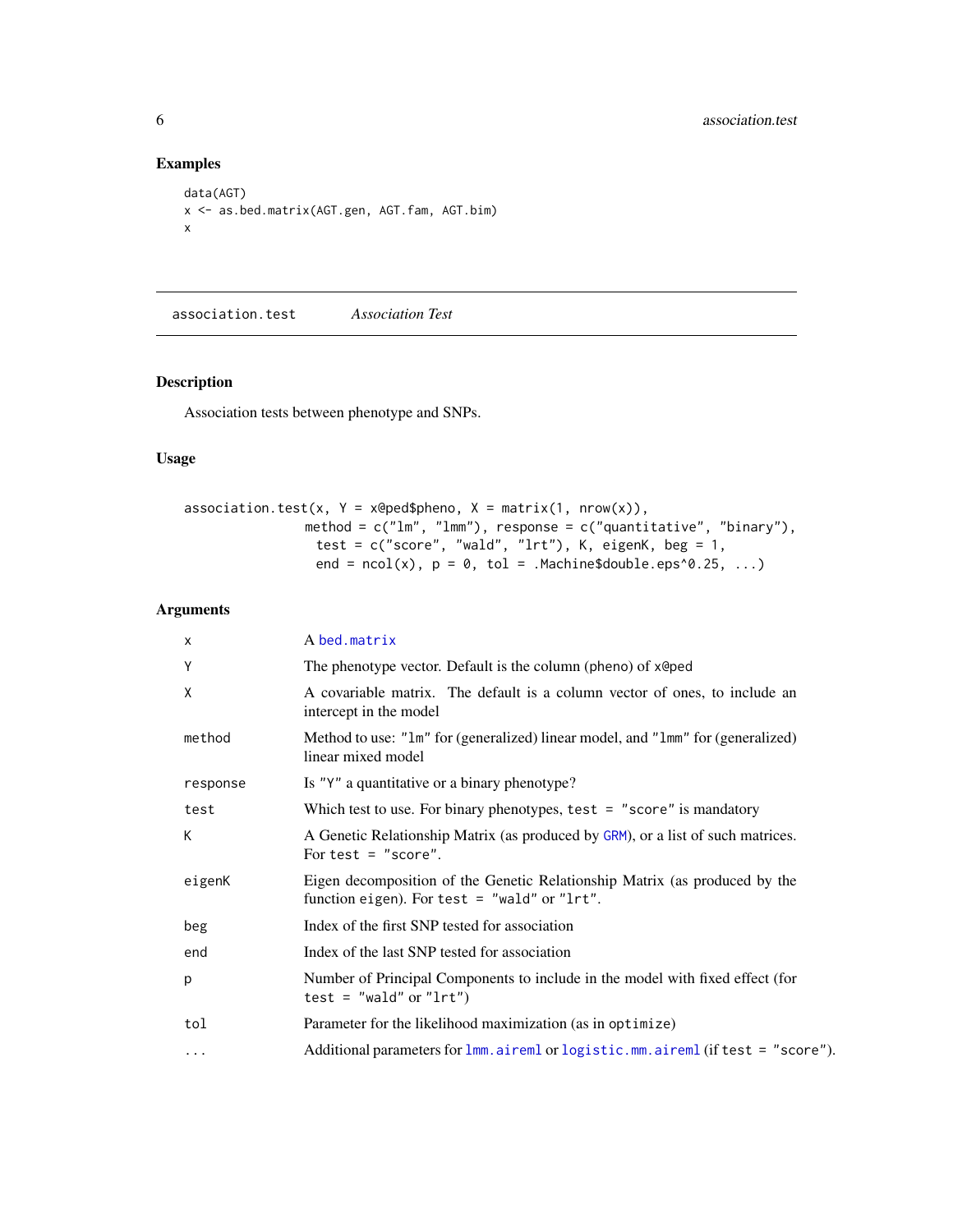## Examples

```
data(AGT)
x <- as.bed.matrix(AGT.gen, AGT.fam, AGT.bim)
x
```

---

association.test *Association Test*

---

### Description

Association tests between phenotype and SNPs.

### Usage

```
association.test(x, Y = x@ped$pheno, X = matrix(1, nrow(x)),
                 method = c("lm", "lmm"), response = c("quantitative", "binary"),
                  test = c("score", "wald", "lrt"), K, eigenK, beg = 1,
                  end = ncol(x), p = 0, tol = .Machine$double.eps^0.25, ...)
```

### Arguments

| | |
|---|---|
| `x` | A `bed.matrix` |
| `Y` | The phenotype vector. Default is the column (pheno) of `x@ped` |
| `X` | A covariable matrix. The default is a column vector of ones, to include an intercept in the model |
| `method` | Method to use: `"lm"` for (generalized) linear model, and `"lmm"` for (generalized) linear mixed model |
| `response` | Is `"Y"` a quantitative or a binary phenotype? |
| `test` | Which test to use. For binary phenotypes, `test = "score"` is mandatory |
| `K` | A Genetic Relationship Matrix (as produced by `GRM`), or a list of such matrices. For `test = "score"`. |
| `eigenK` | Eigen decomposition of the Genetic Relationship Matrix (as produced by the function `eigen`). For `test = "wald"` or `"lrt"`. |
| `beg` | Index of the first SNP tested for association |
| `end` | Index of the last SNP tested for association |
| `p` | Number of Principal Components to include in the model with fixed effect (for `test = "wald"` or `"lrt"`) |
| `tol` | Parameter for the likelihood maximization (as in `optimize`) |
| `...` | Additional parameters for `lmm.aireml` or `logistic.mm.aireml` (if `test = "score"`). |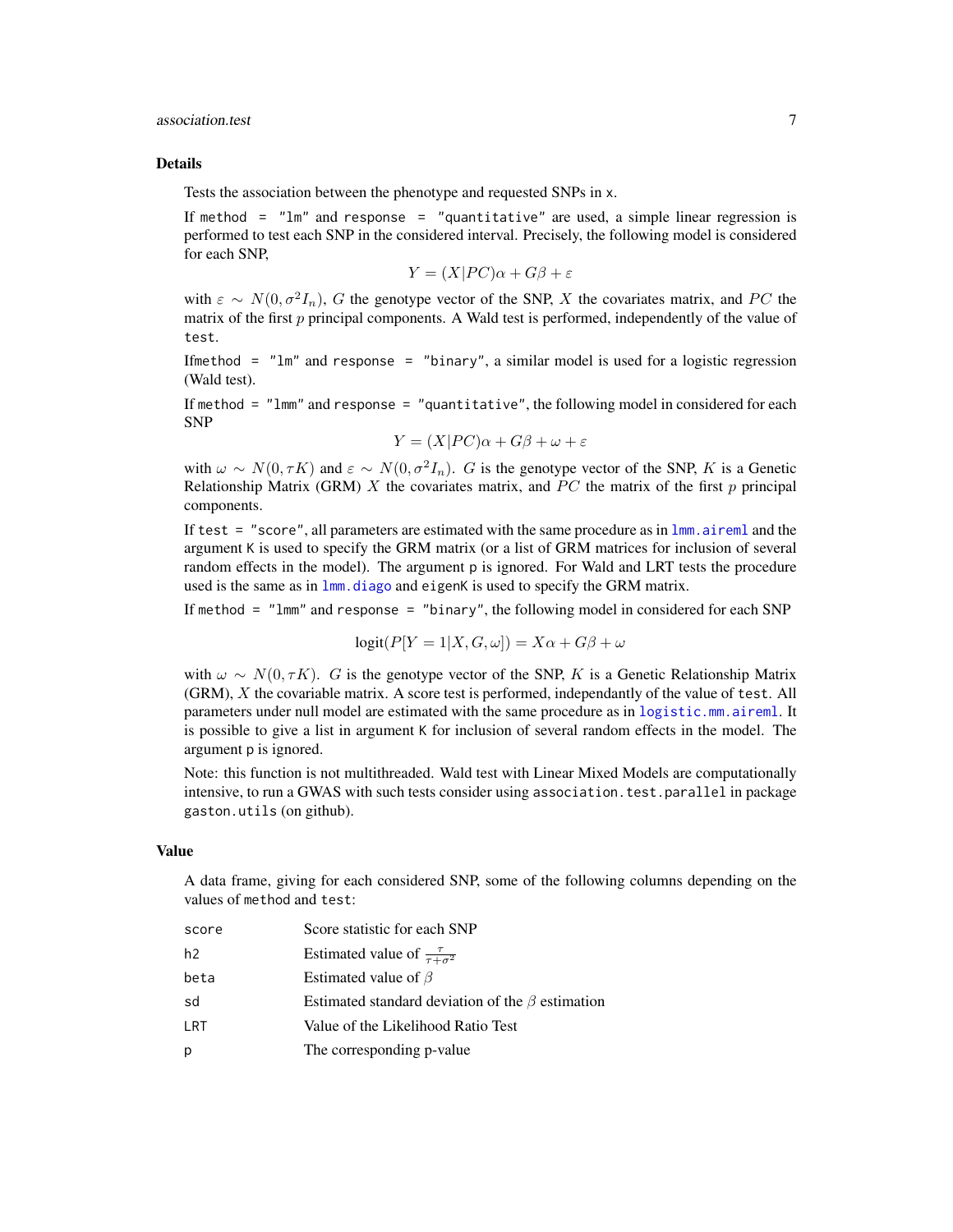### Details

Tests the association between the phenotype and requested SNPs in `x`.

If `method = "lm"` and `response = "quantitative"` are used, a simple linear regression is performed to test each SNP in the considered interval. Precisely, the following model is considered for each SNP,

$$Y = (X|PC)\alpha + G\beta + \varepsilon$$

with $\varepsilon \sim N(0, \sigma^2 I_n)$, $G$ the genotype vector of the SNP, $X$ the covariates matrix, and $PC$ the matrix of the first $p$ principal components. A Wald test is performed, independently of the value of `test`.

If`method = "lm"` and `response = "binary"`, a similar model is used for a logistic regression (Wald test).

If `method = "lmm"` and `response = "quantitative"`, the following model in considered for each SNP

$$Y = (X|PC)\alpha + G\beta + \omega + \varepsilon$$

with $\omega \sim N(0, \tau K)$ and $\varepsilon \sim N(0, \sigma^2 I_n)$. $G$ is the genotype vector of the SNP, $K$ is a Genetic Relationship Matrix (GRM) $X$ the covariates matrix, and $PC$ the matrix of the first $p$ principal components.

If `test = "score"`, all parameters are estimated with the same procedure as in `lmm.aireml` and the argument `K` is used to specify the GRM matrix (or a list of GRM matrices for inclusion of several random effects in the model). The argument `p` is ignored. For Wald and LRT tests the procedure used is the same as in `lmm.diago` and `eigenK` is used to specify the GRM matrix.

If `method = "lmm"` and `response = "binary"`, the following model in considered for each SNP

$$\text{logit}(P[Y = 1|X, G, \omega]) = X\alpha + G\beta + \omega$$

with $\omega \sim N(0, \tau K)$. $G$ is the genotype vector of the SNP, $K$ is a Genetic Relationship Matrix (GRM), $X$ the covariable matrix. A score test is performed, independantly of the value of `test`. All parameters under null model are estimated with the same procedure as in `logistic.mm.aireml`. It is possible to give a list in argument `K` for inclusion of several random effects in the model. The argument `p` is ignored.

Note: this function is not multithreaded. Wald test with Linear Mixed Models are computationally intensive, to run a GWAS with such tests consider using `association.test.parallel` in package `gaston.utils` (on github).

### Value

A data frame, giving for each considered SNP, some of the following columns depending on the values of `method` and `test`:

| | |
|---|---|
| `score` | Score statistic for each SNP |
| `h2` | Estimated value of $\frac{\tau}{\tau+\sigma^2}$ |
| `beta` | Estimated value of $\beta$ |
| `sd` | Estimated standard deviation of the $\beta$ estimation |
| `LRT` | Value of the Likelihood Ratio Test |
| `p` | The corresponding p-value |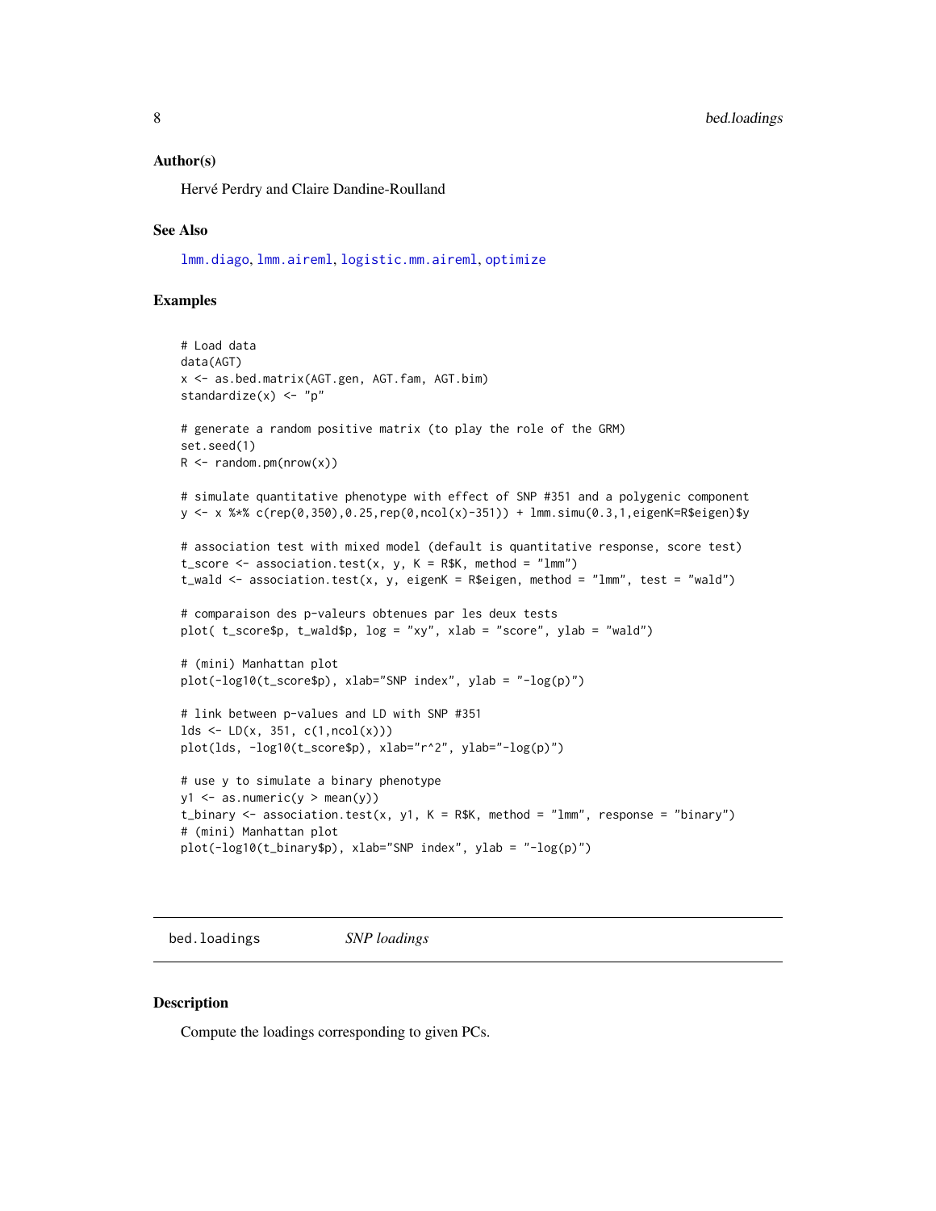### Author(s)

Hervé Perdry and Claire Dandine-Roulland

### See Also

lmm.diago, lmm.aireml, logistic.mm.aireml, optimize

### Examples

```
# Load data
data(AGT)
x <- as.bed.matrix(AGT.gen, AGT.fam, AGT.bim)
standardize(x) <- "p"

# generate a random positive matrix (to play the role of the GRM)
set.seed(1)
R <- random.pm(nrow(x))

# simulate quantitative phenotype with effect of SNP #351 and a polygenic component
y <- x %*% c(rep(0,350),0.25,rep(0,ncol(x)-351)) + lmm.simu(0.3,1,eigenK=R$eigen)$y

# association test with mixed model (default is quantitative response, score test)
t_score <- association.test(x, y, K = R$K, method = "lmm")
t_wald <- association.test(x, y, eigenK = R$eigen, method = "lmm", test = "wald")

# comparaison des p-valeurs obtenues par les deux tests
plot( t_score$p, t_wald$p, log = "xy", xlab = "score", ylab = "wald")

# (mini) Manhattan plot
plot(-log10(t_score$p), xlab="SNP index", ylab = "-log(p)")

# link between p-values and LD with SNP #351
lds <- LD(x, 351, c(1,ncol(x)))
plot(lds, -log10(t_score$p), xlab="r^2", ylab="-log(p)")

# use y to simulate a binary phenotype
y1 <- as.numeric(y > mean(y))
t_binary <- association.test(x, y1, K = R$K, method = "lmm", response = "binary")
# (mini) Manhattan plot
plot(-log10(t_binary$p), xlab="SNP index", ylab = "-log(p)")
```

---

## bed.loadings — *SNP loadings*

### Description

Compute the loadings corresponding to given PCs.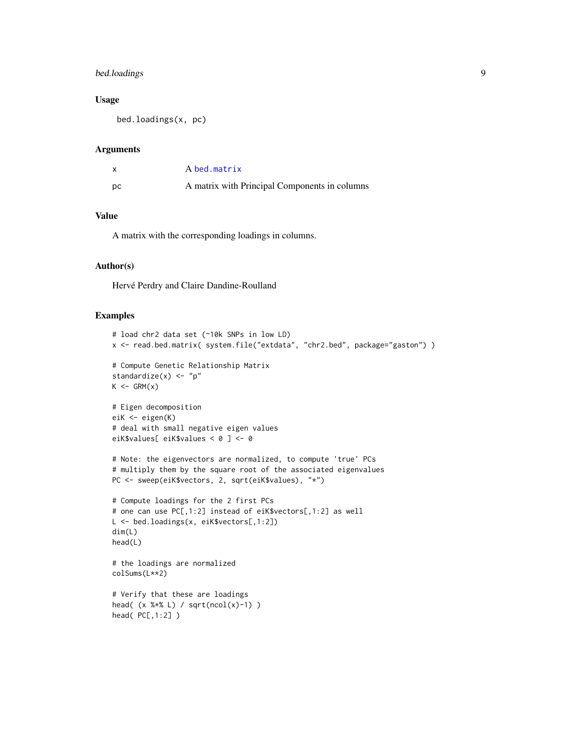### Usage

```
bed.loadings(x, pc)
```

### Arguments

| | |
|---|---|
| x | A bed.matrix |
| pc | A matrix with Principal Components in columns |

### Value

A matrix with the corresponding loadings in columns.

### Author(s)

Hervé Perdry and Claire Dandine-Roulland

### Examples

```
# load chr2 data set (~10k SNPs in low LD)
x <- read.bed.matrix( system.file("extdata", "chr2.bed", package="gaston") )

# Compute Genetic Relationship Matrix
standardize(x) <- "p"
K <- GRM(x)

# Eigen decomposition
eiK <- eigen(K)
# deal with small negative eigen values
eiK$values[ eiK$values < 0 ] <- 0

# Note: the eigenvectors are normalized, to compute 'true' PCs
# multiply them by the square root of the associated eigenvalues
PC <- sweep(eiK$vectors, 2, sqrt(eiK$values), "*")

# Compute loadings for the 2 first PCs
# one can use PC[,1:2] instead of eiK$vectors[,1:2] as well
L <- bed.loadings(x, eiK$vectors[,1:2])
dim(L)
head(L)

# the loadings are normalized
colSums(L**2)

# Verify that these are loadings
head( (x %*% L) / sqrt(ncol(x)-1) )
head( PC[,1:2] )
```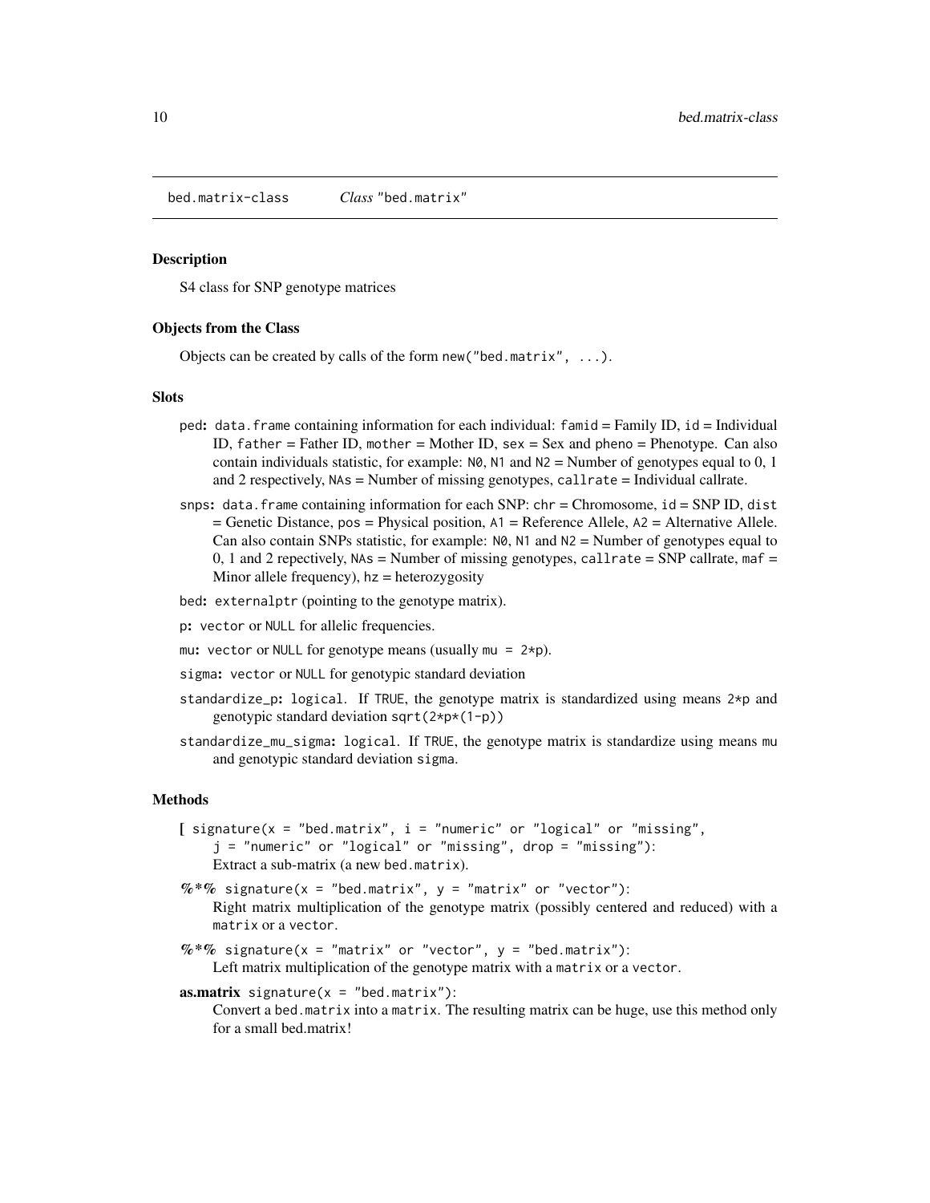bed.matrix-class    *Class* "bed.matrix"

### Description

S4 class for SNP genotype matrices

### Objects from the Class

Objects can be created by calls of the form `new("bed.matrix", ...)`.

### Slots

- `ped`: `data.frame` containing information for each individual: `famid` = Family ID, `id` = Individual ID, `father` = Father ID, `mother` = Mother ID, `sex` = Sex and `pheno` = Phenotype. Can also contain individuals statistic, for example: `N0`, `N1` and `N2` = Number of genotypes equal to 0, 1 and 2 respectively, `NAs` = Number of missing genotypes, `callrate` = Individual callrate.
- `snps`: `data.frame` containing information for each SNP: `chr` = Chromosome, `id` = SNP ID, `dist` = Genetic Distance, `pos` = Physical position, `A1` = Reference Allele, `A2` = Alternative Allele. Can also contain SNPs statistic, for example: `N0`, `N1` and `N2` = Number of genotypes equal to 0, 1 and 2 repectively, `NAs` = Number of missing genotypes, `callrate` = SNP callrate, `maf` = Minor allele frequency), `hz` = heterozygosity
- `bed`: `externalptr` (pointing to the genotype matrix).
- `p`: `vector` or `NULL` for allelic frequencies.
- `mu`: `vector` or `NULL` for genotype means (usually `mu = 2*p`).
- `sigma`: `vector` or `NULL` for genotypic standard deviation
- `standardize_p`: `logical`. If `TRUE`, the genotype matrix is standardized using means `2*p` and genotypic standard deviation `sqrt(2*p*(1-p))`
- `standardize_mu_sigma`: `logical`. If `TRUE`, the genotype matrix is standardize using means `mu` and genotypic standard deviation `sigma`.

### Methods

- **[** `signature(x = "bed.matrix", i = "numeric" or "logical" or "missing", j = "numeric" or "logical" or "missing", drop = "missing")`:
  Extract a sub-matrix (a new `bed.matrix`).
- **%*%** `signature(x = "bed.matrix", y = "matrix" or "vector")`:
  Right matrix multiplication of the genotype matrix (possibly centered and reduced) with a `matrix` or a `vector`.
- **%*%** `signature(x = "matrix" or "vector", y = "bed.matrix")`:
  Left matrix multiplication of the genotype matrix with a `matrix` or a `vector`.
- **as.matrix** `signature(x = "bed.matrix")`:
  Convert a `bed.matrix` into a `matrix`. The resulting matrix can be huge, use this method only for a small bed.matrix!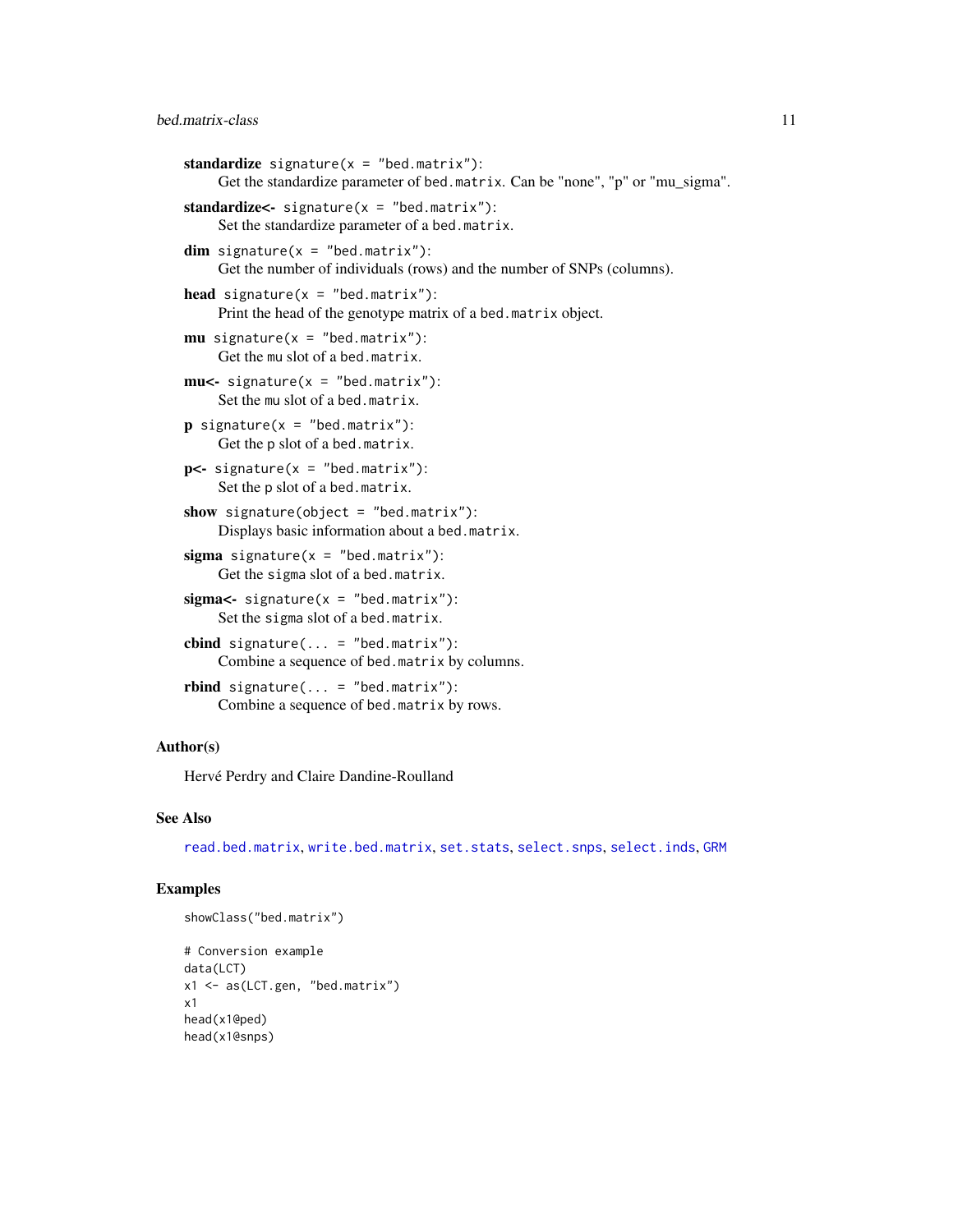**standardize** `signature(x = "bed.matrix")`:
: Get the standardize parameter of `bed.matrix`. Can be "none", "p" or "mu_sigma".

**standardize<-** `signature(x = "bed.matrix")`:
: Set the standardize parameter of a `bed.matrix`.

**dim** `signature(x = "bed.matrix")`:
: Get the number of individuals (rows) and the number of SNPs (columns).

**head** `signature(x = "bed.matrix")`:
: Print the head of the genotype matrix of a `bed.matrix` object.

**mu** `signature(x = "bed.matrix")`:
: Get the `mu` slot of a `bed.matrix`.

**mu<-** `signature(x = "bed.matrix")`:
: Set the `mu` slot of a `bed.matrix`.

**p** `signature(x = "bed.matrix")`:
: Get the `p` slot of a `bed.matrix`.

**p<-** `signature(x = "bed.matrix")`:
: Set the `p` slot of a `bed.matrix`.

**show** `signature(object = "bed.matrix")`:
: Displays basic information about a `bed.matrix`.

**sigma** `signature(x = "bed.matrix")`:
: Get the `sigma` slot of a `bed.matrix`.

**sigma<-** `signature(x = "bed.matrix")`:
: Set the `sigma` slot of a `bed.matrix`.

**cbind** `signature(... = "bed.matrix")`:
: Combine a sequence of `bed.matrix` by columns.

**rbind** `signature(... = "bed.matrix")`:
: Combine a sequence of `bed.matrix` by rows.

## Author(s)

Hervé Perdry and Claire Dandine-Roulland

## See Also

read.bed.matrix, write.bed.matrix, set.stats, select.snps, select.inds, GRM

## Examples

```
showClass("bed.matrix")

# Conversion example
data(LCT)
x1 <- as(LCT.gen, "bed.matrix")
x1
head(x1@ped)
head(x1@snps)
```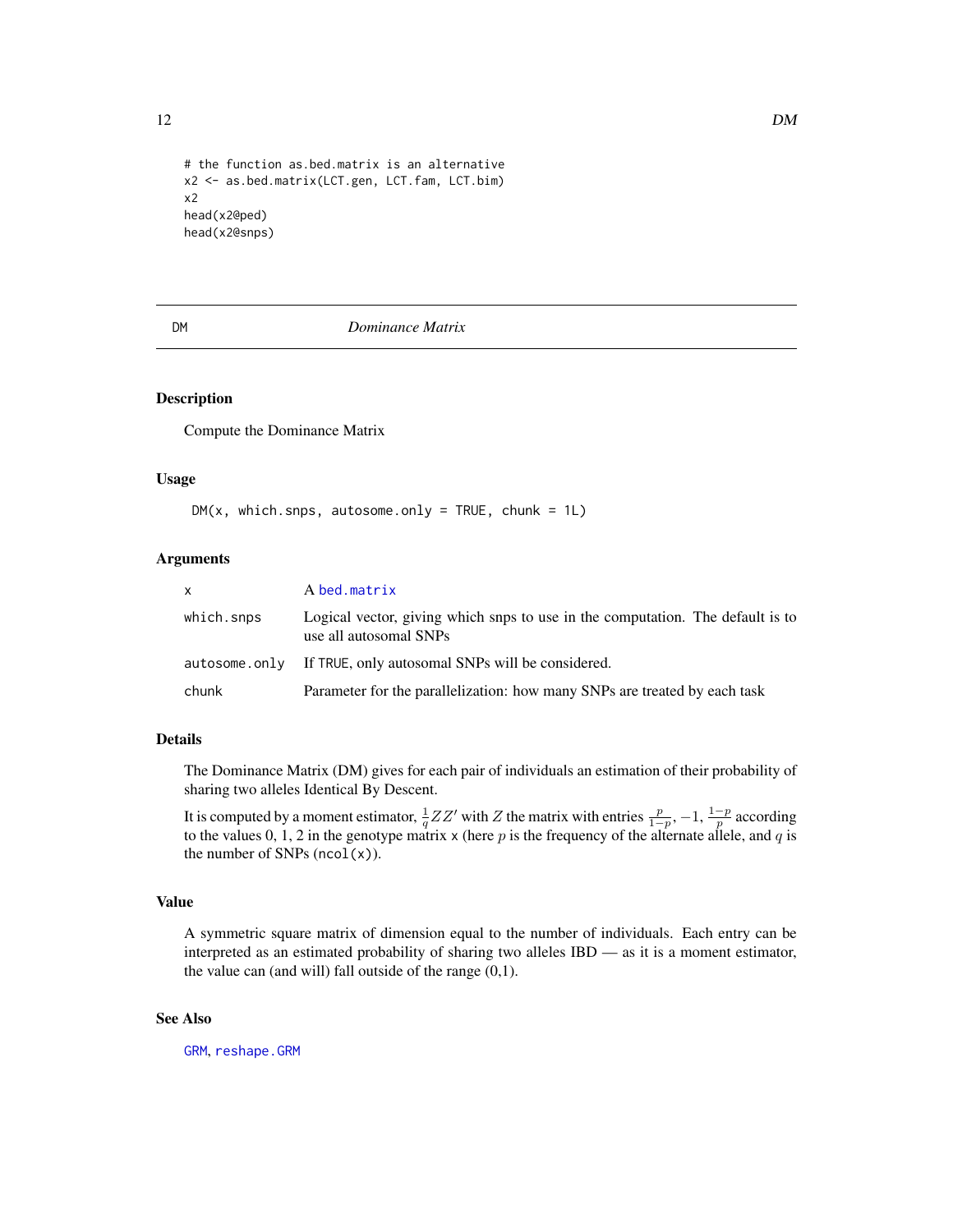```
# the function as.bed.matrix is an alternative
x2 <- as.bed.matrix(LCT.gen, LCT.fam, LCT.bim)
x2
head(x2@ped)
head(x2@snps)
```

---

DM *Dominance Matrix*

---

### Description

Compute the Dominance Matrix

### Usage

```
DM(x, which.snps, autosome.only = TRUE, chunk = 1L)
```

### Arguments

| | |
|---|---|
| `x` | A `bed.matrix` |
| `which.snps` | Logical vector, giving which snps to use in the computation. The default is to use all autosomal SNPs |
| `autosome.only` | If `TRUE`, only autosomal SNPs will be considered. |
| `chunk` | Parameter for the parallelization: how many SNPs are treated by each task |

### Details

The Dominance Matrix (DM) gives for each pair of individuals an estimation of their probability of sharing two alleles Identical By Descent.

It is computed by a moment estimator, $\frac{1}{q}ZZ'$ with $Z$ the matrix with entries $\frac{p}{1-p}$, $-1$, $\frac{1-p}{p}$ according to the values 0, 1, 2 in the genotype matrix `x` (here $p$ is the frequency of the alternate allele, and $q$ is the number of SNPs (`ncol(x)`).

### Value

A symmetric square matrix of dimension equal to the number of individuals. Each entry can be interpreted as an estimated probability of sharing two alleles IBD — as it is a moment estimator, the value can (and will) fall outside of the range (0,1).

### See Also

`GRM`, `reshape.GRM`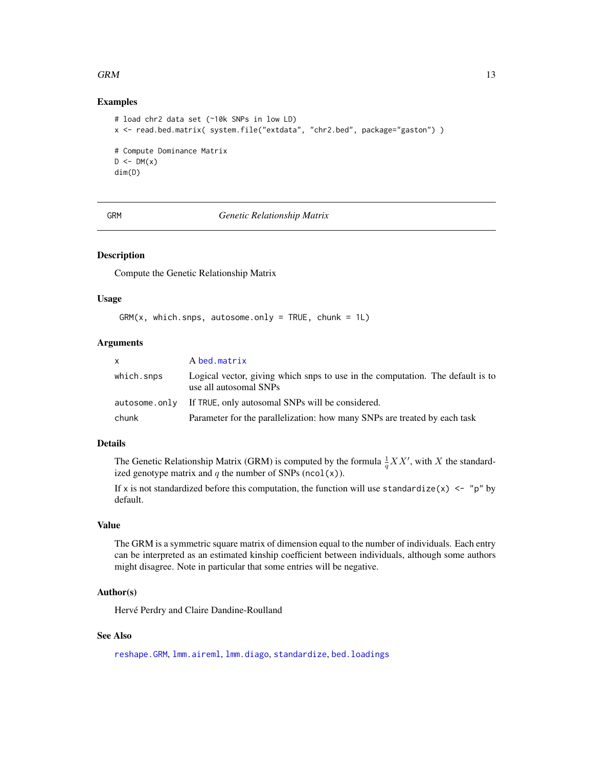## Examples

```
# load chr2 data set (~10k SNPs in low LD)
x <- read.bed.matrix( system.file("extdata", "chr2.bed", package="gaston") )

# Compute Dominance Matrix
D <- DM(x)
dim(D)
```

---

# GRM — *Genetic Relationship Matrix*

## Description

Compute the Genetic Relationship Matrix

## Usage

```
GRM(x, which.snps, autosome.only = TRUE, chunk = 1L)
```

## Arguments

| | |
|---|---|
| `x` | A `bed.matrix` |
| `which.snps` | Logical vector, giving which snps to use in the computation. The default is to use all autosomal SNPs |
| `autosome.only` | If `TRUE`, only autosomal SNPs will be considered. |
| `chunk` | Parameter for the parallelization: how many SNPs are treated by each task |

## Details

The Genetic Relationship Matrix (GRM) is computed by the formula $\frac{1}{q}XX'$, with $X$ the standardized genotype matrix and $q$ the number of SNPs (`ncol(x)`).

If `x` is not standardized before this computation, the function will use `standardize(x) <- "p"` by default.

## Value

The GRM is a symmetric square matrix of dimension equal to the number of individuals. Each entry can be interpreted as an estimated kinship coefficient between individuals, although some authors might disagree. Note in particular that some entries will be negative.

## Author(s)

Hervé Perdry and Claire Dandine-Roulland

## See Also

`reshape.GRM`, `lmm.aireml`, `lmm.diago`, `standardize`, `bed.loadings`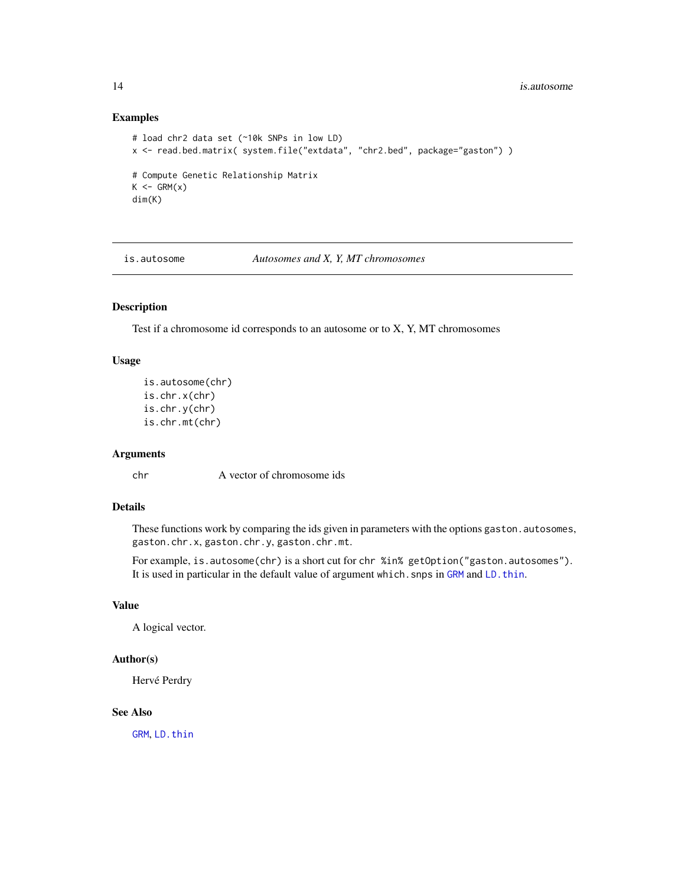## Examples

```
# load chr2 data set (~10k SNPs in low LD)
x <- read.bed.matrix( system.file("extdata", "chr2.bed", package="gaston") )

# Compute Genetic Relationship Matrix
K <- GRM(x)
dim(K)
```

---

## is.autosome — *Autosomes and X, Y, MT chromosomes*

---

### Description

Test if a chromosome id corresponds to an autosome or to X, Y, MT chromosomes

### Usage

```
is.autosome(chr)
is.chr.x(chr)
is.chr.y(chr)
is.chr.mt(chr)
```

### Arguments

| | |
|---|---|
| chr | A vector of chromosome ids |

### Details

These functions work by comparing the ids given in parameters with the options `gaston.autosomes`, `gaston.chr.x`, `gaston.chr.y`, `gaston.chr.mt`.

For example, `is.autosome(chr)` is a short cut for `chr %in% getOption("gaston.autosomes")`. It is used in particular in the default value of argument `which.snps` in `GRM` and `LD.thin`.

### Value

A logical vector.

### Author(s)

Hervé Perdry

### See Also

`GRM`, `LD.thin`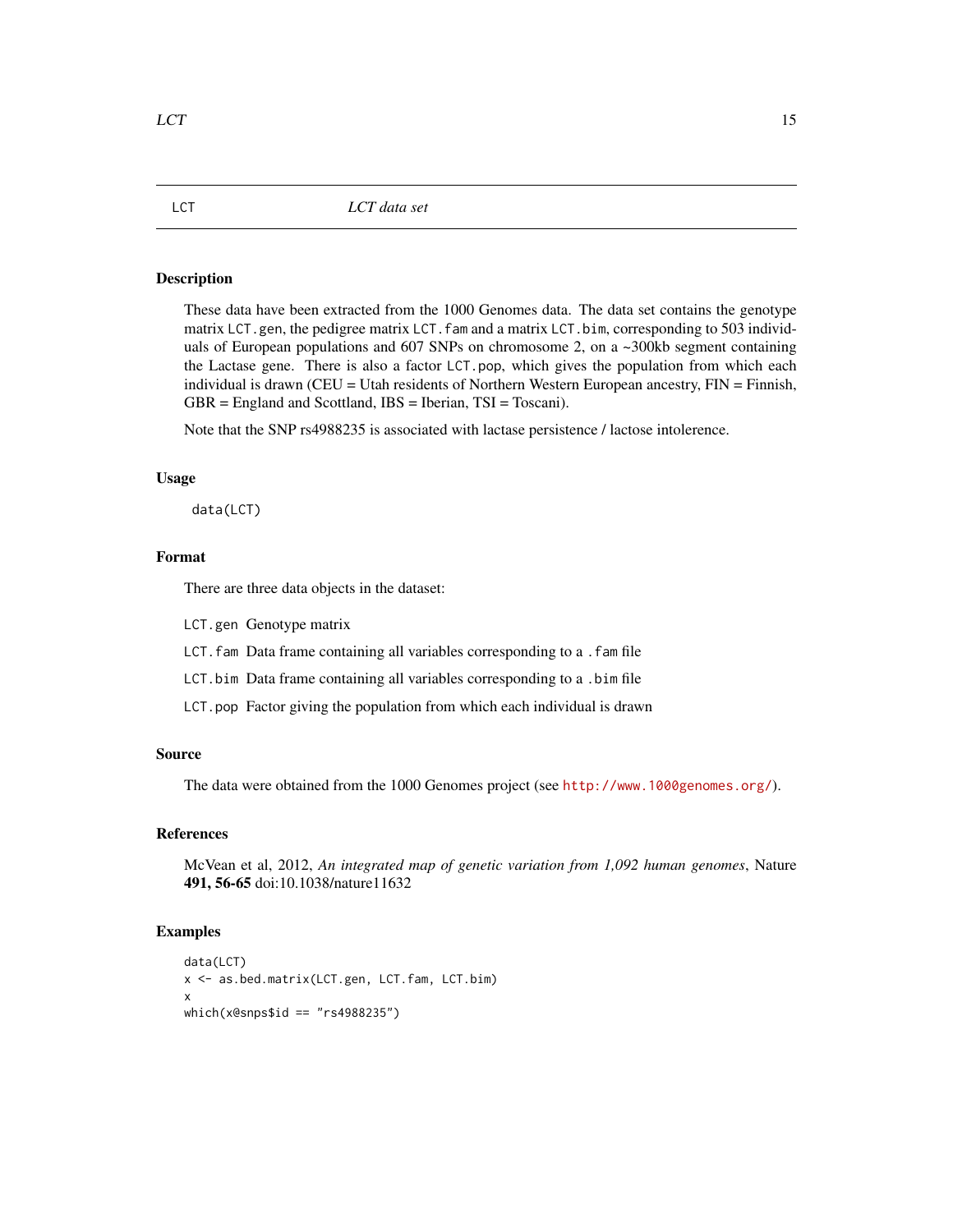# LCT — *LCT data set*

## Description

These data have been extracted from the 1000 Genomes data. The data set contains the genotype matrix `LCT.gen`, the pedigree matrix `LCT.fam` and a matrix `LCT.bim`, corresponding to 503 individuals of European populations and 607 SNPs on chromosome 2, on a ~300kb segment containing the Lactase gene. There is also a factor `LCT.pop`, which gives the population from which each individual is drawn (CEU = Utah residents of Northern Western European ancestry, FIN = Finnish, GBR = England and Scottland, IBS = Iberian, TSI = Toscani).

Note that the SNP rs4988235 is associated with lactase persistence / lactose intolerence.

## Usage

```
data(LCT)
```

## Format

There are three data objects in the dataset:

- `LCT.gen` Genotype matrix
- `LCT.fam` Data frame containing all variables corresponding to a `.fam` file
- `LCT.bim` Data frame containing all variables corresponding to a `.bim` file
- `LCT.pop` Factor giving the population from which each individual is drawn

## Source

The data were obtained from the 1000 Genomes project (see http://www.1000genomes.org/).

## References

McVean et al, 2012, *An integrated map of genetic variation from 1,092 human genomes*, Nature **491, 56-65** doi:10.1038/nature11632

## Examples

```
data(LCT)
x <- as.bed.matrix(LCT.gen, LCT.fam, LCT.bim)
x
which(x@snps$id == "rs4988235")
```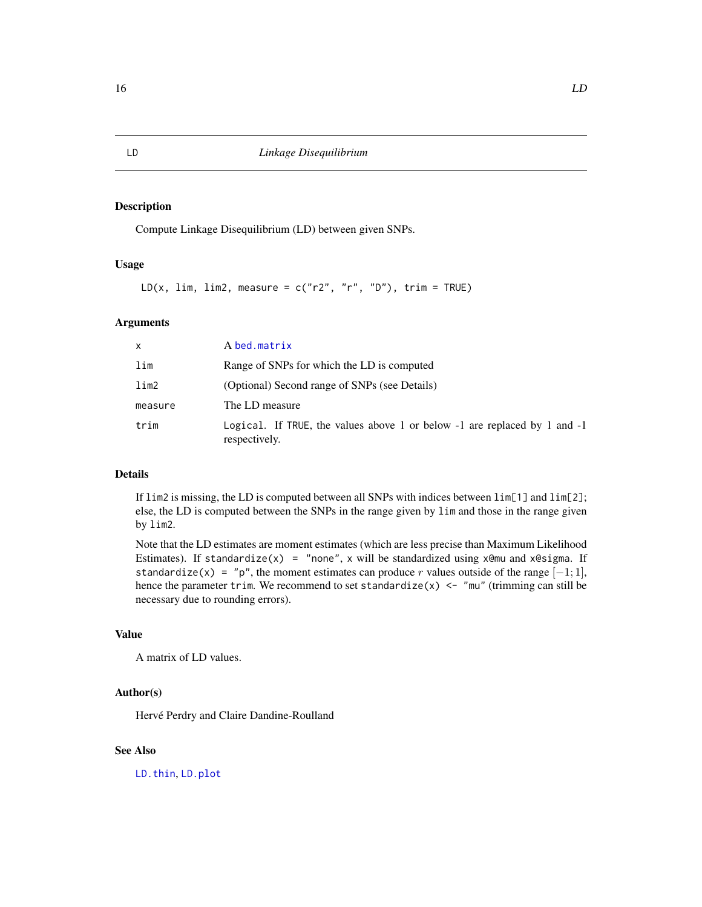# LD *Linkage Disequilibrium*

## Description

Compute Linkage Disequilibrium (LD) between given SNPs.

## Usage

```
LD(x, lim, lim2, measure = c("r2", "r", "D"), trim = TRUE)
```

## Arguments

| | |
|---|---|
| x | A bed.matrix |
| lim | Range of SNPs for which the LD is computed |
| lim2 | (Optional) Second range of SNPs (see Details) |
| measure | The LD measure |
| trim | Logical. If TRUE, the values above 1 or below -1 are replaced by 1 and -1 respectively. |

## Details

If `lim2` is missing, the LD is computed between all SNPs with indices between `lim[1]` and `lim[2]`; else, the LD is computed between the SNPs in the range given by `lim` and those in the range given by `lim2`.

Note that the LD estimates are moment estimates (which are less precise than Maximum Likelihood Estimates). If `standardize(x) = "none"`, `x` will be standardized using `x@mu` and `x@sigma`. If `standardize(x) = "p"`, the moment estimates can produce $r$ values outside of the range $[-1; 1]$, hence the parameter `trim`. We recommend to set `standardize(x) <- "mu"` (trimming can still be necessary due to rounding errors).

## Value

A matrix of LD values.

## Author(s)

Hervé Perdry and Claire Dandine-Roulland

## See Also

LD.thin, LD.plot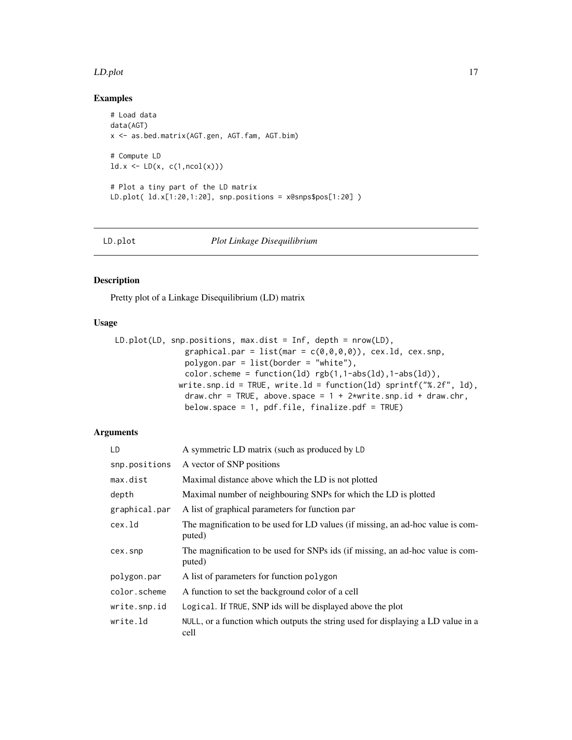## Examples

```
# Load data
data(AGT)
x <- as.bed.matrix(AGT.gen, AGT.fam, AGT.bim)

# Compute LD
ld.x <- LD(x, c(1,ncol(x)))

# Plot a tiny part of the LD matrix
LD.plot( ld.x[1:20,1:20], snp.positions = x@snps$pos[1:20] )
```

---

# LD.plot    *Plot Linkage Disequilibrium*

---

## Description

Pretty plot of a Linkage Disequilibrium (LD) matrix

## Usage

```
LD.plot(LD, snp.positions, max.dist = Inf, depth = nrow(LD),
         graphical.par = list(mar = c(0,0,0,0)), cex.ld, cex.snp,
         polygon.par = list(border = "white"),
         color.scheme = function(ld) rgb(1,1-abs(ld),1-abs(ld)),
        write.snp.id = TRUE, write.ld = function(ld) sprintf("%.2f", ld),
         draw.chr = TRUE, above.space = 1 + 2*write.snp.id + draw.chr,
         below.space = 1, pdf.file, finalize.pdf = TRUE)
```

## Arguments

| | |
|---|---|
| LD | A symmetric LD matrix (such as produced by LD |
| snp.positions | A vector of SNP positions |
| max.dist | Maximal distance above which the LD is not plotted |
| depth | Maximal number of neighbouring SNPs for which the LD is plotted |
| graphical.par | A list of graphical parameters for function par |
| cex.ld | The magnification to be used for LD values (if missing, an ad-hoc value is computed) |
| cex.snp | The magnification to be used for SNPs ids (if missing, an ad-hoc value is computed) |
| polygon.par | A list of parameters for function polygon |
| color.scheme | A function to set the background color of a cell |
| write.snp.id | Logical. If TRUE, SNP ids will be displayed above the plot |
| write.ld | NULL, or a function which outputs the string used for displaying a LD value in a cell |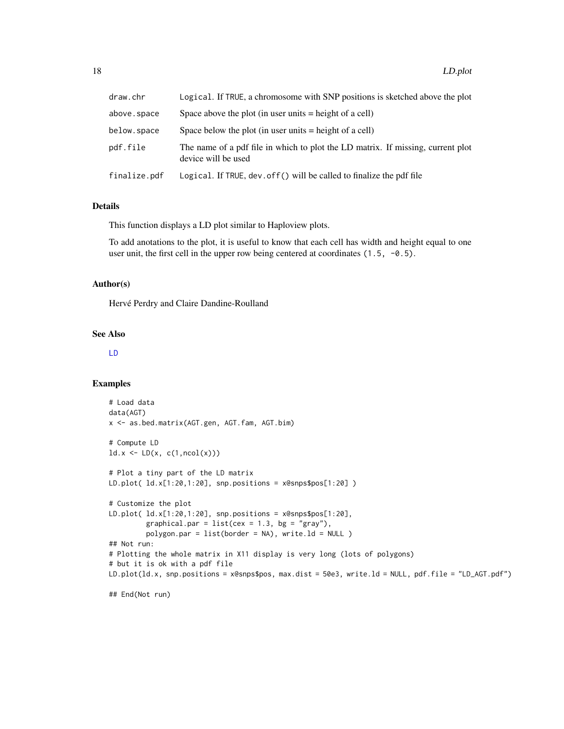| | |
|---|---|
| draw.chr | Logical. If TRUE, a chromosome with SNP positions is sketched above the plot |
| above.space | Space above the plot (in user units = height of a cell) |
| below.space | Space below the plot (in user units = height of a cell) |
| pdf.file | The name of a pdf file in which to plot the LD matrix. If missing, current plot device will be used |
| finalize.pdf | Logical. If TRUE, dev.off() will be called to finalize the pdf file |

## Details

This function displays a LD plot similar to Haploview plots.

To add anotations to the plot, it is useful to know that each cell has width and height equal to one user unit, the first cell in the upper row being centered at coordinates (1.5, -0.5).

## Author(s)

Hervé Perdry and Claire Dandine-Roulland

## See Also

LD

## Examples

```
# Load data
data(AGT)
x <- as.bed.matrix(AGT.gen, AGT.fam, AGT.bim)

# Compute LD
ld.x <- LD(x, c(1,ncol(x)))

# Plot a tiny part of the LD matrix
LD.plot( ld.x[1:20,1:20], snp.positions = x@snps$pos[1:20] )

# Customize the plot
LD.plot( ld.x[1:20,1:20], snp.positions = x@snps$pos[1:20],
         graphical.par = list(cex = 1.3, bg = "gray"),
         polygon.par = list(border = NA), write.ld = NULL )
## Not run:
# Plotting the whole matrix in X11 display is very long (lots of polygons)
# but it is ok with a pdf file
LD.plot(ld.x, snp.positions = x@snps$pos, max.dist = 50e3, write.ld = NULL, pdf.file = "LD_AGT.pdf")

## End(Not run)
```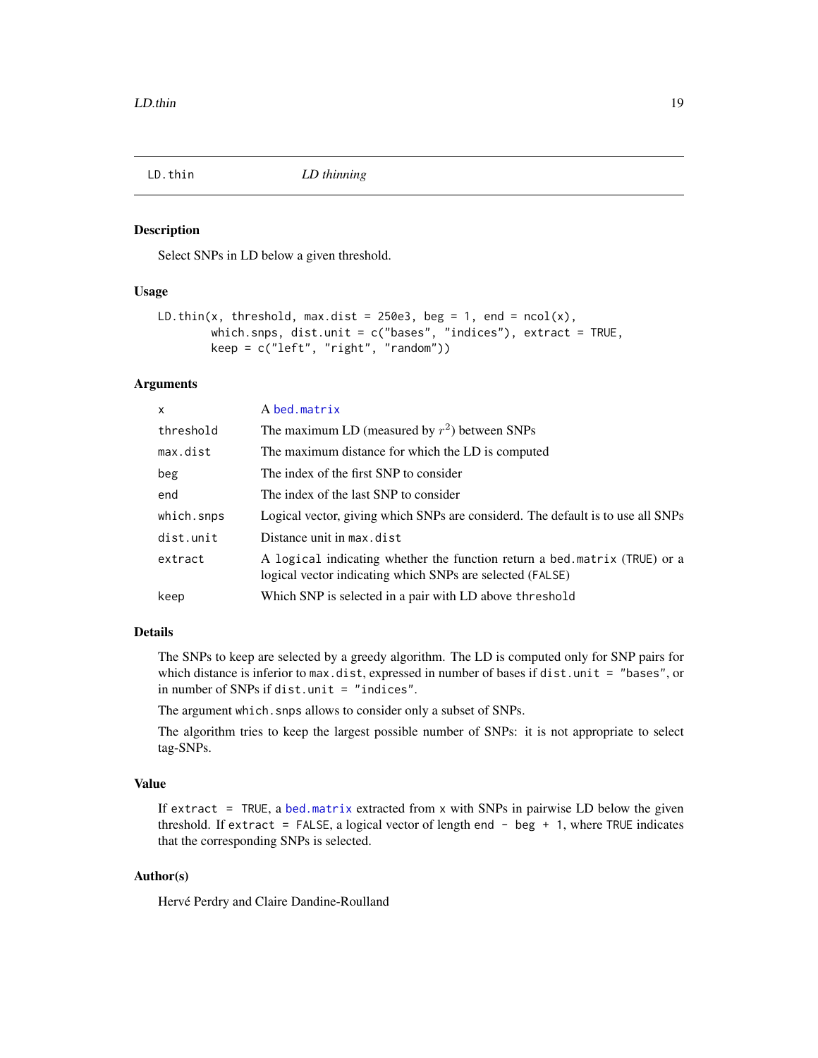# LD.thin — *LD thinning*

## Description

Select SNPs in LD below a given threshold.

## Usage

```
LD.thin(x, threshold, max.dist = 250e3, beg = 1, end = ncol(x),
        which.snps, dist.unit = c("bases", "indices"), extract = TRUE,
        keep = c("left", "right", "random"))
```

## Arguments

| | |
|---|---|
| `x` | A `bed.matrix` |
| `threshold` | The maximum LD (measured by $r^2$) between SNPs |
| `max.dist` | The maximum distance for which the LD is computed |
| `beg` | The index of the first SNP to consider |
| `end` | The index of the last SNP to consider |
| `which.snps` | Logical vector, giving which SNPs are considerd. The default is to use all SNPs |
| `dist.unit` | Distance unit in `max.dist` |
| `extract` | A `logical` indicating whether the function return a `bed.matrix` (`TRUE`) or a logical vector indicating which SNPs are selected (`FALSE`) |
| `keep` | Which SNP is selected in a pair with LD above `threshold` |

## Details

The SNPs to keep are selected by a greedy algorithm. The LD is computed only for SNP pairs for which distance is inferior to `max.dist`, expressed in number of bases if `dist.unit = "bases"`, or in number of SNPs if `dist.unit = "indices"`.

The argument `which.snps` allows to consider only a subset of SNPs.

The algorithm tries to keep the largest possible number of SNPs: it is not appropriate to select tag-SNPs.

## Value

If `extract = TRUE`, a `bed.matrix` extracted from `x` with SNPs in pairwise LD below the given threshold. If `extract = FALSE`, a logical vector of length `end - beg + 1`, where `TRUE` indicates that the corresponding SNPs is selected.

## Author(s)

Hervé Perdry and Claire Dandine-Roulland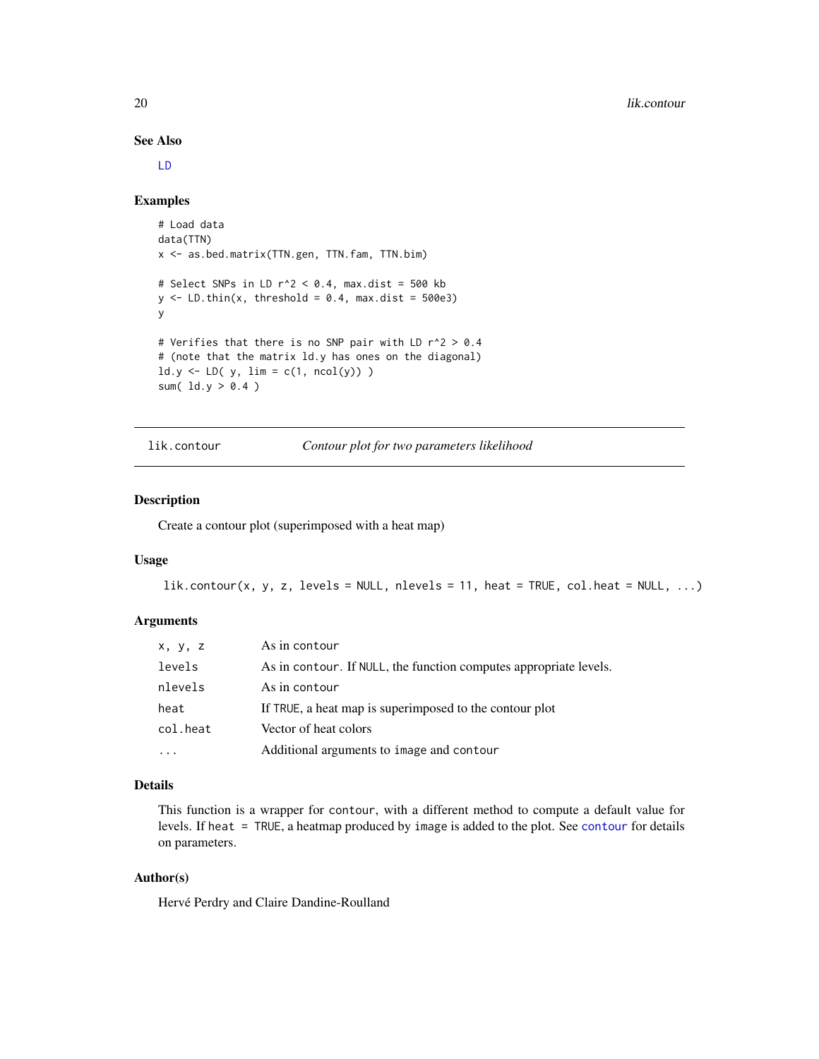### See Also

LD

### Examples

```
# Load data
data(TTN)
x <- as.bed.matrix(TTN.gen, TTN.fam, TTN.bim)

# Select SNPs in LD r^2 < 0.4, max.dist = 500 kb
y <- LD.thin(x, threshold = 0.4, max.dist = 500e3)
y

# Verifies that there is no SNP pair with LD r^2 > 0.4
# (note that the matrix ld.y has ones on the diagonal)
ld.y <- LD( y, lim = c(1, ncol(y)) )
sum( ld.y > 0.4 )
```

---

## lik.contour — *Contour plot for two parameters likelihood*

### Description

Create a contour plot (superimposed with a heat map)

### Usage

```
lik.contour(x, y, z, levels = NULL, nlevels = 11, heat = TRUE, col.heat = NULL, ...)
```

### Arguments

| | |
|---|---|
| `x, y, z` | As in `contour` |
| `levels` | As in `contour`. If `NULL`, the function computes appropriate levels. |
| `nlevels` | As in `contour` |
| `heat` | If `TRUE`, a heat map is superimposed to the contour plot |
| `col.heat` | Vector of heat colors |
| `...` | Additional arguments to `image` and `contour` |

### Details

This function is a wrapper for `contour`, with a different method to compute a default value for levels. If `heat = TRUE`, a heatmap produced by `image` is added to the plot. See `contour` for details on parameters.

### Author(s)

Hervé Perdry and Claire Dandine-Roulland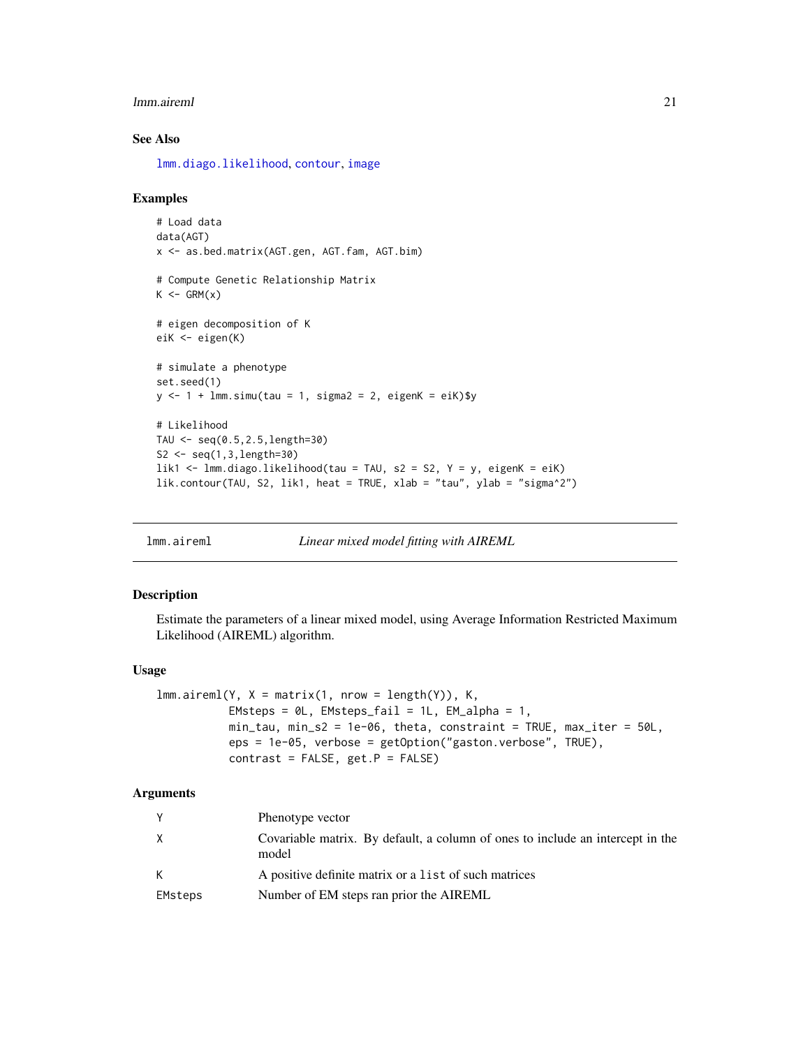## See Also

lmm.diago.likelihood, contour, image

## Examples

```
# Load data
data(AGT)
x <- as.bed.matrix(AGT.gen, AGT.fam, AGT.bim)

# Compute Genetic Relationship Matrix
K <- GRM(x)

# eigen decomposition of K
eiK <- eigen(K)

# simulate a phenotype
set.seed(1)
y <- 1 + lmm.simu(tau = 1, sigma2 = 2, eigenK = eiK)$y

# Likelihood
TAU <- seq(0.5,2.5,length=30)
S2 <- seq(1,3,length=30)
lik1 <- lmm.diago.likelihood(tau = TAU, s2 = S2, Y = y, eigenK = eiK)
lik.contour(TAU, S2, lik1, heat = TRUE, xlab = "tau", ylab = "sigma^2")
```

---

# lmm.aireml — *Linear mixed model fitting with AIREML*

## Description

Estimate the parameters of a linear mixed model, using Average Information Restricted Maximum Likelihood (AIREML) algorithm.

## Usage

```
lmm.aireml(Y, X = matrix(1, nrow = length(Y)), K,
           EMsteps = 0L, EMsteps_fail = 1L, EM_alpha = 1,
           min_tau, min_s2 = 1e-06, theta, constraint = TRUE, max_iter = 50L,
           eps = 1e-05, verbose = getOption("gaston.verbose", TRUE),
           contrast = FALSE, get.P = FALSE)
```

## Arguments

| | |
|---|---|
| Y | Phenotype vector |
| X | Covariable matrix. By default, a column of ones to include an intercept in the model |
| K | A positive definite matrix or a list of such matrices |
| EMsteps | Number of EM steps ran prior the AIREML |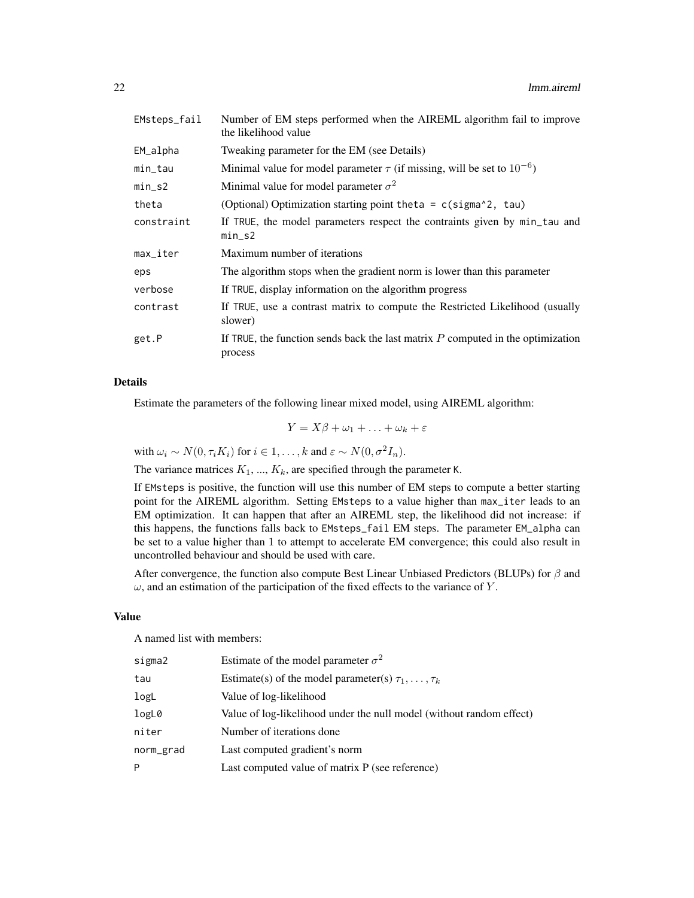| | |
|---|---|
| EMsteps_fail | Number of EM steps performed when the AIREML algorithm fail to improve the likelihood value |
| EM_alpha | Tweaking parameter for the EM (see Details) |
| min_tau | Minimal value for model parameter $\tau$ (if missing, will be set to $10^{-6}$) |
| min_s2 | Minimal value for model parameter $\sigma^2$ |
| theta | (Optional) Optimization starting point `theta = c(sigma^2, tau)` |
| constraint | If TRUE, the model parameters respect the contraints given by min_tau and min_s2 |
| max_iter | Maximum number of iterations |
| eps | The algorithm stops when the gradient norm is lower than this parameter |
| verbose | If TRUE, display information on the algorithm progress |
| contrast | If TRUE, use a contrast matrix to compute the Restricted Likelihood (usually slower) |
| get.P | If TRUE, the function sends back the last matrix $P$ computed in the optimization process |

## Details

Estimate the parameters of the following linear mixed model, using AIREML algorithm:

$$Y = X\beta + \omega_1 + \ldots + \omega_k + \varepsilon$$

with $\omega_i \sim N(0, \tau_i K_i)$ for $i \in 1, \ldots, k$ and $\varepsilon \sim N(0, \sigma^2 I_n)$.

The variance matrices $K_1$, ..., $K_k$, are specified through the parameter K.

If EMsteps is positive, the function will use this number of EM steps to compute a better starting point for the AIREML algorithm. Setting EMsteps to a value higher than max_iter leads to an EM optimization. It can happen that after an AIREML step, the likelihood did not increase: if this happens, the functions falls back to EMsteps_fail EM steps. The parameter EM_alpha can be set to a value higher than 1 to attempt to accelerate EM convergence; this could also result in uncontrolled behaviour and should be used with care.

After convergence, the function also compute Best Linear Unbiased Predictors (BLUPs) for $\beta$ and $\omega$, and an estimation of the participation of the fixed effects to the variance of $Y$.

## Value

A named list with members:

| | |
|---|---|
| sigma2 | Estimate of the model parameter $\sigma^2$ |
| tau | Estimate(s) of the model parameter(s) $\tau_1, \ldots, \tau_k$ |
| logL | Value of log-likelihood |
| logL0 | Value of log-likelihood under the null model (without random effect) |
| niter | Number of iterations done |
| norm_grad | Last computed gradient's norm |
| P | Last computed value of matrix P (see reference) |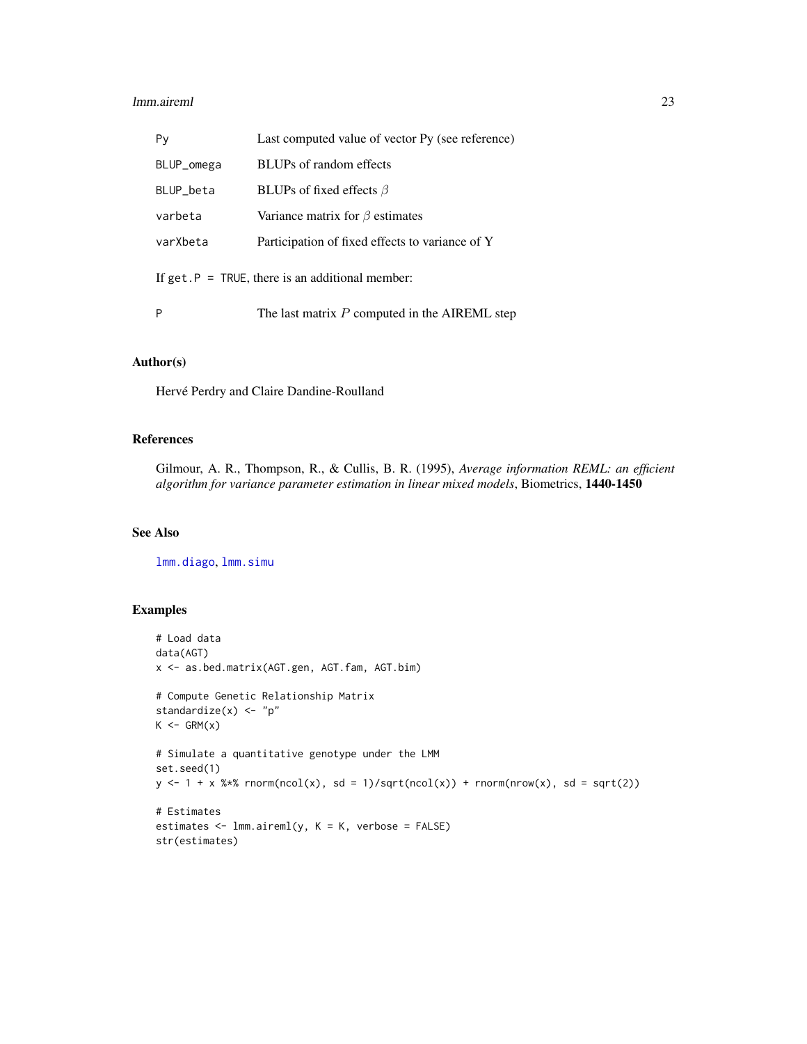| | |
|---|---|
| Py | Last computed value of vector Py (see reference) |
| BLUP_omega | BLUPs of random effects |
| BLUP_beta | BLUPs of fixed effects $\beta$ |
| varbeta | Variance matrix for $\beta$ estimates |
| varXbeta | Participation of fixed effects to variance of Y |

If `get.P = TRUE`, there is an additional member:

| | |
|---|---|
| P | The last matrix $P$ computed in the AIREML step |

## Author(s)

Hervé Perdry and Claire Dandine-Roulland

## References

Gilmour, A. R., Thompson, R., & Cullis, B. R. (1995), *Average information REML: an efficient algorithm for variance parameter estimation in linear mixed models*, Biometrics, **1440-1450**

## See Also

lmm.diago, lmm.simu

## Examples

```
# Load data
data(AGT)
x <- as.bed.matrix(AGT.gen, AGT.fam, AGT.bim)

# Compute Genetic Relationship Matrix
standardize(x) <- "p"
K <- GRM(x)

# Simulate a quantitative genotype under the LMM
set.seed(1)
y <- 1 + x %*% rnorm(ncol(x), sd = 1)/sqrt(ncol(x)) + rnorm(nrow(x), sd = sqrt(2))

# Estimates
estimates <- lmm.aireml(y, K = K, verbose = FALSE)
str(estimates)
```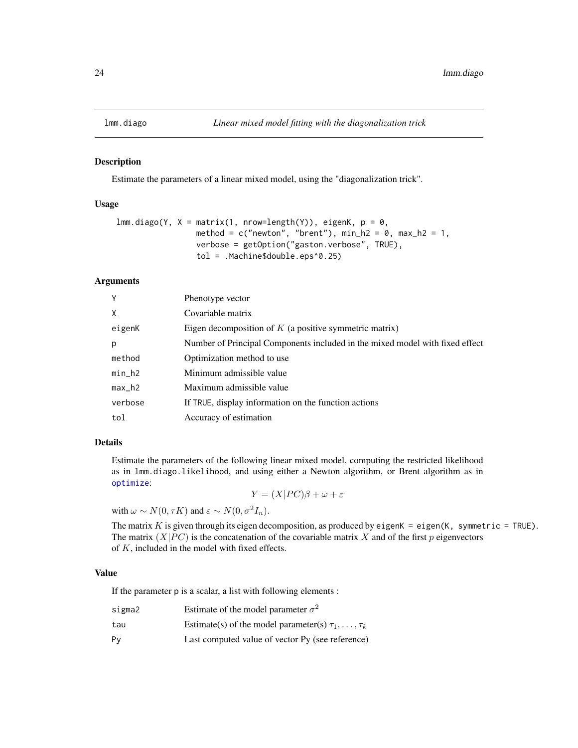# lmm.diago — *Linear mixed model fitting with the diagonalization trick*

## Description

Estimate the parameters of a linear mixed model, using the "diagonalization trick".

## Usage

```
lmm.diago(Y, X = matrix(1, nrow=length(Y)), eigenK, p = 0,
          method = c("newton", "brent"), min_h2 = 0, max_h2 = 1,
          verbose = getOption("gaston.verbose", TRUE),
          tol = .Machine$double.eps^0.25)
```

## Arguments

| | |
|---|---|
| Y | Phenotype vector |
| X | Covariable matrix |
| eigenK | Eigen decomposition of $K$ (a positive symmetric matrix) |
| p | Number of Principal Components included in the mixed model with fixed effect |
| method | Optimization method to use |
| min_h2 | Minimum admissible value |
| max_h2 | Maximum admissible value |
| verbose | If TRUE, display information on the function actions |
| tol | Accuracy of estimation |

## Details

Estimate the parameters of the following linear mixed model, computing the restricted likelihood as in lmm.diago.likelihood, and using either a Newton algorithm, or Brent algorithm as in optimize:

$$Y = (X|PC)\beta + \omega + \varepsilon$$

with $\omega \sim N(0, \tau K)$ and $\varepsilon \sim N(0, \sigma^2 I_n)$.

The matrix $K$ is given through its eigen decomposition, as produced by eigenK = eigen(K, symmetric = TRUE). The matrix $(X|PC)$ is the concatenation of the covariable matrix $X$ and of the first $p$ eigenvectors of $K$, included in the model with fixed effects.

## Value

If the parameter p is a scalar, a list with following elements :

| | |
|---|---|
| sigma2 | Estimate of the model parameter $\sigma^2$ |
| tau | Estimate(s) of the model parameter(s) $\tau_1, \ldots, \tau_k$ |
| Py | Last computed value of vector Py (see reference) |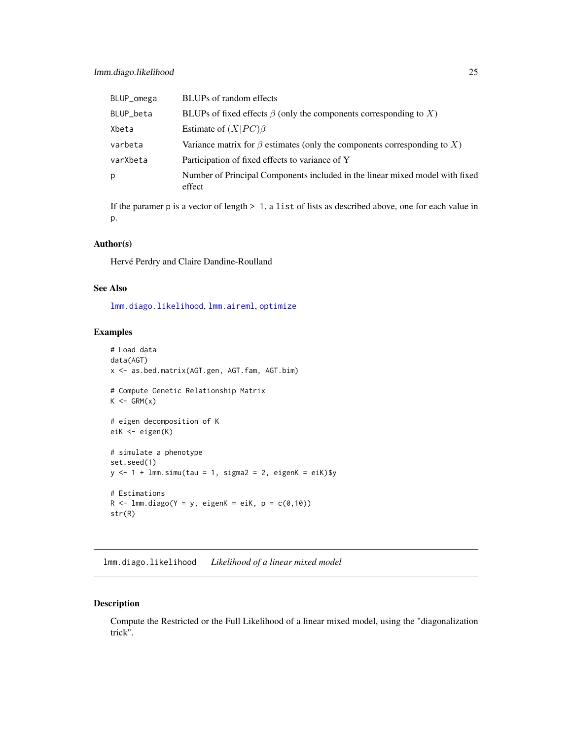| | |
|---|---|
| BLUP_omega | BLUPs of random effects |
| BLUP_beta | BLUPs of fixed effects $\beta$ (only the components corresponding to $X$) |
| Xbeta | Estimate of $(X\|PC)\beta$ |
| varbeta | Variance matrix for $\beta$ estimates (only the components corresponding to $X$) |
| varXbeta | Participation of fixed effects to variance of Y |
| p | Number of Principal Components included in the linear mixed model with fixed effect |

If the paramer `p` is a vector of length `> 1`, a `list` of lists as described above, one for each value in `p`.

### Author(s)

Hervé Perdry and Claire Dandine-Roulland

### See Also

`lmm.diago.likelihood`, `lmm.aireml`, `optimize`

### Examples

```
# Load data
data(AGT)
x <- as.bed.matrix(AGT.gen, AGT.fam, AGT.bim)

# Compute Genetic Relationship Matrix
K <- GRM(x)

# eigen decomposition of K
eiK <- eigen(K)

# simulate a phenotype
set.seed(1)
y <- 1 + lmm.simu(tau = 1, sigma2 = 2, eigenK = eiK)$y

# Estimations
R <- lmm.diago(Y = y, eigenK = eiK, p = c(0,10))
str(R)
```

---

## lmm.diago.likelihood    *Likelihood of a linear mixed model*

### Description

Compute the Restricted or the Full Likelihood of a linear mixed model, using the "diagonalization trick".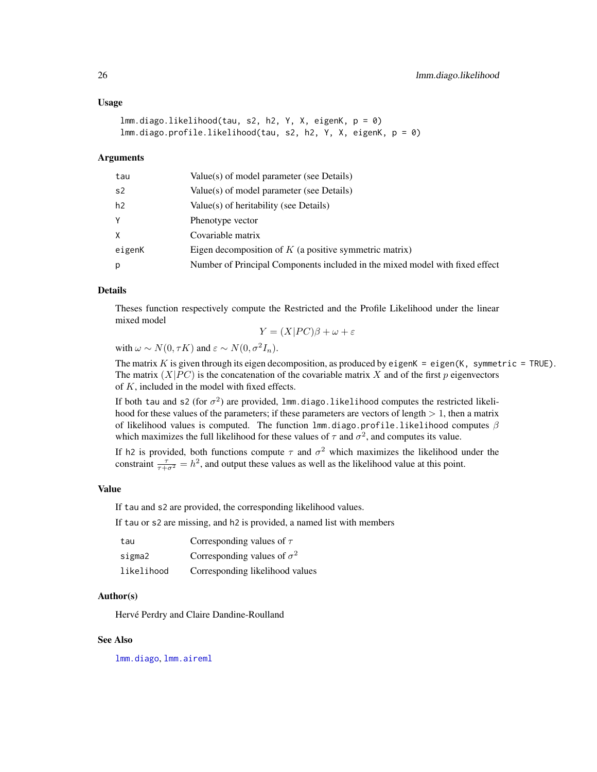## Usage

```
lmm.diago.likelihood(tau, s2, h2, Y, X, eigenK, p = 0)
lmm.diago.profile.likelihood(tau, s2, h2, Y, X, eigenK, p = 0)
```

## Arguments

| | |
|---|---|
| tau | Value(s) of model parameter (see Details) |
| s2 | Value(s) of model parameter (see Details) |
| h2 | Value(s) of heritability (see Details) |
| Y | Phenotype vector |
| X | Covariable matrix |
| eigenK | Eigen decomposition of $K$ (a positive symmetric matrix) |
| p | Number of Principal Components included in the mixed model with fixed effect |

## Details

Theses function respectively compute the Restricted and the Profile Likelihood under the linear mixed model

$$Y = (X|PC)\beta + \omega + \varepsilon$$

with $\omega \sim N(0, \tau K)$ and $\varepsilon \sim N(0, \sigma^2 I_n)$.

The matrix $K$ is given through its eigen decomposition, as produced by `eigenK = eigen(K, symmetric = TRUE)`. The matrix $(X|PC)$ is the concatenation of the covariable matrix $X$ and of the first $p$ eigenvectors of $K$, included in the model with fixed effects.

If both `tau` and `s2` (for $\sigma^2$) are provided, `lmm.diago.likelihood` computes the restricted likelihood for these values of the parameters; if these parameters are vectors of length $> 1$, then a matrix of likelihood values is computed. The function `lmm.diago.profile.likelihood` computes $\beta$ which maximizes the full likelihood for these values of $\tau$ and $\sigma^2$, and computes its value.

If `h2` is provided, both functions compute $\tau$ and $\sigma^2$ which maximizes the likelihood under the constraint $\frac{\tau}{\tau+\sigma^2} = h^2$, and output these values as well as the likelihood value at this point.

## Value

If `tau` and `s2` are provided, the corresponding likelihood values.

If `tau` or `s2` are missing, and `h2` is provided, a named list with members

| | |
|---|---|
| tau | Corresponding values of $\tau$ |
| sigma2 | Corresponding values of $\sigma^2$ |
| likelihood | Corresponding likelihood values |

## Author(s)

Hervé Perdry and Claire Dandine-Roulland

## See Also

`lmm.diago`, `lmm.aireml`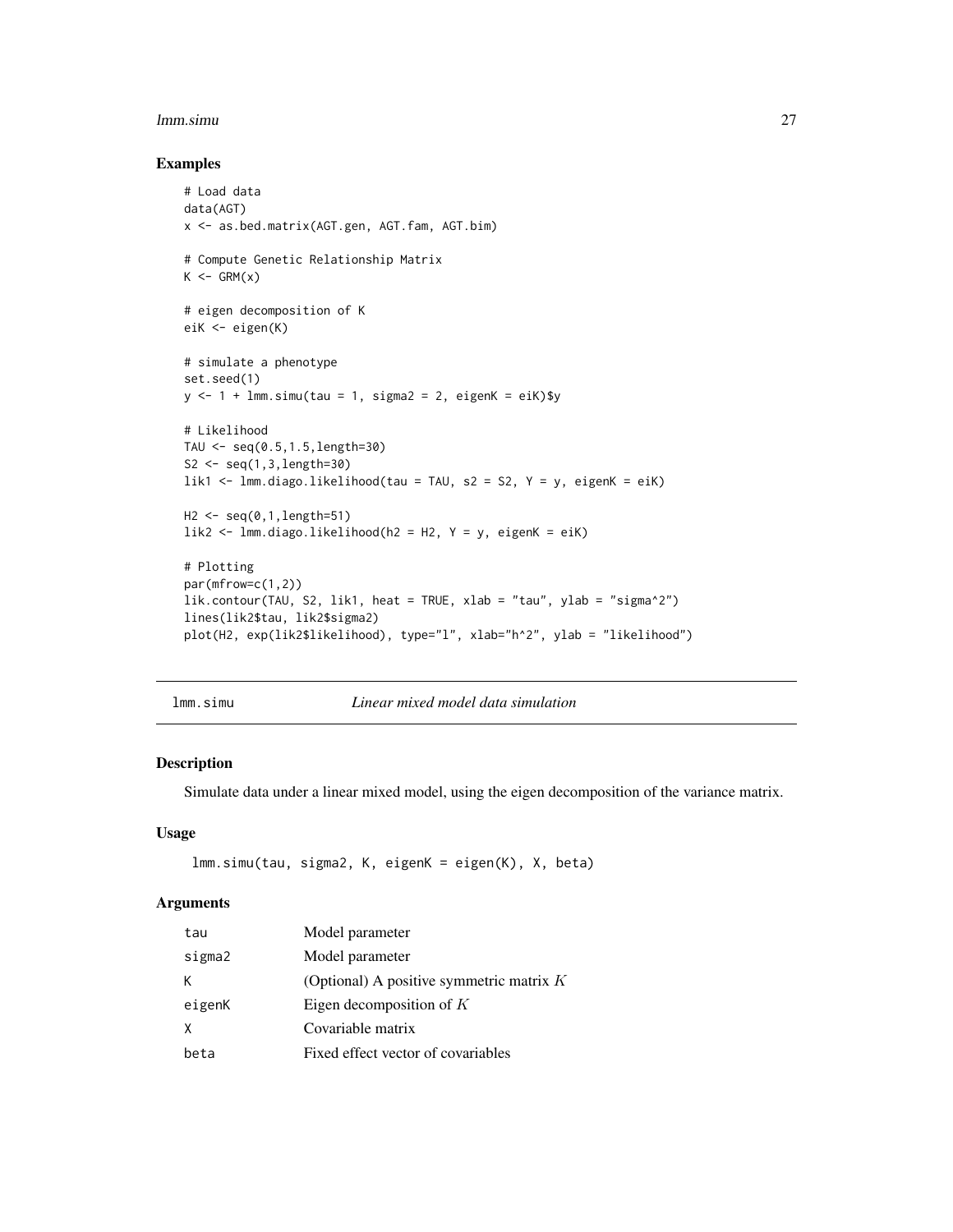## Examples

```
# Load data
data(AGT)
x <- as.bed.matrix(AGT.gen, AGT.fam, AGT.bim)

# Compute Genetic Relationship Matrix
K <- GRM(x)

# eigen decomposition of K
eiK <- eigen(K)

# simulate a phenotype
set.seed(1)
y <- 1 + lmm.simu(tau = 1, sigma2 = 2, eigenK = eiK)$y

# Likelihood
TAU <- seq(0.5,1.5,length=30)
S2 <- seq(1,3,length=30)
lik1 <- lmm.diago.likelihood(tau = TAU, s2 = S2, Y = y, eigenK = eiK)

H2 <- seq(0,1,length=51)
lik2 <- lmm.diago.likelihood(h2 = H2, Y = y, eigenK = eiK)

# Plotting
par(mfrow=c(1,2))
lik.contour(TAU, S2, lik1, heat = TRUE, xlab = "tau", ylab = "sigma^2")
lines(lik2$tau, lik2$sigma2)
plot(H2, exp(lik2$likelihood), type="l", xlab="h^2", ylab = "likelihood")
```

---

`lmm.simu` *Linear mixed model data simulation*

---

## Description

Simulate data under a linear mixed model, using the eigen decomposition of the variance matrix.

## Usage

```
lmm.simu(tau, sigma2, K, eigenK = eigen(K), X, beta)
```

## Arguments

| | |
|---|---|
| tau | Model parameter |
| sigma2 | Model parameter |
| K | (Optional) A positive symmetric matrix $K$ |
| eigenK | Eigen decomposition of $K$ |
| X | Covariable matrix |
| beta | Fixed effect vector of covariables |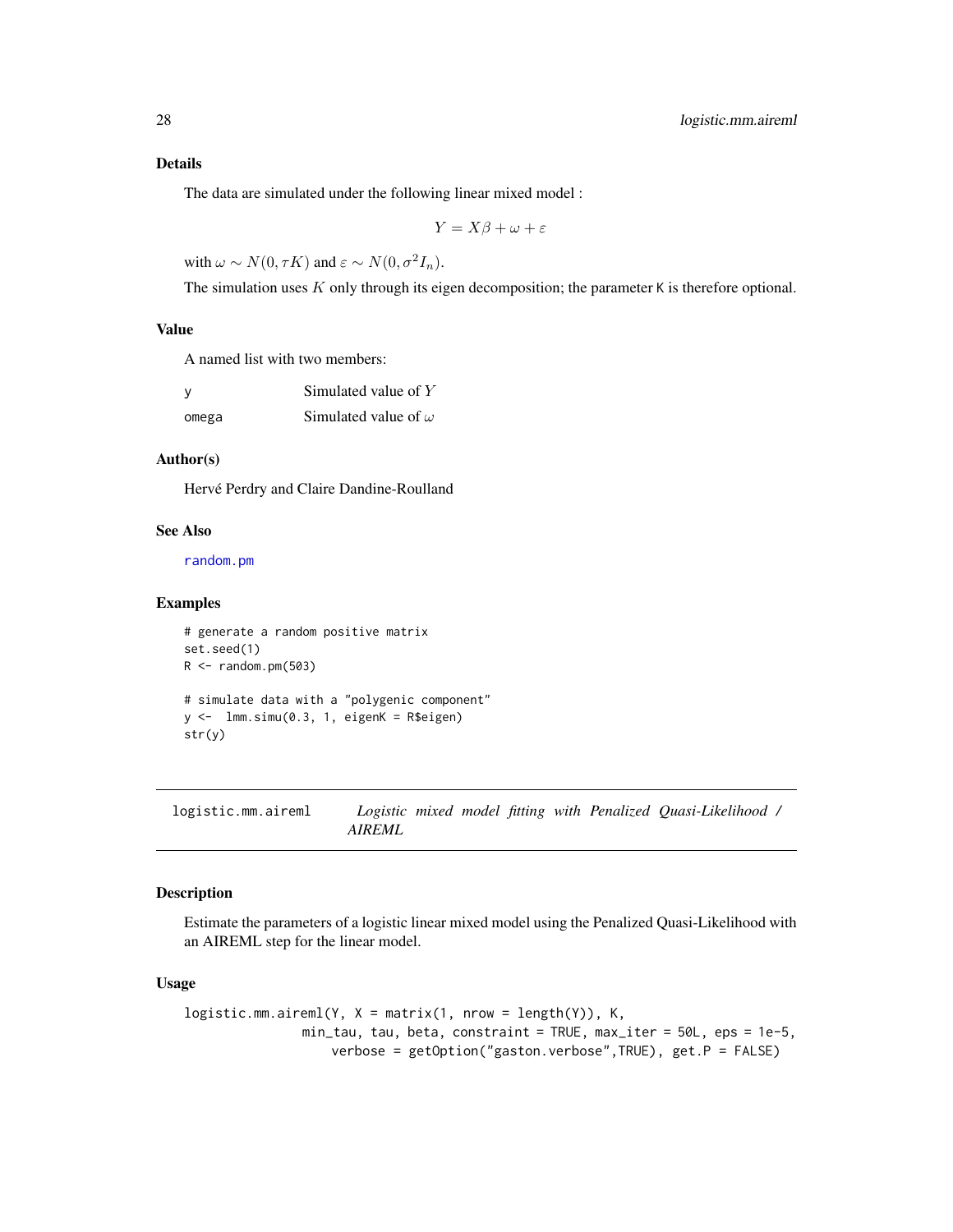### Details

The data are simulated under the following linear mixed model :

$$Y = X\beta + \omega + \varepsilon$$

with $\omega \sim N(0, \tau K)$ and $\varepsilon \sim N(0, \sigma^2 I_n)$.

The simulation uses $K$ only through its eigen decomposition; the parameter `K` is therefore optional.

### Value

A named list with two members:

| | |
|---|---|
| `y` | Simulated value of $Y$ |
| `omega` | Simulated value of $\omega$ |

### Author(s)

Hervé Perdry and Claire Dandine-Roulland

### See Also

`random.pm`

### Examples

```
# generate a random positive matrix
set.seed(1)
R <- random.pm(503)

# simulate data with a "polygenic component"
y <-  lmm.simu(0.3, 1, eigenK = R$eigen)
str(y)
```

---

## logistic.mm.aireml — *Logistic mixed model fitting with Penalized Quasi-Likelihood / AIREML*

### Description

Estimate the parameters of a logistic linear mixed model using the Penalized Quasi-Likelihood with an AIREML step for the linear model.

### Usage

```
logistic.mm.aireml(Y, X = matrix(1, nrow = length(Y)), K,
                min_tau, tau, beta, constraint = TRUE, max_iter = 50L, eps = 1e-5,
                    verbose = getOption("gaston.verbose",TRUE), get.P = FALSE)
```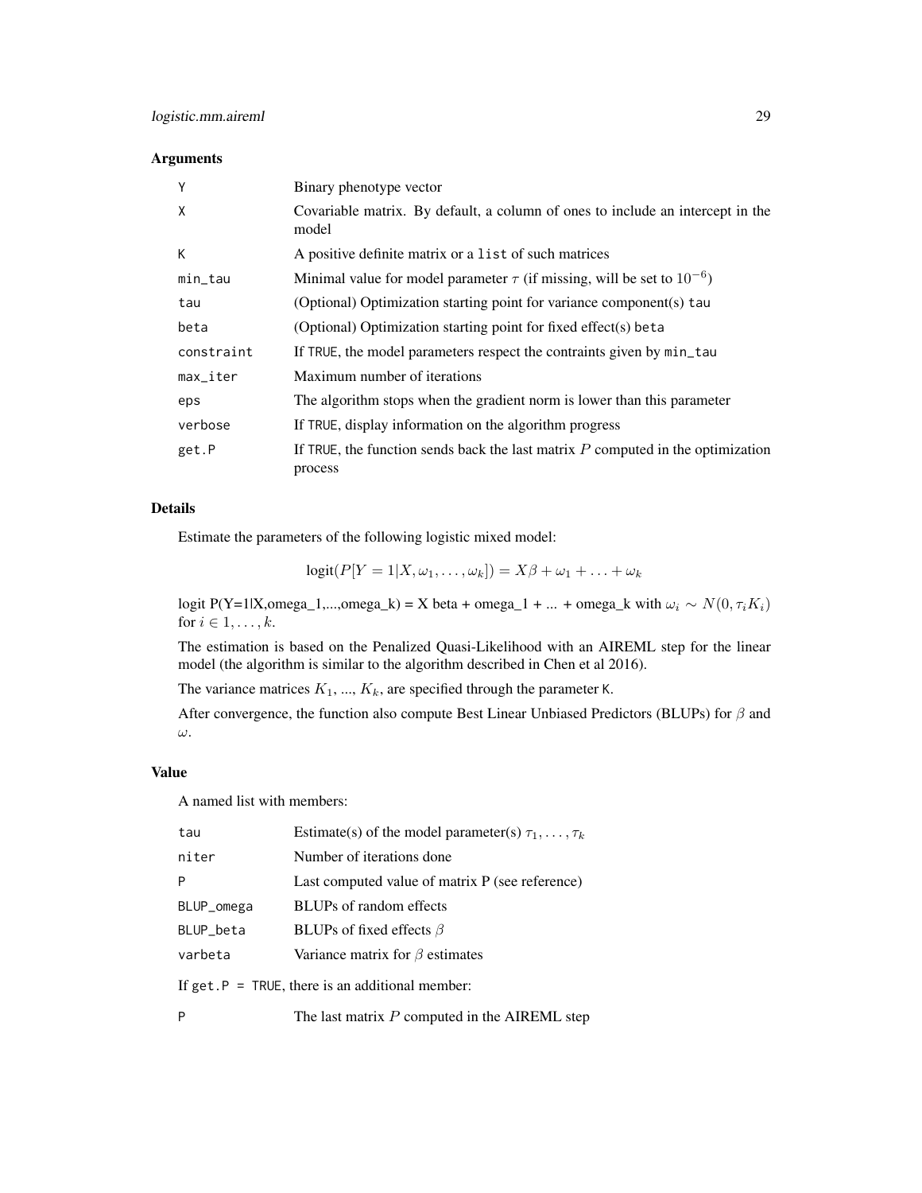## Arguments

| | |
|---|---|
| `Y` | Binary phenotype vector |
| `X` | Covariable matrix. By default, a column of ones to include an intercept in the model |
| `K` | A positive definite matrix or a `list` of such matrices |
| `min_tau` | Minimal value for model parameter $\tau$ (if missing, will be set to $10^{-6}$) |
| `tau` | (Optional) Optimization starting point for variance component(s) `tau` |
| `beta` | (Optional) Optimization starting point for fixed effect(s) `beta` |
| `constraint` | If `TRUE`, the model parameters respect the contraints given by `min_tau` |
| `max_iter` | Maximum number of iterations |
| `eps` | The algorithm stops when the gradient norm is lower than this parameter |
| `verbose` | If `TRUE`, display information on the algorithm progress |
| `get.P` | If `TRUE`, the function sends back the last matrix $P$ computed in the optimization process |

## Details

Estimate the parameters of the following logistic mixed model:

$$\text{logit}(P[Y = 1|X, \omega_1, \ldots, \omega_k]) = X\beta + \omega_1 + \ldots + \omega_k$$

logit P(Y=1|X,omega_1,...,omega_k) = X beta + omega_1 + ... + omega_k with $\omega_i \sim N(0, \tau_i K_i)$ for $i \in 1, \ldots, k$.

The estimation is based on the Penalized Quasi-Likelihood with an AIREML step for the linear model (the algorithm is similar to the algorithm described in Chen et al 2016).

The variance matrices $K_1$, ..., $K_k$, are specified through the parameter `K`.

After convergence, the function also compute Best Linear Unbiased Predictors (BLUPs) for $\beta$ and $\omega$.

## Value

A named list with members:

| | |
|---|---|
| `tau` | Estimate(s) of the model parameter(s) $\tau_1, \ldots, \tau_k$ |
| `niter` | Number of iterations done |
| `P` | Last computed value of matrix P (see reference) |
| `BLUP_omega` | BLUPs of random effects |
| `BLUP_beta` | BLUPs of fixed effects $\beta$ |
| `varbeta` | Variance matrix for $\beta$ estimates |

If `get.P = TRUE`, there is an additional member:

| | |
|---|---|
| `P` | The last matrix $P$ computed in the AIREML step |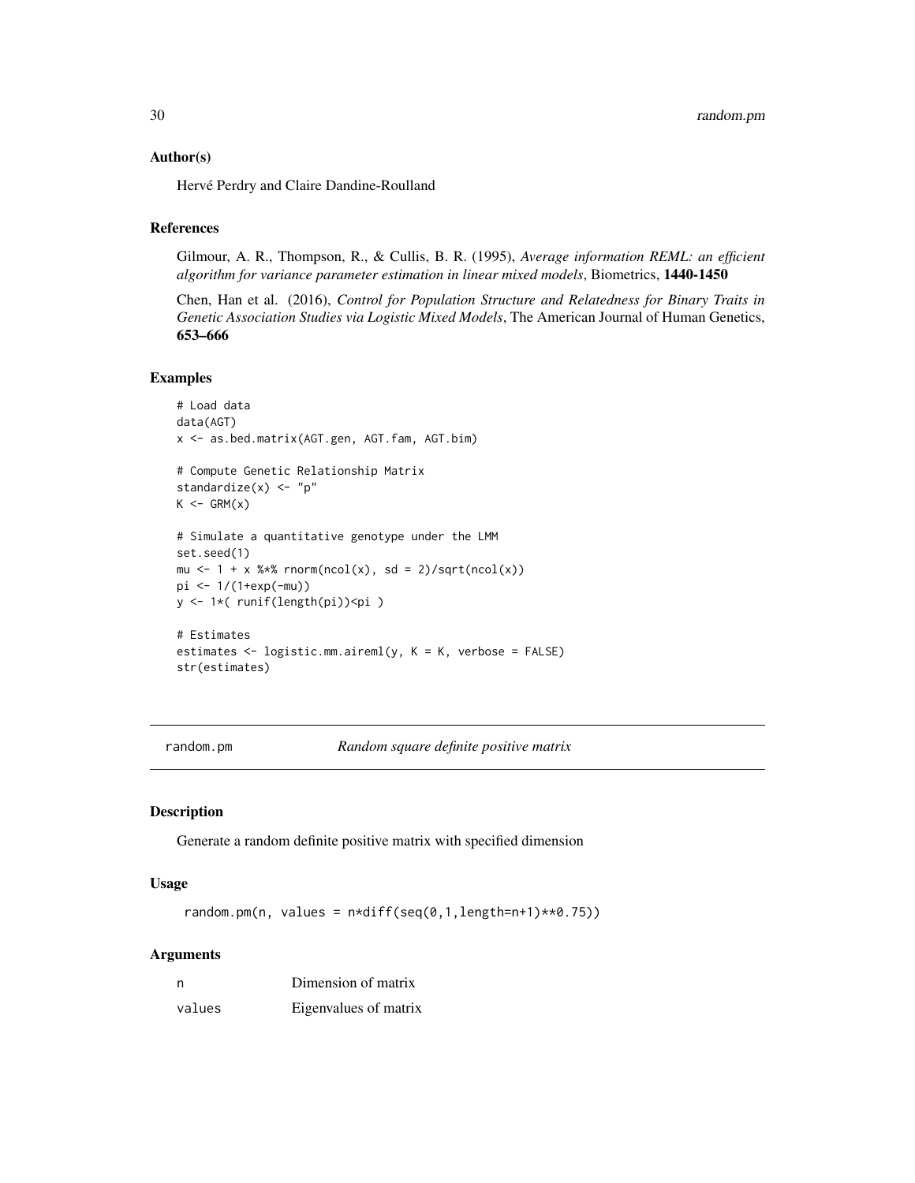## Author(s)

Hervé Perdry and Claire Dandine-Roulland

## References

Gilmour, A. R., Thompson, R., & Cullis, B. R. (1995), *Average information REML: an efficient algorithm for variance parameter estimation in linear mixed models*, Biometrics, **1440-1450**

Chen, Han et al. (2016), *Control for Population Structure and Relatedness for Binary Traits in Genetic Association Studies via Logistic Mixed Models*, The American Journal of Human Genetics, **653–666**

## Examples

```
# Load data
data(AGT)
x <- as.bed.matrix(AGT.gen, AGT.fam, AGT.bim)

# Compute Genetic Relationship Matrix
standardize(x) <- "p"
K <- GRM(x)

# Simulate a quantitative genotype under the LMM
set.seed(1)
mu <- 1 + x %*% rnorm(ncol(x), sd = 2)/sqrt(ncol(x))
pi <- 1/(1+exp(-mu))
y <- 1*( runif(length(pi))<pi )

# Estimates
estimates <- logistic.mm.aireml(y, K = K, verbose = FALSE)
str(estimates)
```

---

# random.pm &nbsp;&nbsp;&nbsp;&nbsp; *Random square definite positive matrix*

## Description

Generate a random definite positive matrix with specified dimension

## Usage

```
random.pm(n, values = n*diff(seq(0,1,length=n+1)**0.75))
```

## Arguments

| | |
|---|---|
| n | Dimension of matrix |
| values | Eigenvalues of matrix |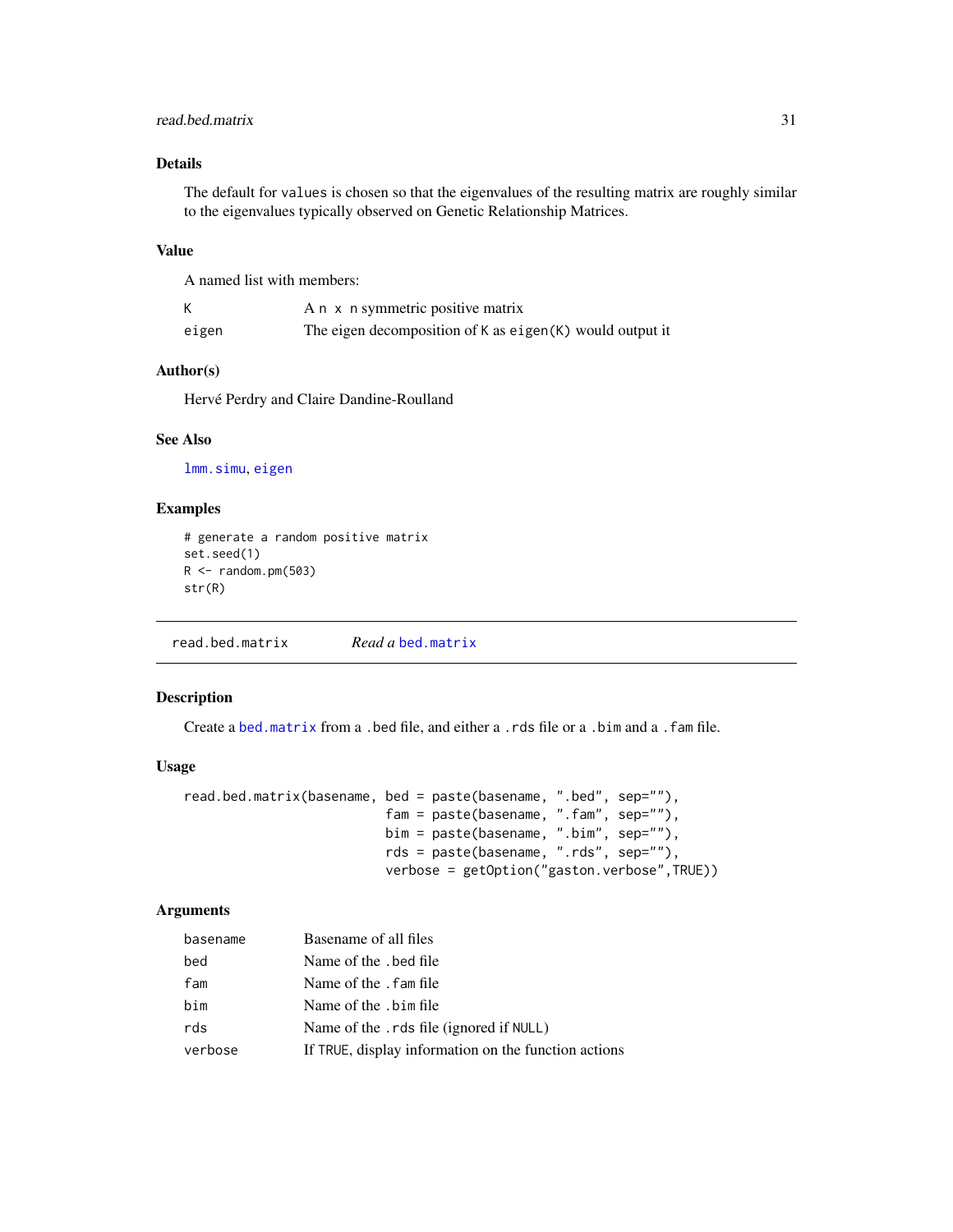### Details

The default for `values` is chosen so that the eigenvalues of the resulting matrix are roughly similar to the eigenvalues typically observed on Genetic Relationship Matrices.

### Value

A named list with members:

| | |
|---|---|
| `K` | A `n x n` symmetric positive matrix |
| `eigen` | The eigen decomposition of `K` as `eigen(K)` would output it |

### Author(s)

Hervé Perdry and Claire Dandine-Roulland

### See Also

`lmm.simu`, `eigen`

### Examples

```
# generate a random positive matrix
set.seed(1)
R <- random.pm(503)
str(R)
```

---

## read.bed.matrix — *Read a* `bed.matrix`

### Description

Create a `bed.matrix` from a `.bed` file, and either a `.rds` file or a `.bim` and a `.fam` file.

### Usage

```
read.bed.matrix(basename, bed = paste(basename, ".bed", sep=""),
                          fam = paste(basename, ".fam", sep=""),
                          bim = paste(basename, ".bim", sep=""),
                          rds = paste(basename, ".rds", sep=""),
                          verbose = getOption("gaston.verbose",TRUE))
```

### Arguments

| | |
|---|---|
| `basename` | Basename of all files |
| `bed` | Name of the `.bed` file |
| `fam` | Name of the `.fam` file |
| `bim` | Name of the `.bim` file |
| `rds` | Name of the `.rds` file (ignored if `NULL`) |
| `verbose` | If `TRUE`, display information on the function actions |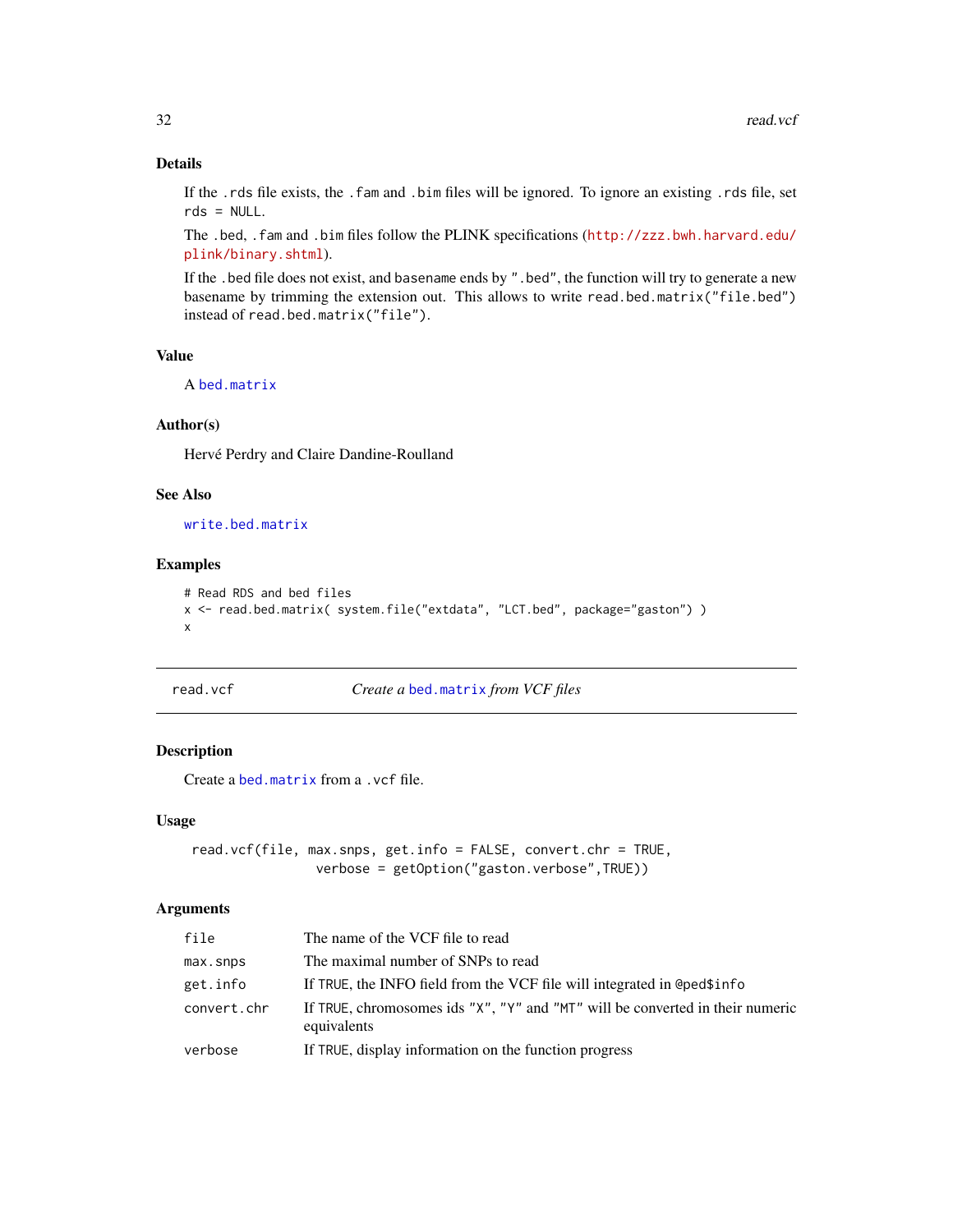### Details

If the `.rds` file exists, the `.fam` and `.bim` files will be ignored. To ignore an existing `.rds` file, set `rds = NULL`.

The `.bed`, `.fam` and `.bim` files follow the PLINK specifications (http://zzz.bwh.harvard.edu/plink/binary.shtml).

If the `.bed` file does not exist, and basename ends by `".bed"`, the function will try to generate a new basename by trimming the extension out. This allows to write `read.bed.matrix("file.bed")` instead of `read.bed.matrix("file")`.

### Value

A `bed.matrix`

### Author(s)

Hervé Perdry and Claire Dandine-Roulland

### See Also

`write.bed.matrix`

### Examples

```
# Read RDS and bed files
x <- read.bed.matrix( system.file("extdata", "LCT.bed", package="gaston") )
x
```

---

## read.vcf — *Create a* `bed.matrix` *from VCF files*

### Description

Create a `bed.matrix` from a `.vcf` file.

### Usage

```
read.vcf(file, max.snps, get.info = FALSE, convert.chr = TRUE,
                  verbose = getOption("gaston.verbose",TRUE))
```

### Arguments

| | |
|---|---|
| `file` | The name of the VCF file to read |
| `max.snps` | The maximal number of SNPs to read |
| `get.info` | If `TRUE`, the INFO field from the VCF file will integrated in `@ped$info` |
| `convert.chr` | If `TRUE`, chromosomes ids `"X"`, `"Y"` and `"MT"` will be converted in their numeric equivalents |
| `verbose` | If `TRUE`, display information on the function progress |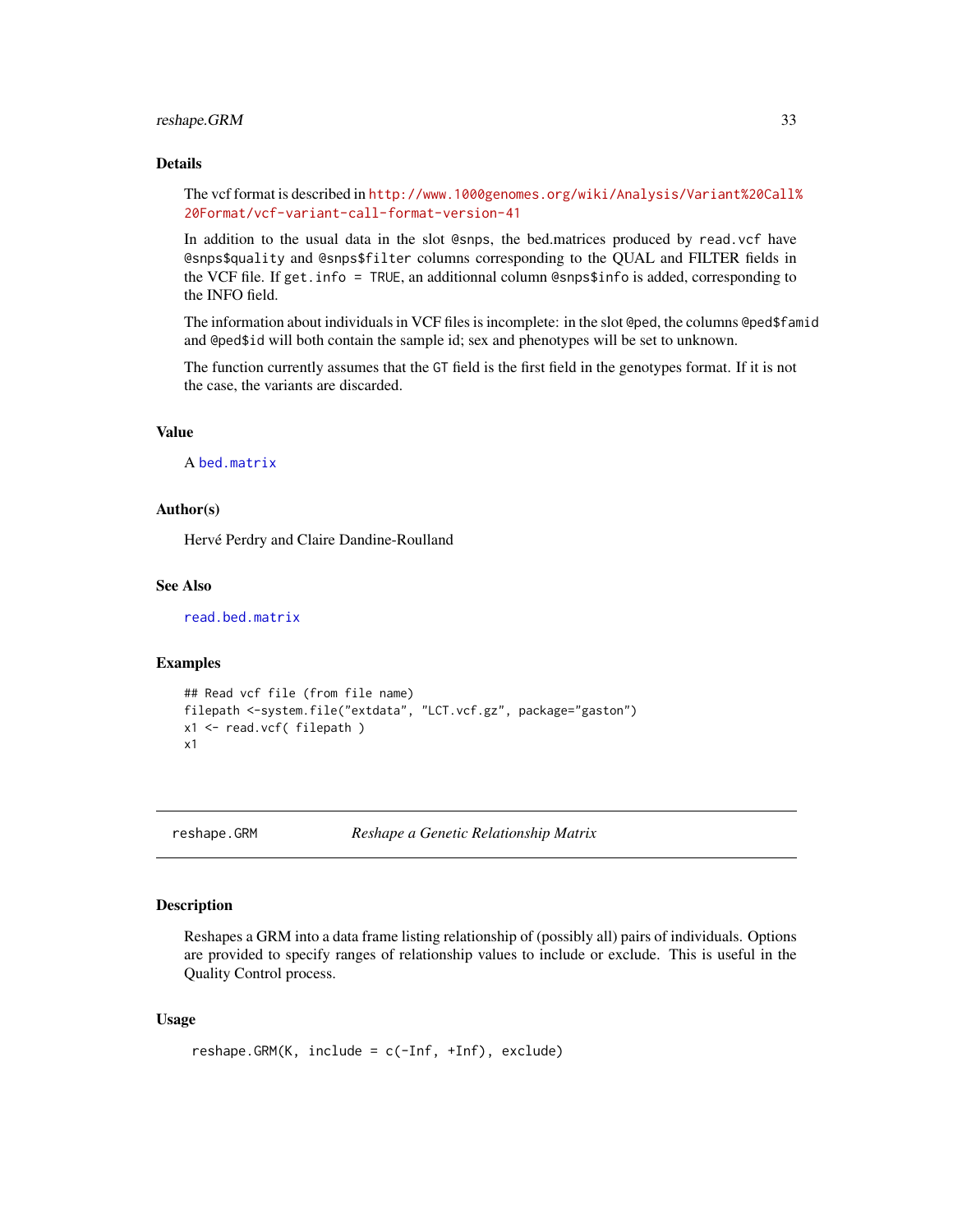## Details

The vcf format is described in http://www.1000genomes.org/wiki/Analysis/Variant%20Call%20Format/vcf-variant-call-format-version-41

In addition to the usual data in the slot `@snps`, the bed.matrices produced by `read.vcf` have `@snps$quality` and `@snps$filter` columns corresponding to the QUAL and FILTER fields in the VCF file. If `get.info = TRUE`, an additionnal column `@snps$info` is added, corresponding to the INFO field.

The information about individuals in VCF files is incomplete: in the slot `@ped`, the columns `@ped$famid` and `@ped$id` will both contain the sample id; sex and phenotypes will be set to unknown.

The function currently assumes that the `GT` field is the first field in the genotypes format. If it is not the case, the variants are discarded.

## Value

A `bed.matrix`

## Author(s)

Hervé Perdry and Claire Dandine-Roulland

## See Also

`read.bed.matrix`

## Examples

```
## Read vcf file (from file name)
filepath <-system.file("extdata", "LCT.vcf.gz", package="gaston")
x1 <- read.vcf( filepath )
x1
```

---

# reshape.GRM — *Reshape a Genetic Relationship Matrix*

## Description

Reshapes a GRM into a data frame listing relationship of (possibly all) pairs of individuals. Options are provided to specify ranges of relationship values to include or exclude. This is useful in the Quality Control process.

## Usage

```
reshape.GRM(K, include = c(-Inf, +Inf), exclude)
```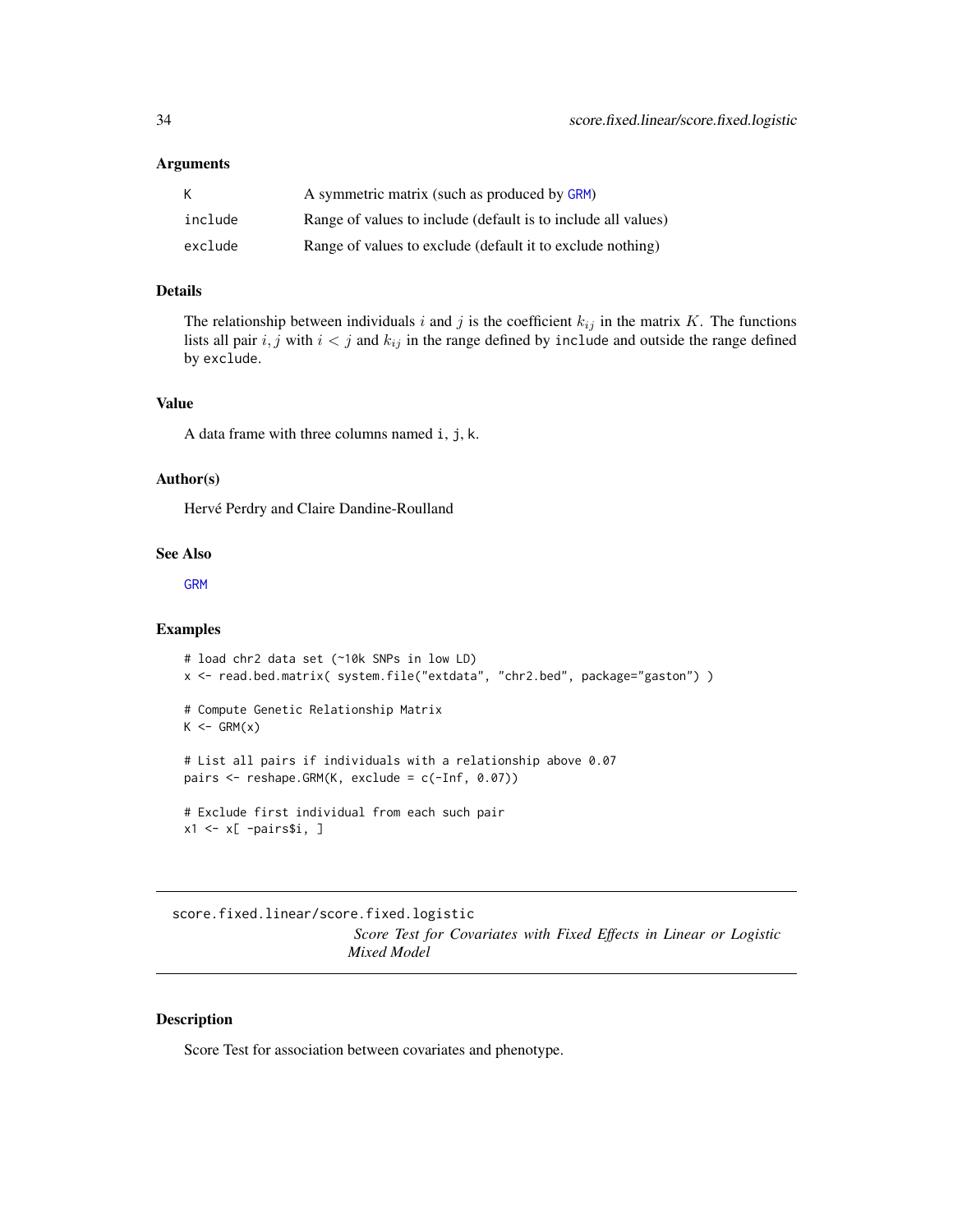### Arguments

| | |
|---|---|
| K | A symmetric matrix (such as produced by GRM) |
| include | Range of values to include (default is to include all values) |
| exclude | Range of values to exclude (default it to exclude nothing) |

### Details

The relationship between individuals $i$ and $j$ is the coefficient $k_{ij}$ in the matrix $K$. The functions lists all pair $i, j$ with $i < j$ and $k_{ij}$ in the range defined by include and outside the range defined by exclude.

### Value

A data frame with three columns named i, j, k.

### Author(s)

Hervé Perdry and Claire Dandine-Roulland

### See Also

GRM

### Examples

```
# load chr2 data set (~10k SNPs in low LD)
x <- read.bed.matrix( system.file("extdata", "chr2.bed", package="gaston") )

# Compute Genetic Relationship Matrix
K <- GRM(x)

# List all pairs if individuals with a relationship above 0.07
pairs <- reshape.GRM(K, exclude = c(-Inf, 0.07))

# Exclude first individual from each such pair
x1 <- x[ -pairs$i, ]
```

---

## score.fixed.linear/score.fixed.logistic

*Score Test for Covariates with Fixed Effects in Linear or Logistic Mixed Model*

### Description

Score Test for association between covariates and phenotype.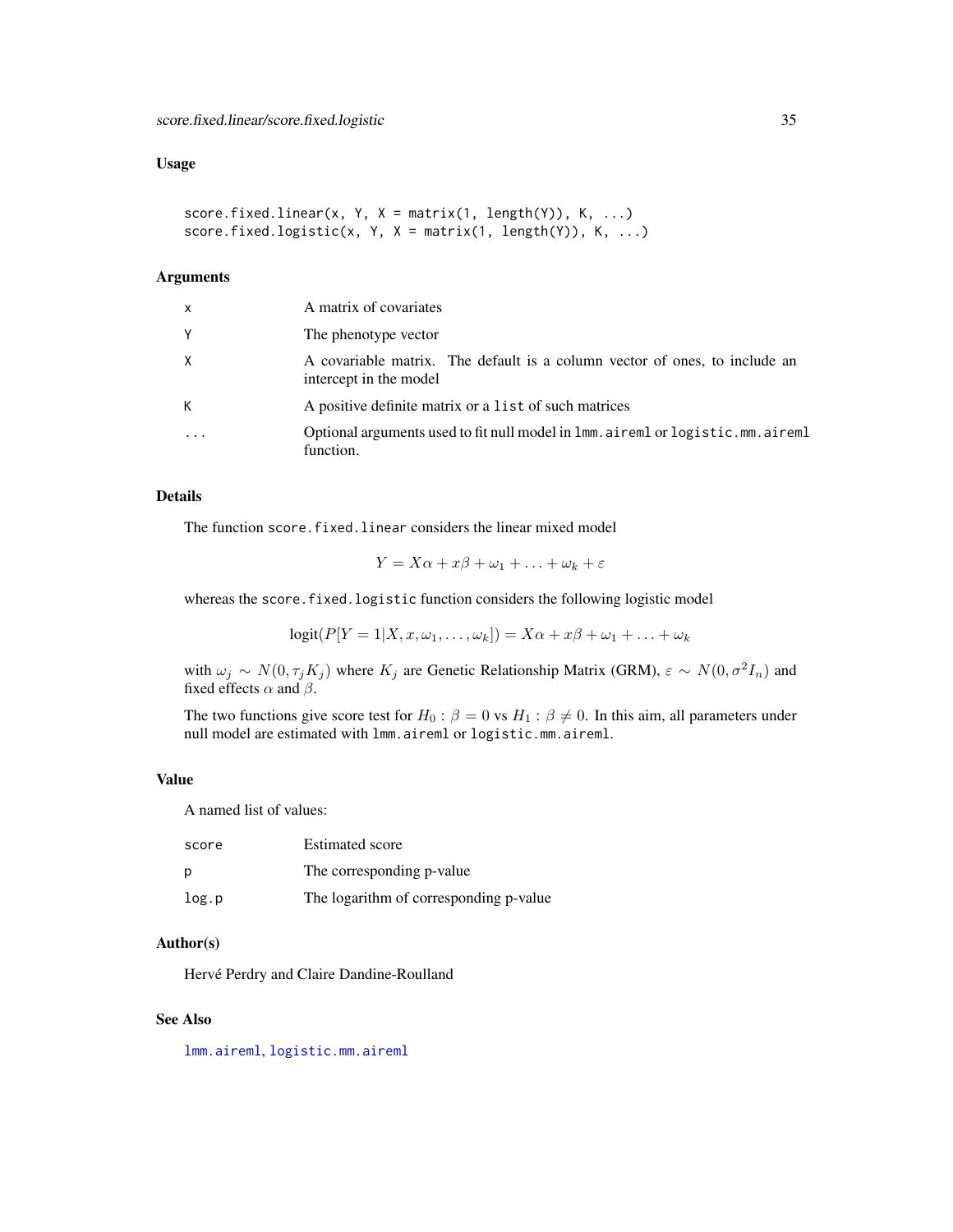## Usage

```
score.fixed.linear(x, Y, X = matrix(1, length(Y)), K, ...)
score.fixed.logistic(x, Y, X = matrix(1, length(Y)), K, ...)
```

## Arguments

| | |
|---|---|
| x | A matrix of covariates |
| Y | The phenotype vector |
| X | A covariable matrix. The default is a column vector of ones, to include an intercept in the model |
| K | A positive definite matrix or a `list` of such matrices |
| ... | Optional arguments used to fit null model in `lmm.aireml` or `logistic.mm.aireml` function. |

## Details

The function `score.fixed.linear` considers the linear mixed model

$$Y = X\alpha + x\beta + \omega_1 + \ldots + \omega_k + \varepsilon$$

whereas the `score.fixed.logistic` function considers the following logistic model

$$\text{logit}(P[Y = 1|X, x, \omega_1, \ldots, \omega_k]) = X\alpha + x\beta + \omega_1 + \ldots + \omega_k$$

with $\omega_j \sim N(0, \tau_j K_j)$ where $K_j$ are Genetic Relationship Matrix (GRM), $\varepsilon \sim N(0, \sigma^2 I_n)$ and fixed effects $\alpha$ and $\beta$.

The two functions give score test for $H_0 : \beta = 0$ vs $H_1 : \beta \neq 0$. In this aim, all parameters under null model are estimated with `lmm.aireml` or `logistic.mm.aireml`.

## Value

A named list of values:

| | |
|---|---|
| score | Estimated score |
| p | The corresponding p-value |
| log.p | The logarithm of corresponding p-value |

## Author(s)

Hervé Perdry and Claire Dandine-Roulland

## See Also

`lmm.aireml`, `logistic.mm.aireml`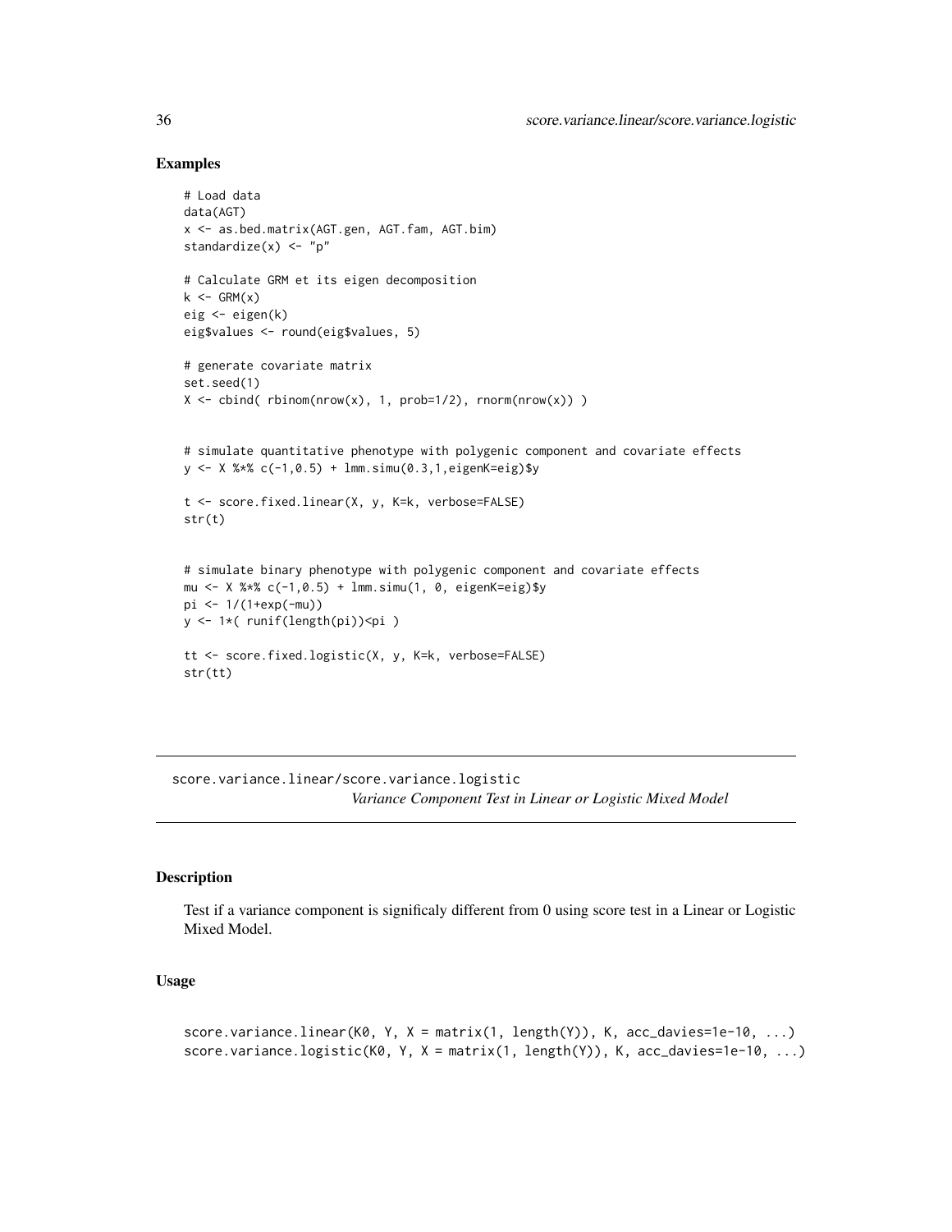## Examples

```
# Load data
data(AGT)
x <- as.bed.matrix(AGT.gen, AGT.fam, AGT.bim)
standardize(x) <- "p"

# Calculate GRM et its eigen decomposition
k <- GRM(x)
eig <- eigen(k)
eig$values <- round(eig$values, 5)

# generate covariate matrix
set.seed(1)
X <- cbind( rbinom(nrow(x), 1, prob=1/2), rnorm(nrow(x)) )


# simulate quantitative phenotype with polygenic component and covariate effects
y <- X %*% c(-1,0.5) + lmm.simu(0.3,1,eigenK=eig)$y

t <- score.fixed.linear(X, y, K=k, verbose=FALSE)
str(t)


# simulate binary phenotype with polygenic component and covariate effects
mu <- X %*% c(-1,0.5) + lmm.simu(1, 0, eigenK=eig)$y
pi <- 1/(1+exp(-mu))
y <- 1*( runif(length(pi))<pi )

tt <- score.fixed.logistic(X, y, K=k, verbose=FALSE)
str(tt)
```

---

## score.variance.linear/score.variance.logistic

*Variance Component Test in Linear or Logistic Mixed Model*

---

### Description

Test if a variance component is significaly different from 0 using score test in a Linear or Logistic Mixed Model.

### Usage

```
score.variance.linear(K0, Y, X = matrix(1, length(Y)), K, acc_davies=1e-10, ...)
score.variance.logistic(K0, Y, X = matrix(1, length(Y)), K, acc_davies=1e-10, ...)
```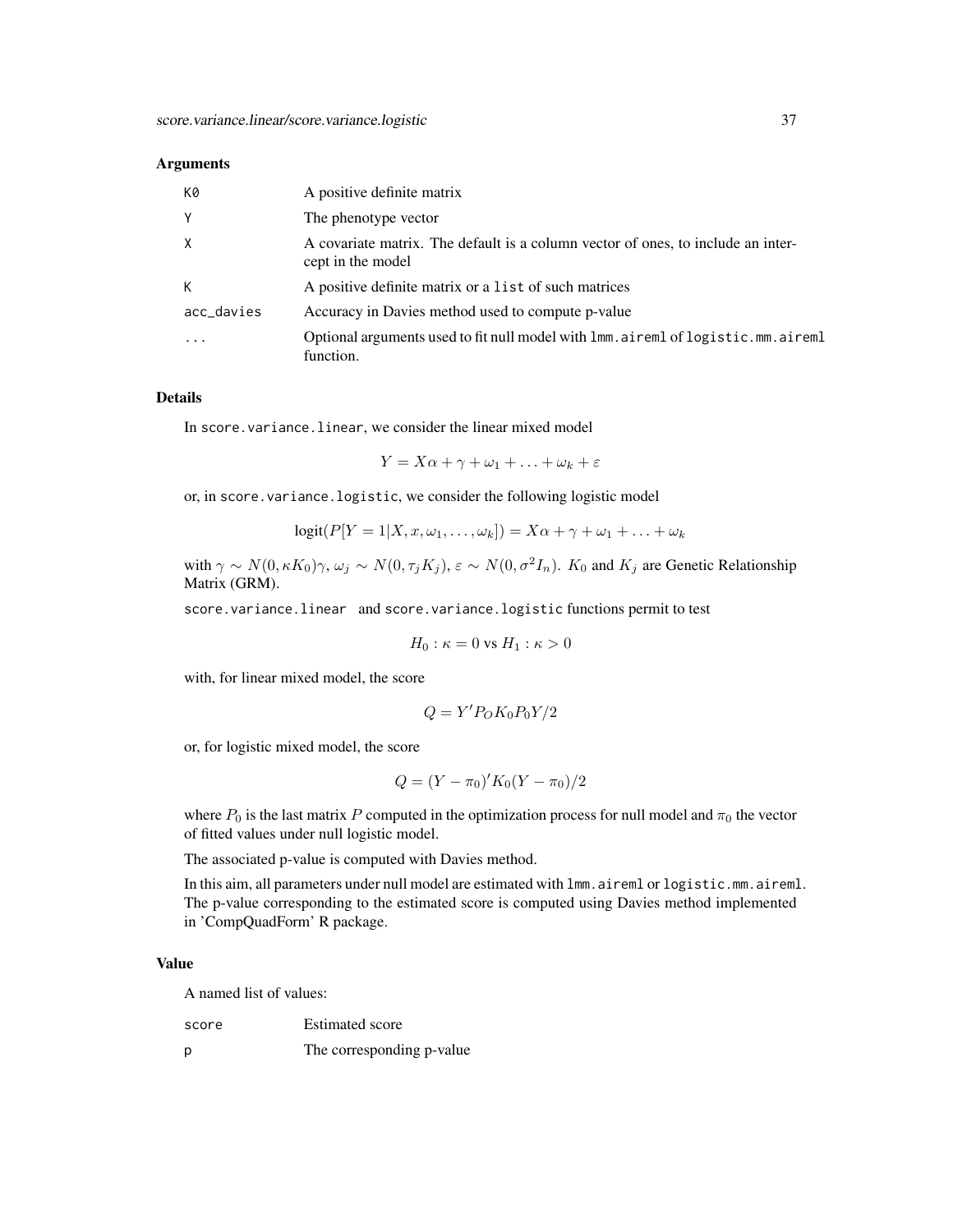### Arguments

| | |
|---|---|
| K0 | A positive definite matrix |
| Y | The phenotype vector |
| X | A covariate matrix. The default is a column vector of ones, to include an intercept in the model |
| K | A positive definite matrix or a list of such matrices |
| acc_davies | Accuracy in Davies method used to compute p-value |
| ... | Optional arguments used to fit null model with lmm.aireml of logistic.mm.aireml function. |

### Details

In score.variance.linear, we consider the linear mixed model

$$Y = X\alpha + \gamma + \omega_1 + \ldots + \omega_k + \varepsilon$$

or, in score.variance.logistic, we consider the following logistic model

$$\text{logit}(P[Y = 1|X, x, \omega_1, \ldots, \omega_k]) = X\alpha + \gamma + \omega_1 + \ldots + \omega_k$$

with $\gamma \sim N(0, \kappa K_0)\gamma$, $\omega_j \sim N(0, \tau_j K_j)$, $\varepsilon \sim N(0, \sigma^2 I_n)$. $K_0$ and $K_j$ are Genetic Relationship Matrix (GRM).

score.variance.linear and score.variance.logistic functions permit to test

$$H_0 : \kappa = 0 \text{ vs } H_1 : \kappa > 0$$

with, for linear mixed model, the score

$$Q = Y' P_O K_0 P_0 Y/2$$

or, for logistic mixed model, the score

$$Q = (Y - \pi_0)' K_0 (Y - \pi_0)/2$$

where $P_0$ is the last matrix $P$ computed in the optimization process for null model and $\pi_0$ the vector of fitted values under null logistic model.

The associated p-value is computed with Davies method.

In this aim, all parameters under null model are estimated with lmm.aireml or logistic.mm.aireml. The p-value corresponding to the estimated score is computed using Davies method implemented in 'CompQuadForm' R package.

### Value

A named list of values:

| | |
|---|---|
| score | Estimated score |
| p | The corresponding p-value |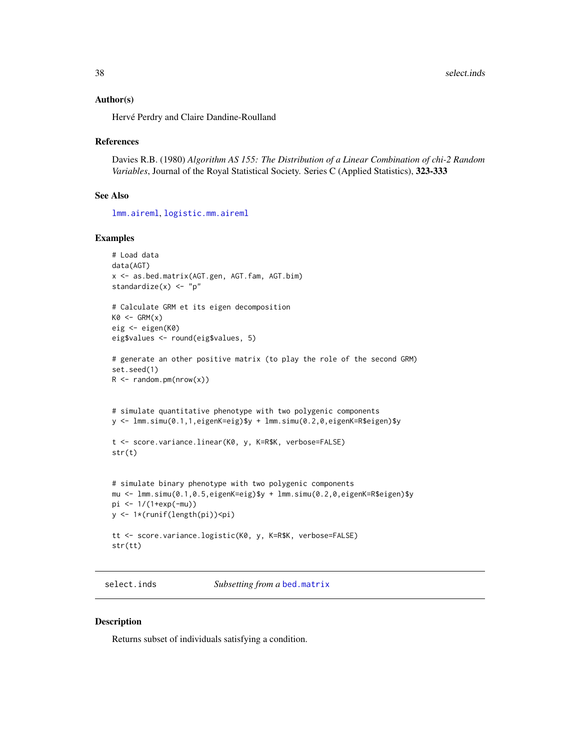### Author(s)

Hervé Perdry and Claire Dandine-Roulland

### References

Davies R.B. (1980) *Algorithm AS 155: The Distribution of a Linear Combination of chi-2 Random Variables*, Journal of the Royal Statistical Society. Series C (Applied Statistics), **323-333**

### See Also

lmm.aireml, logistic.mm.aireml

### Examples

```
# Load data
data(AGT)
x <- as.bed.matrix(AGT.gen, AGT.fam, AGT.bim)
standardize(x) <- "p"

# Calculate GRM et its eigen decomposition
K0 <- GRM(x)
eig <- eigen(K0)
eig$values <- round(eig$values, 5)

# generate an other positive matrix (to play the role of the second GRM)
set.seed(1)
R <- random.pm(nrow(x))


# simulate quantitative phenotype with two polygenic components
y <- lmm.simu(0.1,1,eigenK=eig)$y + lmm.simu(0.2,0,eigenK=R$eigen)$y

t <- score.variance.linear(K0, y, K=R$K, verbose=FALSE)
str(t)


# simulate binary phenotype with two polygenic components
mu <- lmm.simu(0.1,0.5,eigenK=eig)$y + lmm.simu(0.2,0,eigenK=R$eigen)$y
pi <- 1/(1+exp(-mu))
y <- 1*(runif(length(pi))<pi)

tt <- score.variance.logistic(K0, y, K=R$K, verbose=FALSE)
str(tt)
```

---

## select.inds — *Subsetting from a* bed.matrix

### Description

Returns subset of individuals satisfying a condition.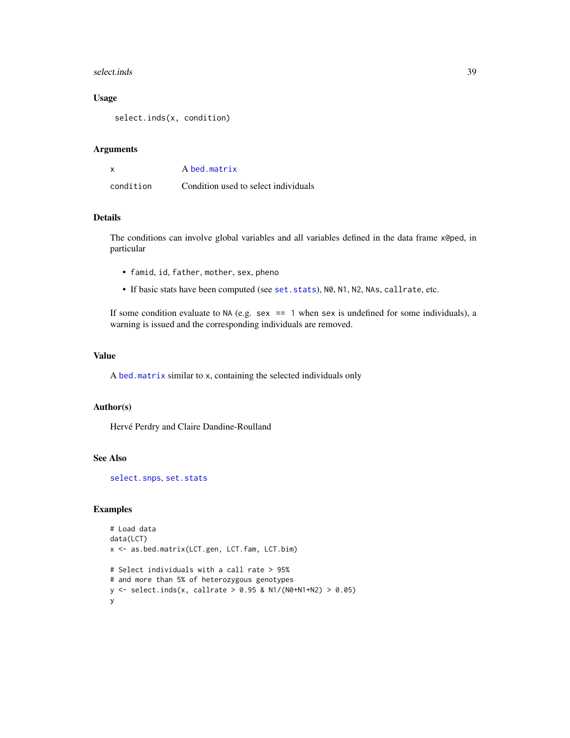## Usage

```
select.inds(x, condition)
```

## Arguments

| | |
|---|---|
| x | A `bed.matrix` |
| condition | Condition used to select individuals |

## Details

The conditions can involve global variables and all variables defined in the data frame `x@ped`, in particular

- `famid`, `id`, `father`, `mother`, `sex`, `pheno`
- If basic stats have been computed (see `set.stats`), `N0`, `N1`, `N2`, `NAs`, `callrate`, etc.

If some condition evaluate to `NA` (e.g. `sex == 1` when `sex` is undefined for some individuals), a warning is issued and the corresponding individuals are removed.

## Value

A `bed.matrix` similar to `x`, containing the selected individuals only

## Author(s)

Hervé Perdry and Claire Dandine-Roulland

## See Also

`select.snps`, `set.stats`

## Examples

```
# Load data
data(LCT)
x <- as.bed.matrix(LCT.gen, LCT.fam, LCT.bim)

# Select individuals with a call rate > 95%
# and more than 5% of heterozygous genotypes
y <- select.inds(x, callrate > 0.95 & N1/(N0+N1+N2) > 0.05)
y
```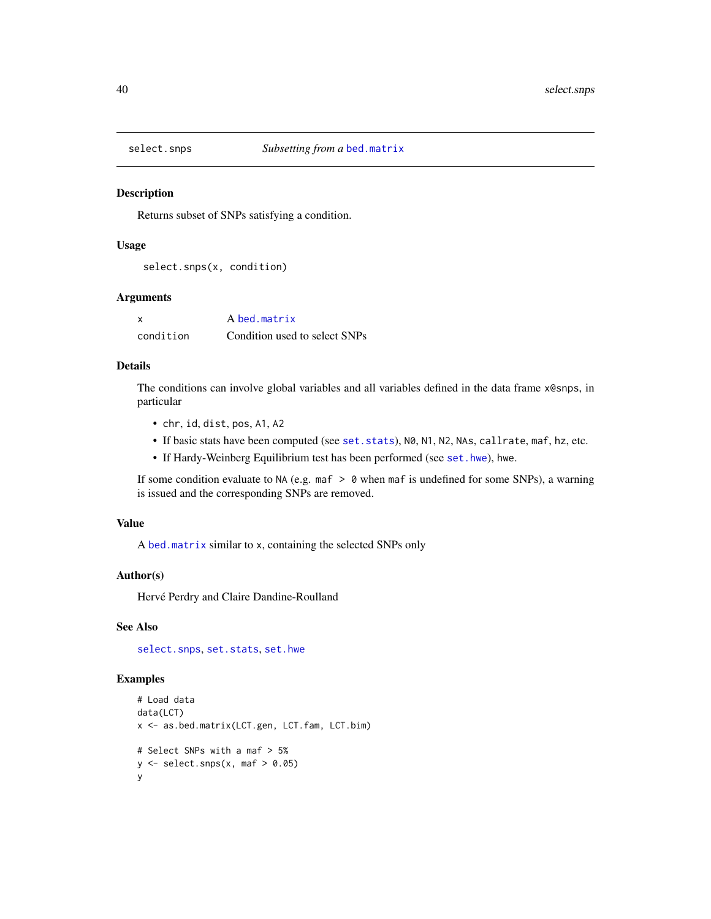# select.snps — *Subsetting from a* `bed.matrix`

## Description

Returns subset of SNPs satisfying a condition.

## Usage

```
select.snps(x, condition)
```

## Arguments

| | |
|---|---|
| `x` | A `bed.matrix` |
| `condition` | Condition used to select SNPs |

## Details

The conditions can involve global variables and all variables defined in the data frame `x@snps`, in particular

- `chr`, `id`, `dist`, `pos`, `A1`, `A2`
- If basic stats have been computed (see `set.stats`), `N0`, `N1`, `N2`, `NAs`, `callrate`, `maf`, `hz`, etc.
- If Hardy-Weinberg Equilibrium test has been performed (see `set.hwe`), `hwe`.

If some condition evaluate to `NA` (e.g. `maf > 0` when `maf` is undefined for some SNPs), a warning is issued and the corresponding SNPs are removed.

## Value

A `bed.matrix` similar to `x`, containing the selected SNPs only

## Author(s)

Hervé Perdry and Claire Dandine-Roulland

## See Also

`select.snps`, `set.stats`, `set.hwe`

## Examples

```
# Load data
data(LCT)
x <- as.bed.matrix(LCT.gen, LCT.fam, LCT.bim)

# Select SNPs with a maf > 5%
y <- select.snps(x, maf > 0.05)
y
```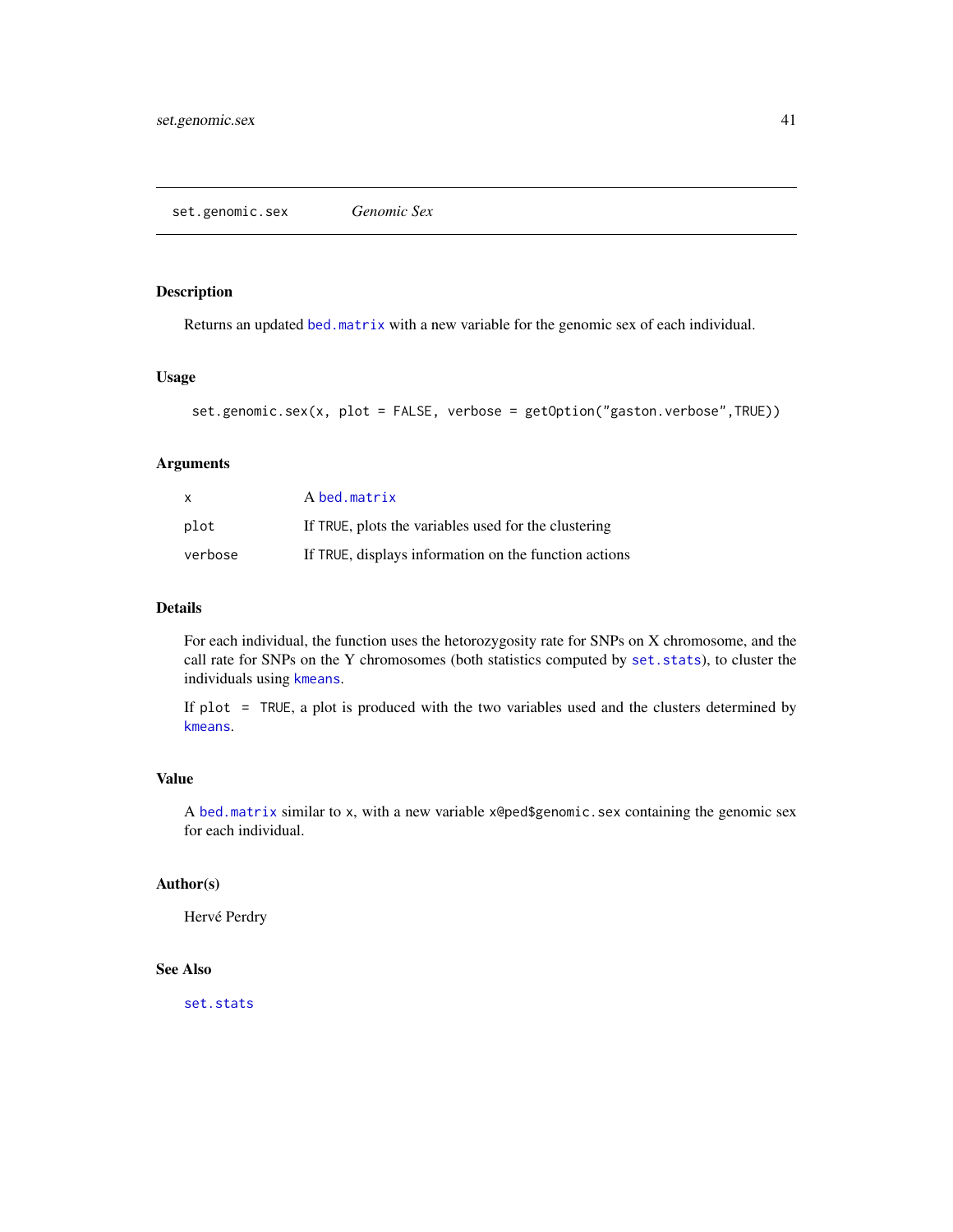## set.genomic.sex *Genomic Sex*

### Description

Returns an updated `bed.matrix` with a new variable for the genomic sex of each individual.

### Usage

```
set.genomic.sex(x, plot = FALSE, verbose = getOption("gaston.verbose",TRUE))
```

### Arguments

| | |
|---|---|
| `x` | A `bed.matrix` |
| `plot` | If `TRUE`, plots the variables used for the clustering |
| `verbose` | If `TRUE`, displays information on the function actions |

### Details

For each individual, the function uses the hetorozygosity rate for SNPs on X chromosome, and the call rate for SNPs on the Y chromosomes (both statistics computed by `set.stats`), to cluster the individuals using `kmeans`.

If `plot = TRUE`, a plot is produced with the two variables used and the clusters determined by `kmeans`.

### Value

A `bed.matrix` similar to `x`, with a new variable `x@ped$genomic.sex` containing the genomic sex for each individual.

### Author(s)

Hervé Perdry

### See Also

`set.stats`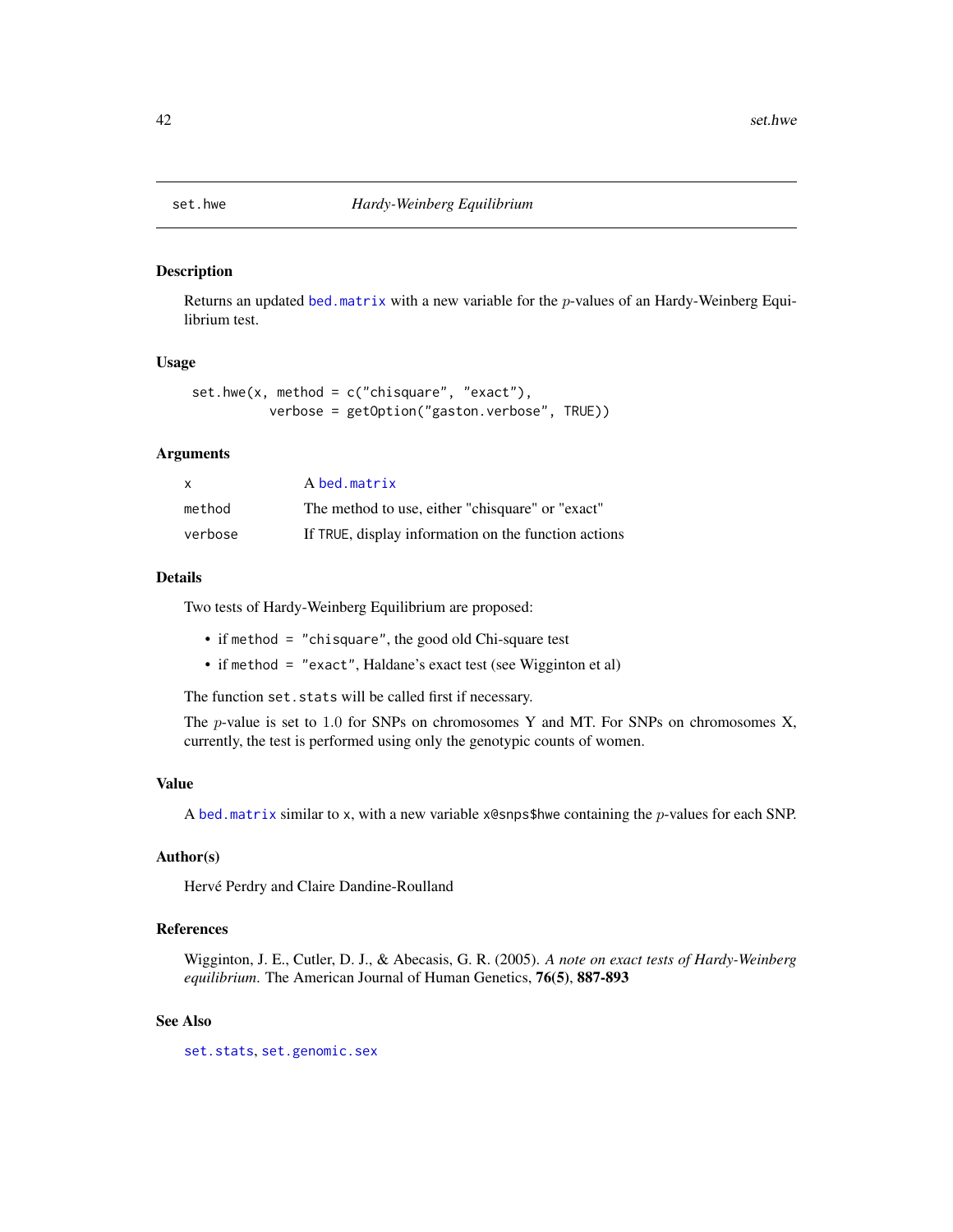# set.hwe — *Hardy-Weinberg Equilibrium*

## Description

Returns an updated `bed.matrix` with a new variable for the $p$-values of an Hardy-Weinberg Equilibrium test.

## Usage

```
set.hwe(x, method = c("chisquare", "exact"),
          verbose = getOption("gaston.verbose", TRUE))
```

## Arguments

| | |
|---|---|
| `x` | A `bed.matrix` |
| `method` | The method to use, either "chisquare" or "exact" |
| `verbose` | If `TRUE`, display information on the function actions |

## Details

Two tests of Hardy-Weinberg Equilibrium are proposed:

- if `method = "chisquare"`, the good old Chi-square test
- if `method = "exact"`, Haldane's exact test (see Wigginton et al)

The function `set.stats` will be called first if necessary.

The $p$-value is set to $1.0$ for SNPs on chromosomes Y and MT. For SNPs on chromosomes X, currently, the test is performed using only the genotypic counts of women.

## Value

A `bed.matrix` similar to `x`, with a new variable `x@snps$hwe` containing the $p$-values for each SNP.

## Author(s)

Hervé Perdry and Claire Dandine-Roulland

## References

Wigginton, J. E., Cutler, D. J., & Abecasis, G. R. (2005). *A note on exact tests of Hardy-Weinberg equilibrium.* The American Journal of Human Genetics, **76(5)**, **887-893**

## See Also

`set.stats`, `set.genomic.sex`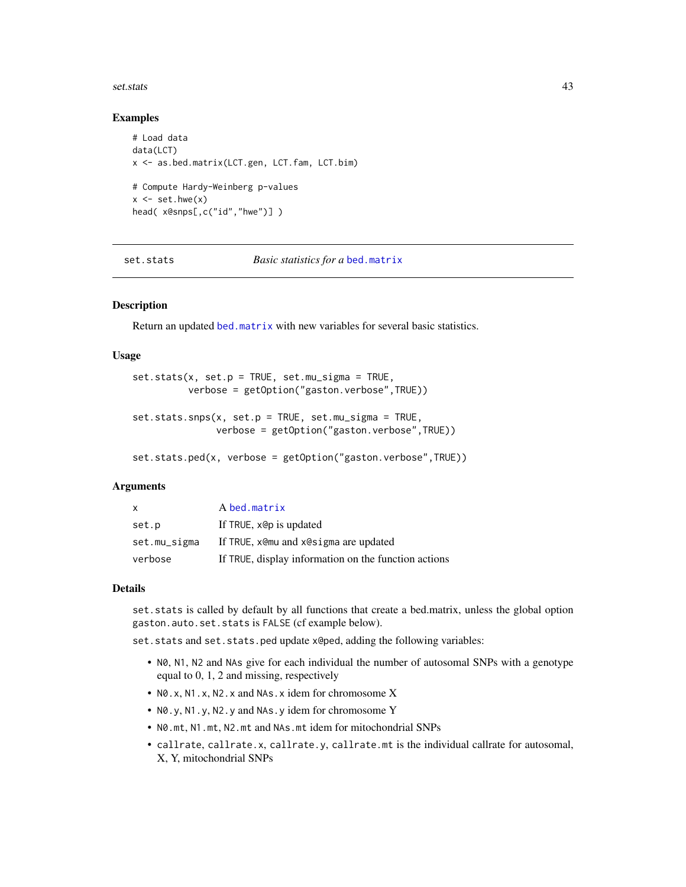## Examples

```
# Load data
data(LCT)
x <- as.bed.matrix(LCT.gen, LCT.fam, LCT.bim)

# Compute Hardy-Weinberg p-values
x <- set.hwe(x)
head( x@snps[,c("id","hwe")] )
```

---

set.stats — *Basic statistics for a* bed.matrix

---

### Description

Return an updated bed.matrix with new variables for several basic statistics.

### Usage

```
set.stats(x, set.p = TRUE, set.mu_sigma = TRUE,
          verbose = getOption("gaston.verbose",TRUE))

set.stats.snps(x, set.p = TRUE, set.mu_sigma = TRUE,
               verbose = getOption("gaston.verbose",TRUE))

set.stats.ped(x, verbose = getOption("gaston.verbose",TRUE))
```

### Arguments

| | |
|---|---|
| x | A bed.matrix |
| set.p | If TRUE, x@p is updated |
| set.mu_sigma | If TRUE, x@mu and x@sigma are updated |
| verbose | If TRUE, display information on the function actions |

### Details

set.stats is called by default by all functions that create a bed.matrix, unless the global option gaston.auto.set.stats is FALSE (cf example below).

set.stats and set.stats.ped update x@ped, adding the following variables:

- N0, N1, N2 and NAs give for each individual the number of autosomal SNPs with a genotype equal to 0, 1, 2 and missing, respectively
- N0.x, N1.x, N2.x and NAs.x idem for chromosome X
- N0.y, N1.y, N2.y and NAs.y idem for chromosome Y
- N0.mt, N1.mt, N2.mt and NAs.mt idem for mitochondrial SNPs
- callrate, callrate.x, callrate.y, callrate.mt is the individual callrate for autosomal, X, Y, mitochondrial SNPs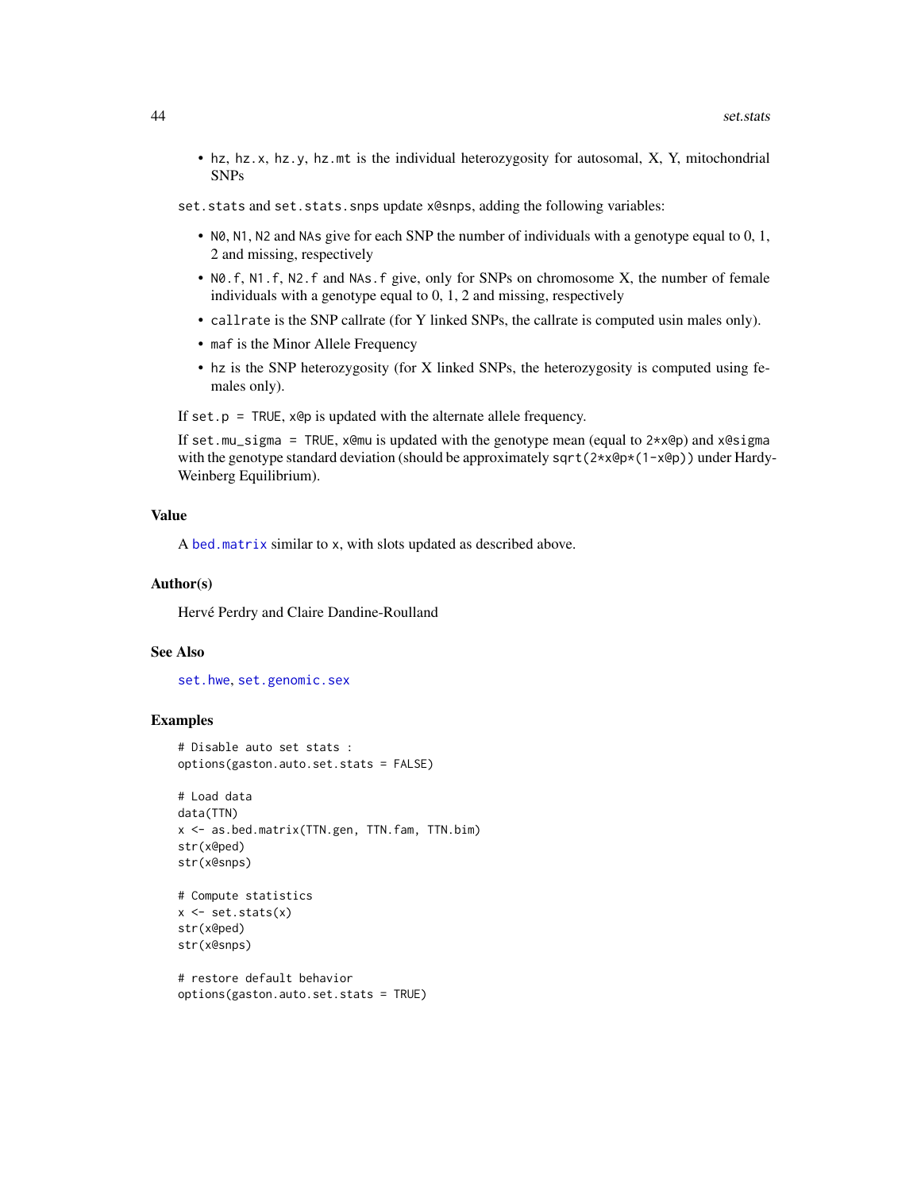- `hz`, `hz.x`, `hz.y`, `hz.mt` is the individual heterozygosity for autosomal, X, Y, mitochondrial SNPs

`set.stats` and `set.stats.snps` update `x@snps`, adding the following variables:

- `N0`, `N1`, `N2` and `NAs` give for each SNP the number of individuals with a genotype equal to 0, 1, 2 and missing, respectively
- `N0.f`, `N1.f`, `N2.f` and `NAs.f` give, only for SNPs on chromosome X, the number of female individuals with a genotype equal to 0, 1, 2 and missing, respectively
- `callrate` is the SNP callrate (for Y linked SNPs, the callrate is computed usin males only).
- `maf` is the Minor Allele Frequency
- `hz` is the SNP heterozygosity (for X linked SNPs, the heterozygosity is computed using females only).

If `set.p = TRUE`, `x@p` is updated with the alternate allele frequency.

If `set.mu_sigma = TRUE`, `x@mu` is updated with the genotype mean (equal to `2*x@p`) and `x@sigma` with the genotype standard deviation (should be approximately `sqrt(2*x@p*(1-x@p))` under Hardy-Weinberg Equilibrium).

## Value

A `bed.matrix` similar to `x`, with slots updated as described above.

## Author(s)

Hervé Perdry and Claire Dandine-Roulland

## See Also

`set.hwe`, `set.genomic.sex`

## Examples

```
# Disable auto set stats :
options(gaston.auto.set.stats = FALSE)

# Load data
data(TTN)
x <- as.bed.matrix(TTN.gen, TTN.fam, TTN.bim)
str(x@ped)
str(x@snps)

# Compute statistics
x <- set.stats(x)
str(x@ped)
str(x@snps)

# restore default behavior
options(gaston.auto.set.stats = TRUE)
```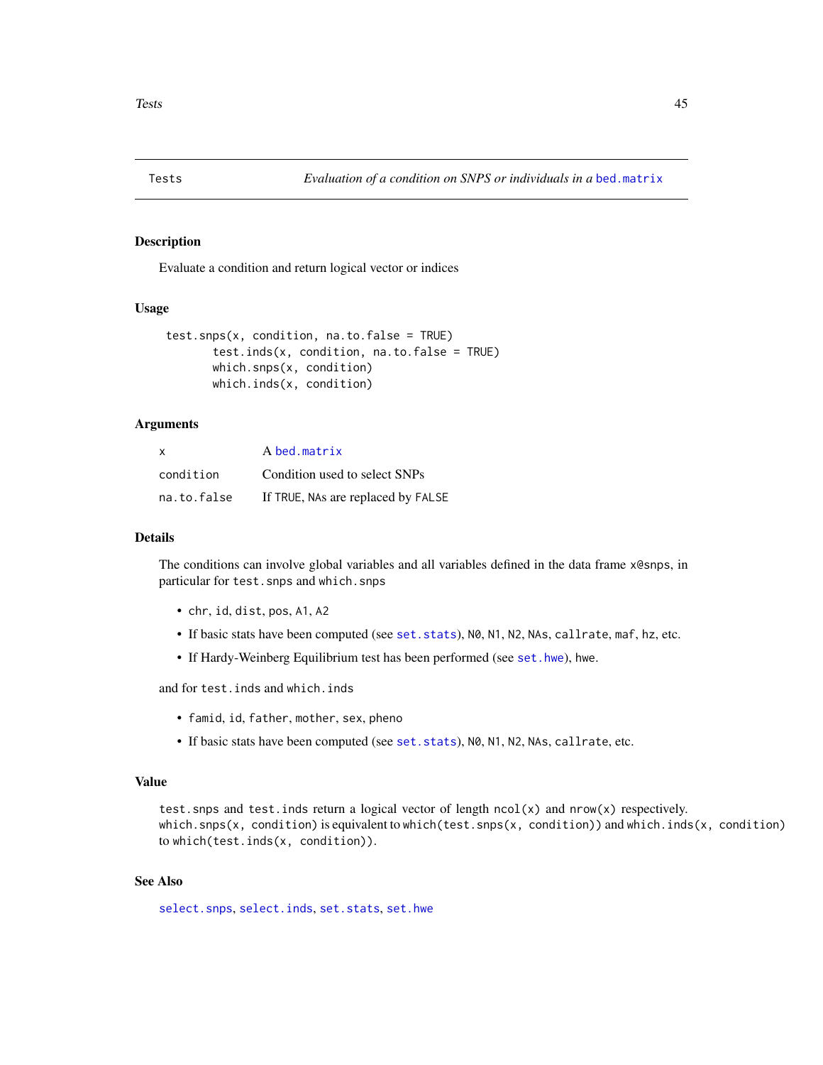Tests *Evaluation of a condition on SNPS or individuals in a* bed.matrix

## Description

Evaluate a condition and return logical vector or indices

## Usage

```
test.snps(x, condition, na.to.false = TRUE)
        test.inds(x, condition, na.to.false = TRUE)
        which.snps(x, condition)
        which.inds(x, condition)
```

## Arguments

| | |
|---|---|
| x | A bed.matrix |
| condition | Condition used to select SNPs |
| na.to.false | If TRUE, NAs are replaced by FALSE |

## Details

The conditions can involve global variables and all variables defined in the data frame x@snps, in particular for test.snps and which.snps

- chr, id, dist, pos, A1, A2
- If basic stats have been computed (see set.stats), N0, N1, N2, NAs, callrate, maf, hz, etc.
- If Hardy-Weinberg Equilibrium test has been performed (see set.hwe), hwe.

and for test.inds and which.inds

- famid, id, father, mother, sex, pheno
- If basic stats have been computed (see set.stats), N0, N1, N2, NAs, callrate, etc.

## Value

test.snps and test.inds return a logical vector of length ncol(x) and nrow(x) respectively.
which.snps(x, condition) is equivalent to which(test.snps(x, condition)) and which.inds(x, condition) to which(test.inds(x, condition)).

## See Also

select.snps, select.inds, set.stats, set.hwe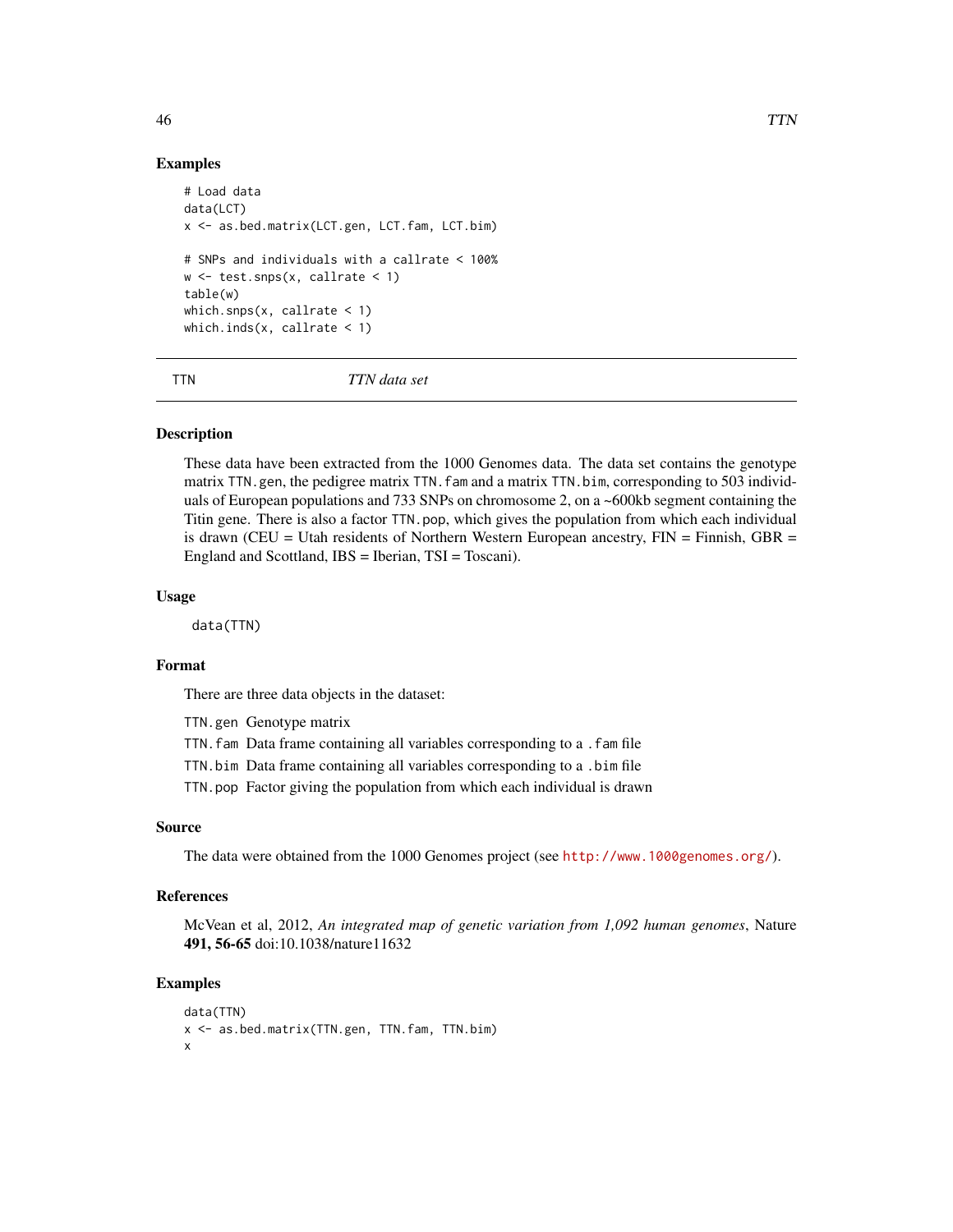## Examples

```
# Load data
data(LCT)
x <- as.bed.matrix(LCT.gen, LCT.fam, LCT.bim)

# SNPs and individuals with a callrate < 100%
w <- test.snps(x, callrate < 1)
table(w)
which.snps(x, callrate < 1)
which.inds(x, callrate < 1)
```

---

# TTN — *TTN data set*

---

## Description

These data have been extracted from the 1000 Genomes data. The data set contains the genotype matrix `TTN.gen`, the pedigree matrix `TTN.fam` and a matrix `TTN.bim`, corresponding to 503 individuals of European populations and 733 SNPs on chromosome 2, on a ~600kb segment containing the Titin gene. There is also a factor `TTN.pop`, which gives the population from which each individual is drawn (CEU = Utah residents of Northern Western European ancestry, FIN = Finnish, GBR = England and Scottland, IBS = Iberian, TSI = Toscani).

## Usage

```
data(TTN)
```

## Format

There are three data objects in the dataset:

- `TTN.gen` Genotype matrix
- `TTN.fam` Data frame containing all variables corresponding to a `.fam` file
- `TTN.bim` Data frame containing all variables corresponding to a `.bim` file
- `TTN.pop` Factor giving the population from which each individual is drawn

## Source

The data were obtained from the 1000 Genomes project (see http://www.1000genomes.org/).

## References

McVean et al, 2012, *An integrated map of genetic variation from 1,092 human genomes*, Nature **491, 56-65** doi:10.1038/nature11632

## Examples

```
data(TTN)
x <- as.bed.matrix(TTN.gen, TTN.fam, TTN.bim)
x
```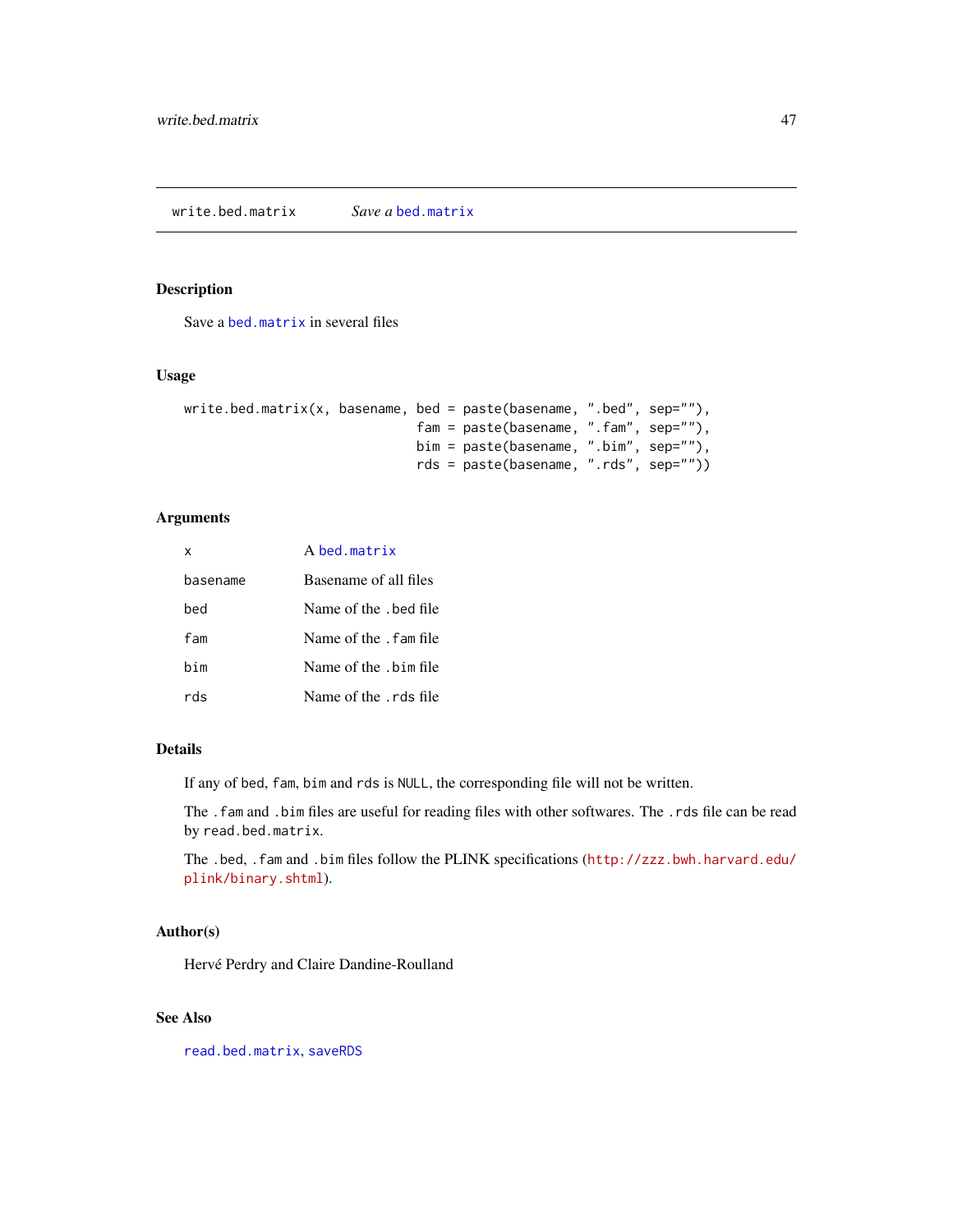## write.bed.matrix — *Save a* bed.matrix

### Description

Save a bed.matrix in several files

### Usage

```
write.bed.matrix(x, basename, bed = paste(basename, ".bed", sep=""),
                              fam = paste(basename, ".fam", sep=""),
                              bim = paste(basename, ".bim", sep=""),
                              rds = paste(basename, ".rds", sep=""))
```

### Arguments

| | |
|---|---|
| `x` | A bed.matrix |
| `basename` | Basename of all files |
| `bed` | Name of the .bed file |
| `fam` | Name of the .fam file |
| `bim` | Name of the .bim file |
| `rds` | Name of the .rds file |

### Details

If any of `bed`, `fam`, `bim` and `rds` is `NULL`, the corresponding file will not be written.

The `.fam` and `.bim` files are useful for reading files with other softwares. The `.rds` file can be read by `read.bed.matrix`.

The `.bed`, `.fam` and `.bim` files follow the PLINK specifications (http://zzz.bwh.harvard.edu/plink/binary.shtml).

### Author(s)

Hervé Perdry and Claire Dandine-Roulland

### See Also

read.bed.matrix, saveRDS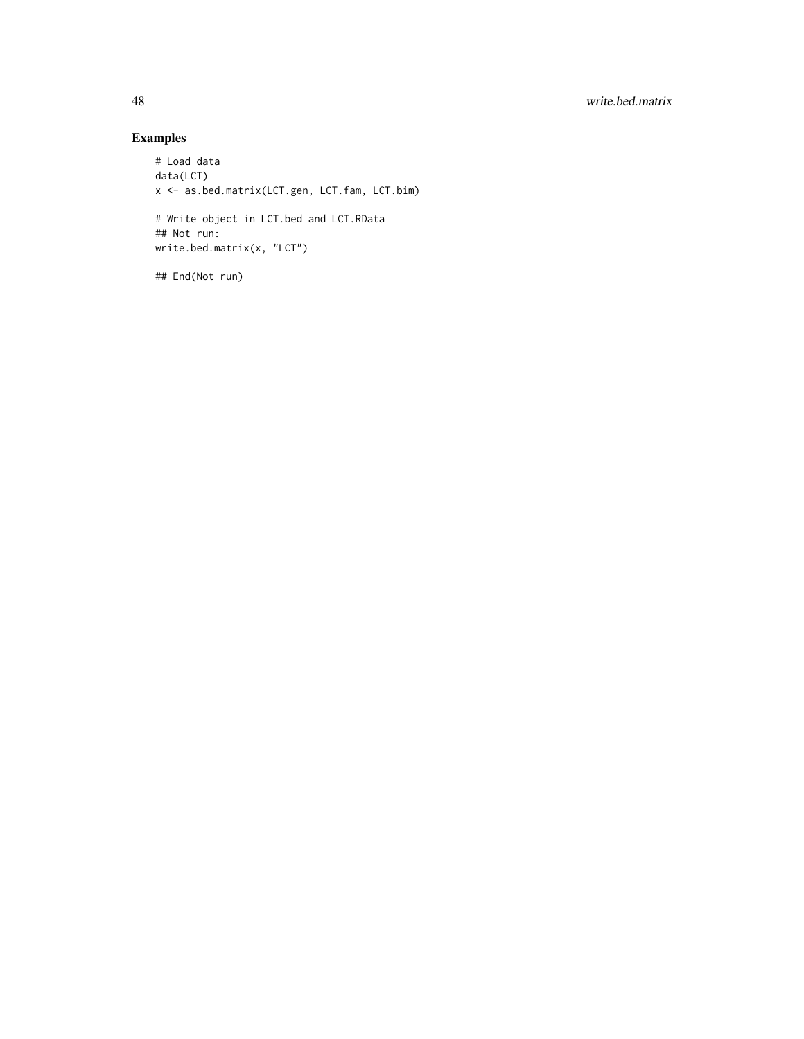## Examples

```
# Load data
data(LCT)
x <- as.bed.matrix(LCT.gen, LCT.fam, LCT.bim)

# Write object in LCT.bed and LCT.RData
## Not run:
write.bed.matrix(x, "LCT")

## End(Not run)
```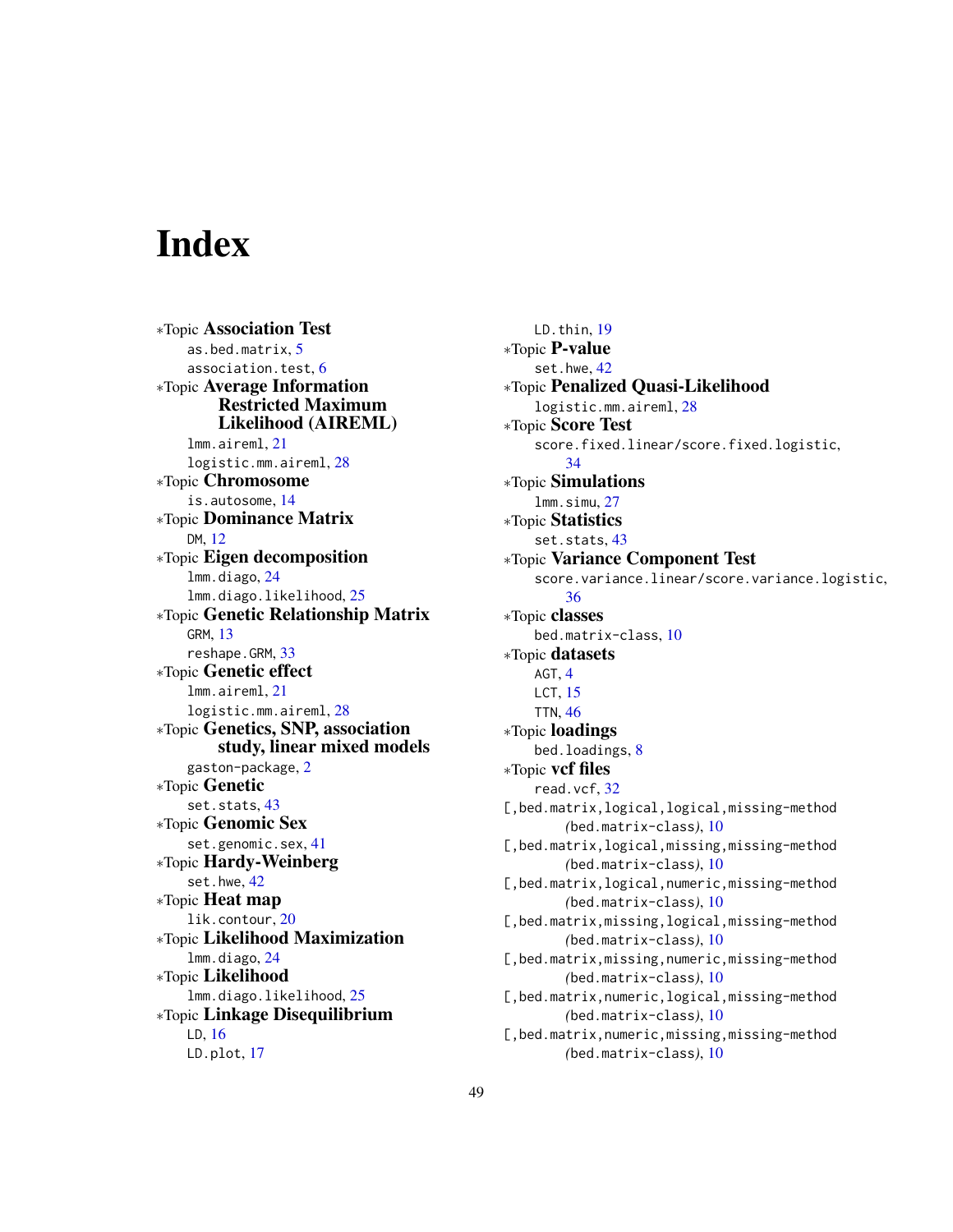# Index

∗Topic **Association Test**
- as.bed.matrix, 5
- association.test, 6

∗Topic **Average Information Restricted Maximum Likelihood (AIREML)**
- lmm.aireml, 21
- logistic.mm.aireml, 28

∗Topic **Chromosome**
- is.autosome, 14

∗Topic **Dominance Matrix**
- DM, 12

∗Topic **Eigen decomposition**
- lmm.diago, 24
- lmm.diago.likelihood, 25

∗Topic **Genetic Relationship Matrix**
- GRM, 13
- reshape.GRM, 33

∗Topic **Genetic effect**
- lmm.aireml, 21
- logistic.mm.aireml, 28

∗Topic **Genetics, SNP, association study, linear mixed models**
- gaston-package, 2

∗Topic **Genetic**
- set.stats, 43

∗Topic **Genomic Sex**
- set.genomic.sex, 41

∗Topic **Hardy-Weinberg**
- set.hwe, 42

∗Topic **Heat map**
- lik.contour, 20

∗Topic **Likelihood Maximization**
- lmm.diago, 24

∗Topic **Likelihood**
- lmm.diago.likelihood, 25

∗Topic **Linkage Disequilibrium**
- LD, 16
- LD.plot, 17
- LD.thin, 19

∗Topic **P-value**
- set.hwe, 42

∗Topic **Penalized Quasi-Likelihood**
- logistic.mm.aireml, 28

∗Topic **Score Test**
- score.fixed.linear/score.fixed.logistic, 34

∗Topic **Simulations**
- lmm.simu, 27

∗Topic **Statistics**
- set.stats, 43

∗Topic **Variance Component Test**
- score.variance.linear/score.variance.logistic, 36

∗Topic **classes**
- bed.matrix-class, 10

∗Topic **datasets**
- AGT, 4
- LCT, 15
- TTN, 46

∗Topic **loadings**
- bed.loadings, 8

∗Topic **vcf files**
- read.vcf, 32

[,bed.matrix,logical,logical,missing-method *(bed.matrix-class)*, 10
[,bed.matrix,logical,missing,missing-method *(bed.matrix-class)*, 10
[,bed.matrix,logical,numeric,missing-method *(bed.matrix-class)*, 10
[,bed.matrix,missing,logical,missing-method *(bed.matrix-class)*, 10
[,bed.matrix,missing,numeric,missing-method *(bed.matrix-class)*, 10
[,bed.matrix,numeric,logical,missing-method *(bed.matrix-class)*, 10
[,bed.matrix,numeric,missing,missing-method *(bed.matrix-class)*, 10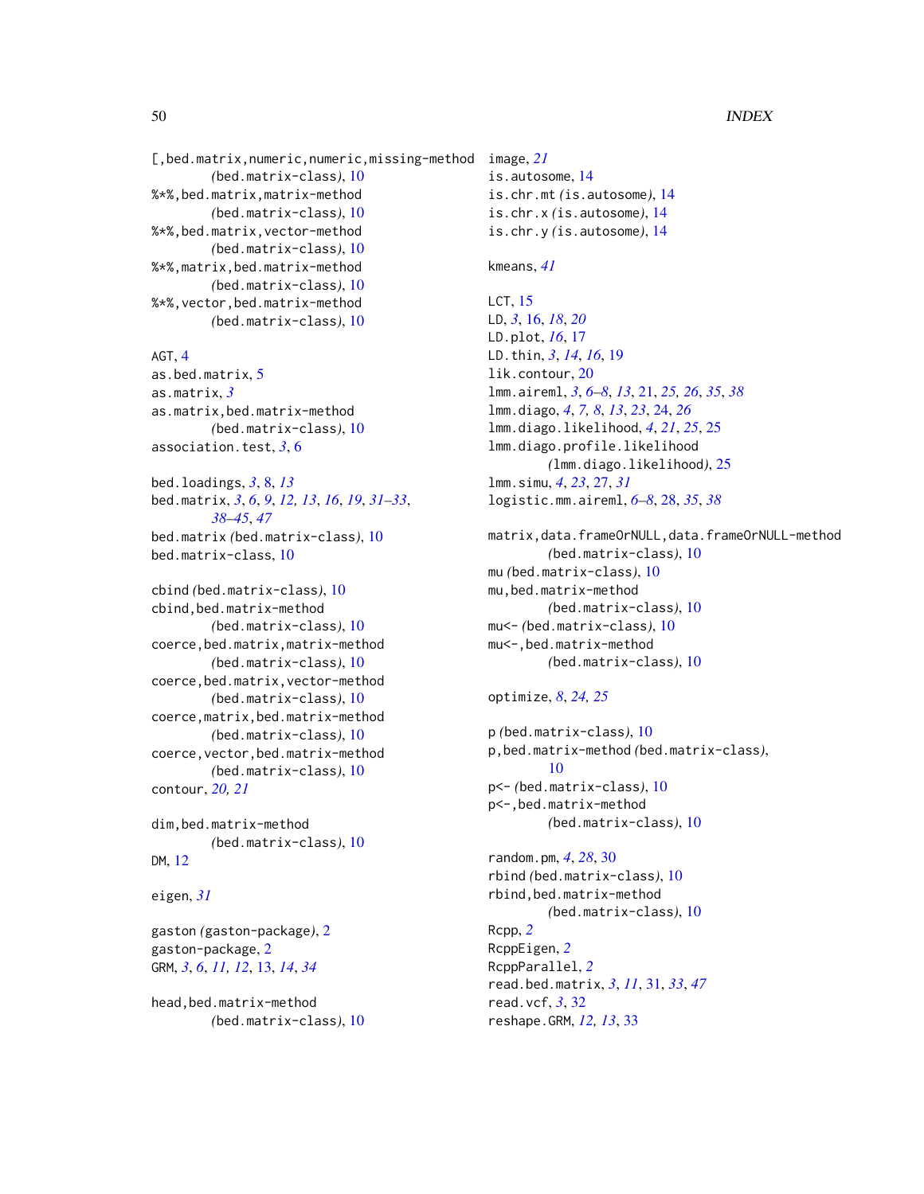[,bed.matrix,numeric,numeric,missing-method (bed.matrix-class), 10
%*%,bed.matrix,matrix-method (bed.matrix-class), 10
%*%,bed.matrix,vector-method (bed.matrix-class), 10
%*%,matrix,bed.matrix-method (bed.matrix-class), 10
%*%,vector,bed.matrix-method (bed.matrix-class), 10

AGT, 4
as.bed.matrix, 5
as.matrix, *3*
as.matrix,bed.matrix-method (bed.matrix-class), 10
association.test, *3*, 6

bed.loadings, *3*, 8, *13*
bed.matrix, *3*, *6*, *9*, *12, 13*, *16*, *19*, *31–33*, *38–45*, *47*
bed.matrix (bed.matrix-class), 10
bed.matrix-class, 10

cbind (bed.matrix-class), 10
cbind,bed.matrix-method (bed.matrix-class), 10
coerce,bed.matrix,matrix-method (bed.matrix-class), 10
coerce,bed.matrix,vector-method (bed.matrix-class), 10
coerce,matrix,bed.matrix-method (bed.matrix-class), 10
coerce,vector,bed.matrix-method (bed.matrix-class), 10
contour, *20, 21*

dim,bed.matrix-method (bed.matrix-class), 10
DM, 12

eigen, *31*

gaston (gaston-package), 2
gaston-package, 2
GRM, *3*, *6*, *11, 12*, 13, *14*, *34*

head,bed.matrix-method (bed.matrix-class), 10

image, *21*
is.autosome, 14
is.chr.mt (is.autosome), 14
is.chr.x (is.autosome), 14
is.chr.y (is.autosome), 14

kmeans, *41*

LCT, 15
LD, *3*, 16, *18*, *20*
LD.plot, *16*, 17
LD.thin, *3*, *14*, *16*, 19
lik.contour, 20
lmm.aireml, *3*, *6–8*, *13*, 21, *25, 26*, *35*, *38*
lmm.diago, *4*, *7, 8*, *13*, *23*, 24, *26*
lmm.diago.likelihood, *4*, *21*, *25*, 25
lmm.diago.profile.likelihood (lmm.diago.likelihood), 25
lmm.simu, *4*, *23*, 27, *31*
logistic.mm.aireml, *6–8*, 28, *35*, *38*

matrix,data.frameOrNULL,data.frameOrNULL-method (bed.matrix-class), 10
mu (bed.matrix-class), 10
mu,bed.matrix-method (bed.matrix-class), 10
mu<- (bed.matrix-class), 10
mu<-,bed.matrix-method (bed.matrix-class), 10

optimize, *8*, *24, 25*

p (bed.matrix-class), 10
p,bed.matrix-method (bed.matrix-class), 10
p<- (bed.matrix-class), 10
p<-,bed.matrix-method (bed.matrix-class), 10

random.pm, *4*, *28*, 30
rbind (bed.matrix-class), 10
rbind,bed.matrix-method (bed.matrix-class), 10
Rcpp, *2*
RcppEigen, *2*
RcppParallel, *2*
read.bed.matrix, *3*, *11*, 31, *33*, *47*
read.vcf, *3*, 32
reshape.GRM, *12, 13*, 33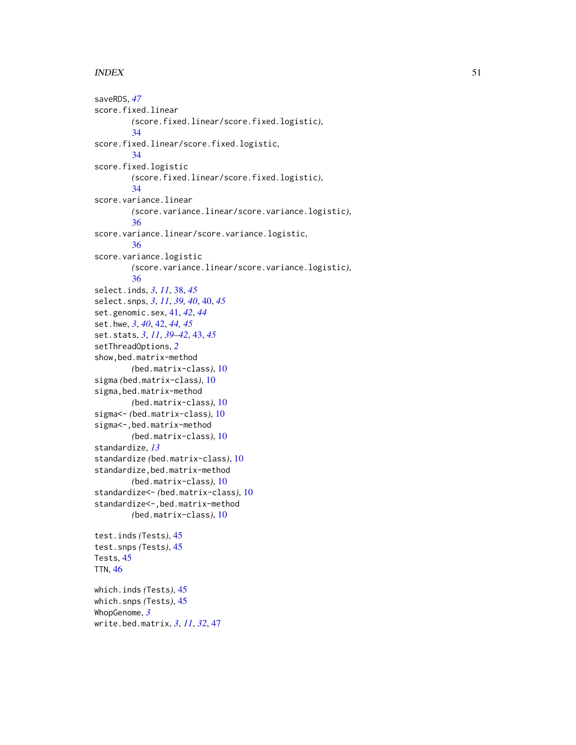saveRDS, *47*
score.fixed.linear
    *(*score.fixed.linear/score.fixed.logistic*)*, 34
score.fixed.linear/score.fixed.logistic, 34
score.fixed.logistic
    *(*score.fixed.linear/score.fixed.logistic*)*, 34
score.variance.linear
    *(*score.variance.linear/score.variance.logistic*)*, 36
score.variance.linear/score.variance.logistic, 36
score.variance.logistic
    *(*score.variance.linear/score.variance.logistic*)*, 36
select.inds, *3*, *11*, 38, *45*
select.snps, *3*, *11*, *39, 40*, 40, *45*
set.genomic.sex, 41, *42*, *44*
set.hwe, *3*, *40*, 42, *44, 45*
set.stats, *3*, *11*, *39–42*, 43, *45*
setThreadOptions, *2*
show,bed.matrix-method
    *(*bed.matrix-class*)*, 10
sigma *(*bed.matrix-class*)*, 10
sigma,bed.matrix-method
    *(*bed.matrix-class*)*, 10
sigma<- *(*bed.matrix-class*)*, 10
sigma<-,bed.matrix-method
    *(*bed.matrix-class*)*, 10
standardize, *13*
standardize *(*bed.matrix-class*)*, 10
standardize,bed.matrix-method
    *(*bed.matrix-class*)*, 10
standardize<- *(*bed.matrix-class*)*, 10
standardize<-,bed.matrix-method
    *(*bed.matrix-class*)*, 10

test.inds *(*Tests*)*, 45
test.snps *(*Tests*)*, 45
Tests, 45
TTN, 46

which.inds *(*Tests*)*, 45
which.snps *(*Tests*)*, 45
WhopGenome, *3*
write.bed.matrix, *3*, *11*, *32*, 47